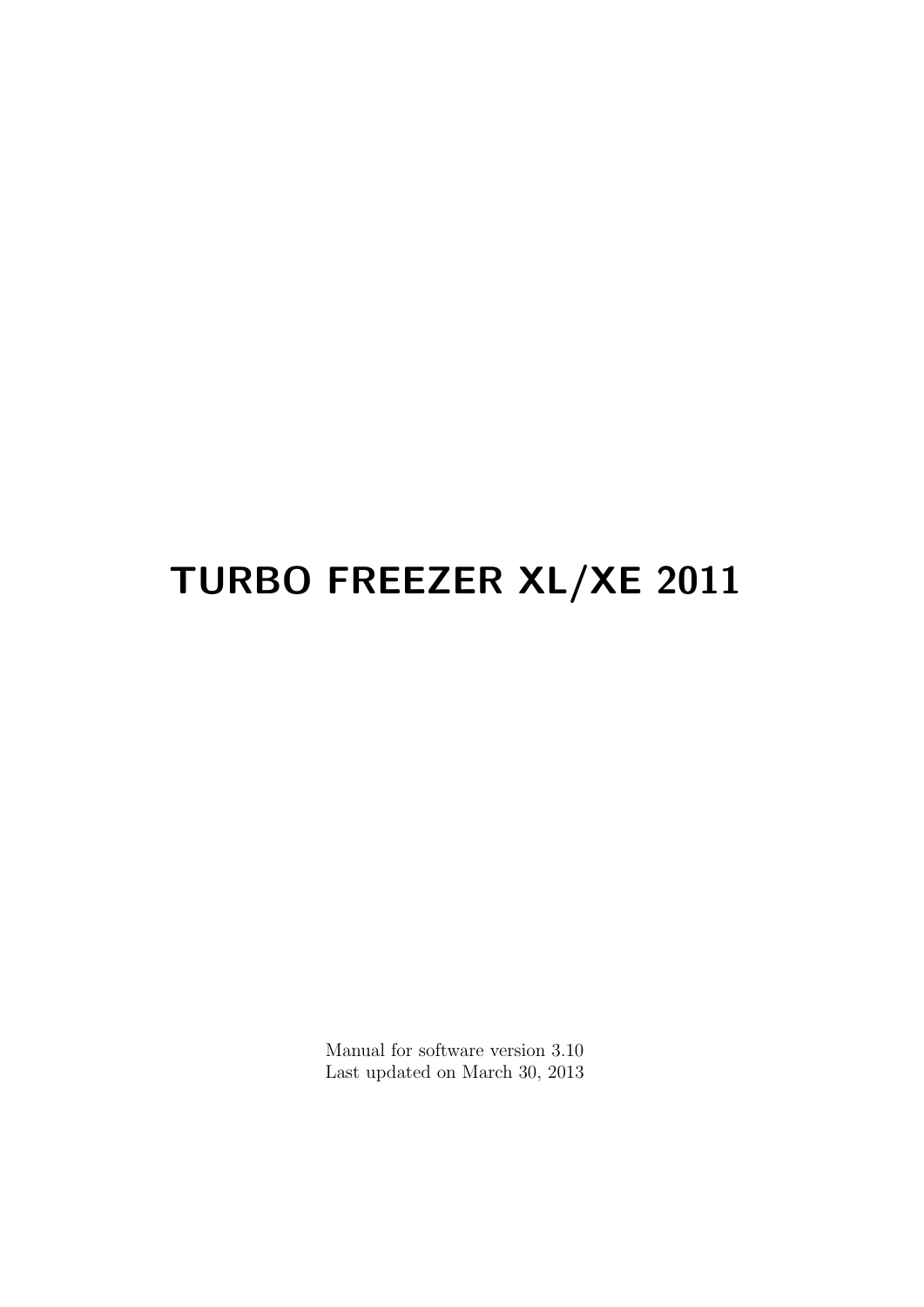# TURBO FREEZER XL/XE 2011

Manual for software version 3.10
Last updated on March 30, 2013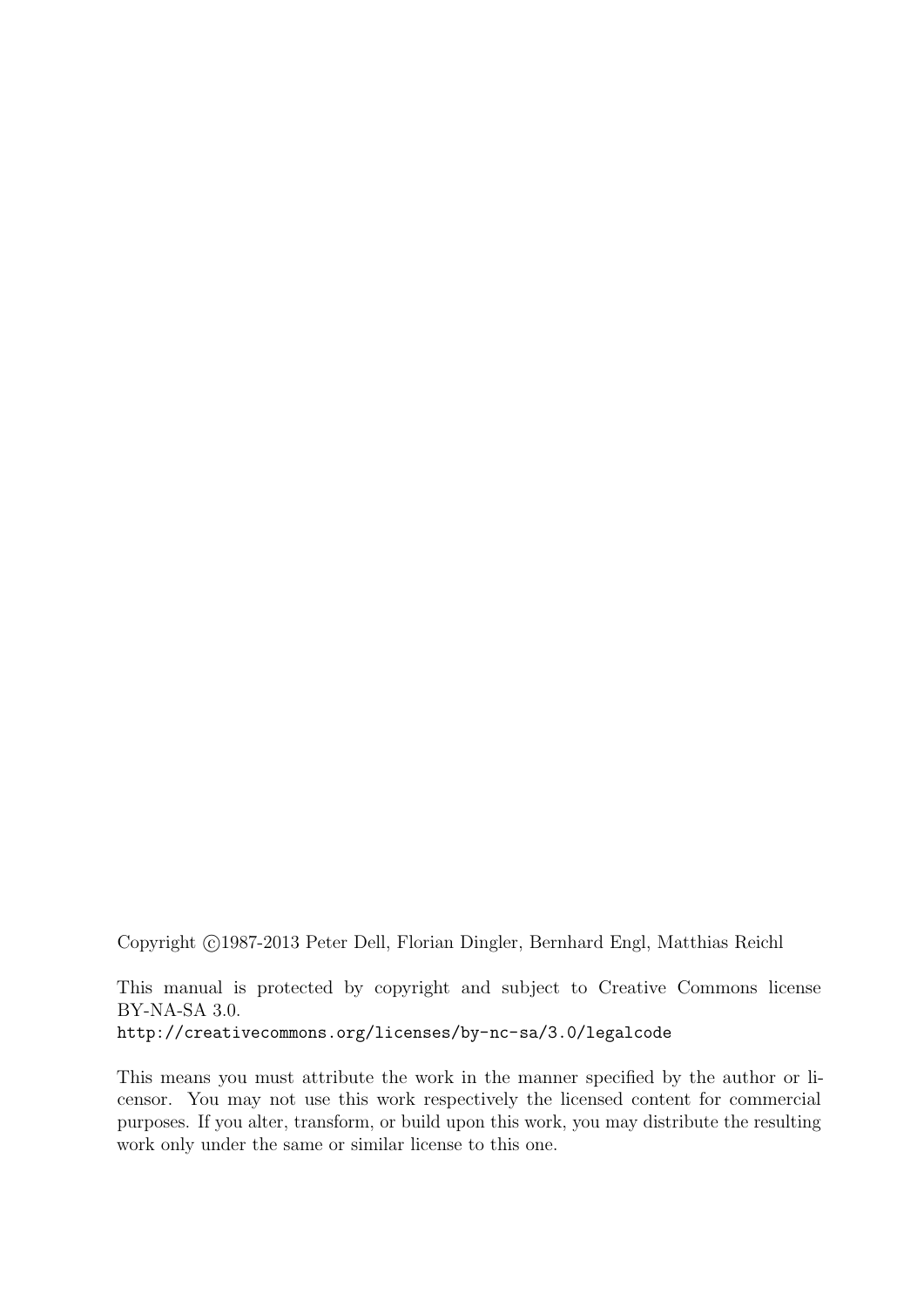Copyright ©1987-2013 Peter Dell, Florian Dingler, Bernhard Engl, Matthias Reichl

This manual is protected by copyright and subject to Creative Commons license BY-NA-SA 3.0.
`http://creativecommons.org/licenses/by-nc-sa/3.0/legalcode`

This means you must attribute the work in the manner specified by the author or licensor. You may not use this work respectively the licensed content for commercial purposes. If you alter, transform, or build upon this work, you may distribute the resulting work only under the same or similar license to this one.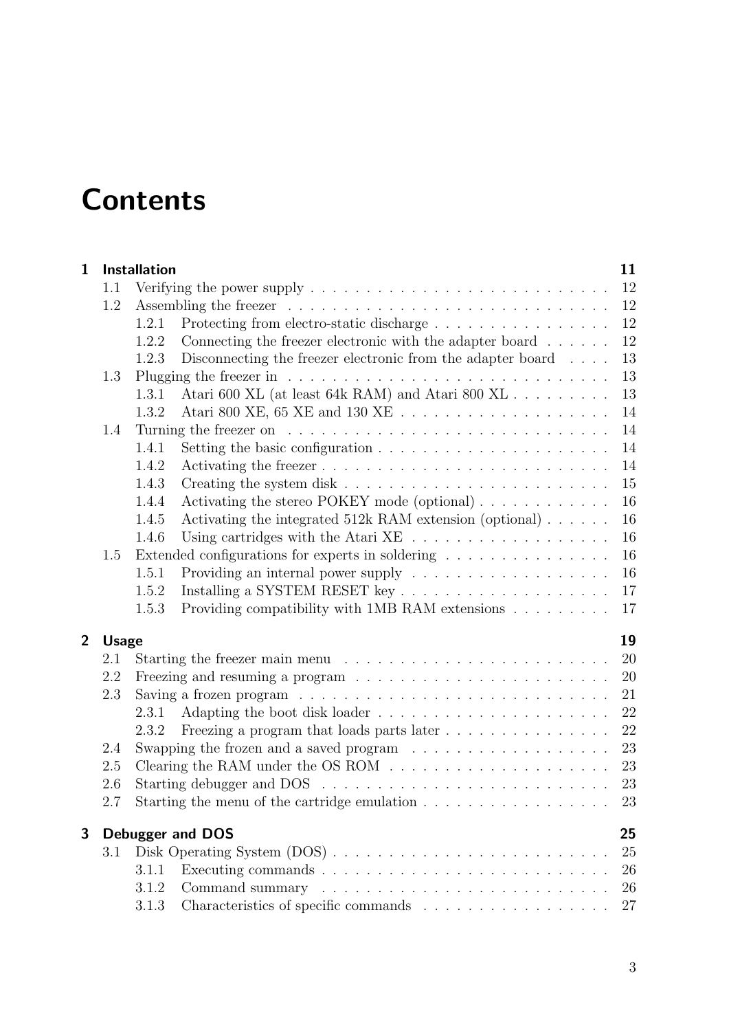# Contents

**1 Installation** **11**

- 1.1 Verifying the power supply . . . . . 12
- 1.2 Assembling the freezer . . . . . 12
  - 1.2.1 Protecting from electro-static discharge . . . . . 12
  - 1.2.2 Connecting the freezer electronic with the adapter board . . . . . 12
  - 1.2.3 Disconnecting the freezer electronic from the adapter board . . . . . 13
- 1.3 Plugging the freezer in . . . . . 13
  - 1.3.1 Atari 600 XL (at least 64k RAM) and Atari 800 XL . . . . . 13
  - 1.3.2 Atari 800 XE, 65 XE and 130 XE . . . . . 14
- 1.4 Turning the freezer on . . . . . 14
  - 1.4.1 Setting the basic configuration . . . . . 14
  - 1.4.2 Activating the freezer . . . . . 14
  - 1.4.3 Creating the system disk . . . . . 15
  - 1.4.4 Activating the stereo POKEY mode (optional) . . . . . 16
  - 1.4.5 Activating the integrated 512k RAM extension (optional) . . . . . 16
  - 1.4.6 Using cartridges with the Atari XE . . . . . 16
- 1.5 Extended configurations for experts in soldering . . . . . 16
  - 1.5.1 Providing an internal power supply . . . . . 16
  - 1.5.2 Installing a SYSTEM RESET key . . . . . 17
  - 1.5.3 Providing compatibility with 1MB RAM extensions . . . . . 17

**2 Usage** **19**

- 2.1 Starting the freezer main menu . . . . . 20
- 2.2 Freezing and resuming a program . . . . . 20
- 2.3 Saving a frozen program . . . . . 21
  - 2.3.1 Adapting the boot disk loader . . . . . 22
  - 2.3.2 Freezing a program that loads parts later . . . . . 22
- 2.4 Swapping the frozen and a saved program . . . . . 23
- 2.5 Clearing the RAM under the OS ROM . . . . . 23
- 2.6 Starting debugger and DOS . . . . . 23
- 2.7 Starting the menu of the cartridge emulation . . . . . 23

**3 Debugger and DOS** **25**

- 3.1 Disk Operating System (DOS) . . . . . 25
  - 3.1.1 Executing commands . . . . . 26
  - 3.1.2 Command summary . . . . . 26
  - 3.1.3 Characteristics of specific commands . . . . . 27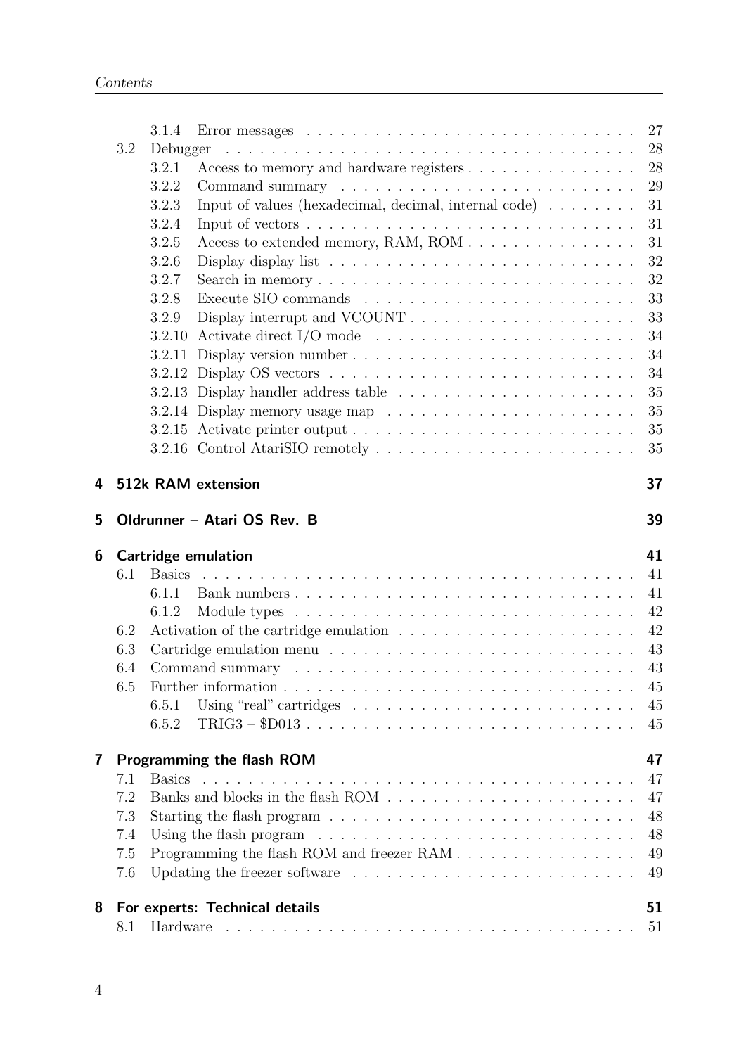- 3.1.4 Error messages . . . . . 27
- 3.2 Debugger . . . . . 28
  - 3.2.1 Access to memory and hardware registers . . . . . 28
  - 3.2.2 Command summary . . . . . 29
  - 3.2.3 Input of values (hexadecimal, decimal, internal code) . . . . . 31
  - 3.2.4 Input of vectors . . . . . 31
  - 3.2.5 Access to extended memory, RAM, ROM . . . . . 31
  - 3.2.6 Display display list . . . . . 32
  - 3.2.7 Search in memory . . . . . 32
  - 3.2.8 Execute SIO commands . . . . . 33
  - 3.2.9 Display interrupt and VCOUNT . . . . . 33
  - 3.2.10 Activate direct I/O mode . . . . . 34
  - 3.2.11 Display version number . . . . . 34
  - 3.2.12 Display OS vectors . . . . . 34
  - 3.2.13 Display handler address table . . . . . 35
  - 3.2.14 Display memory usage map . . . . . 35
  - 3.2.15 Activate printer output . . . . . 35
  - 3.2.16 Control AtariSIO remotely . . . . . 35

**4 512k RAM extension** **37**

**5 Oldrunner – Atari OS Rev. B** **39**

**6 Cartridge emulation** **41**
- 6.1 Basics . . . . . 41
  - 6.1.1 Bank numbers . . . . . 41
  - 6.1.2 Module types . . . . . 42
- 6.2 Activation of the cartridge emulation . . . . . 42
- 6.3 Cartridge emulation menu . . . . . 43
- 6.4 Command summary . . . . . 43
- 6.5 Further information . . . . . 45
  - 6.5.1 Using "real" cartridges . . . . . 45
  - 6.5.2 TRIG3 – $D013 . . . . . 45

**7 Programming the flash ROM** **47**
- 7.1 Basics . . . . . 47
- 7.2 Banks and blocks in the flash ROM . . . . . 47
- 7.3 Starting the flash program . . . . . 48
- 7.4 Using the flash program . . . . . 48
- 7.5 Programming the flash ROM and freezer RAM . . . . . 49
- 7.6 Updating the freezer software . . . . . 49

**8 For experts: Technical details** **51**
- 8.1 Hardware . . . . . 51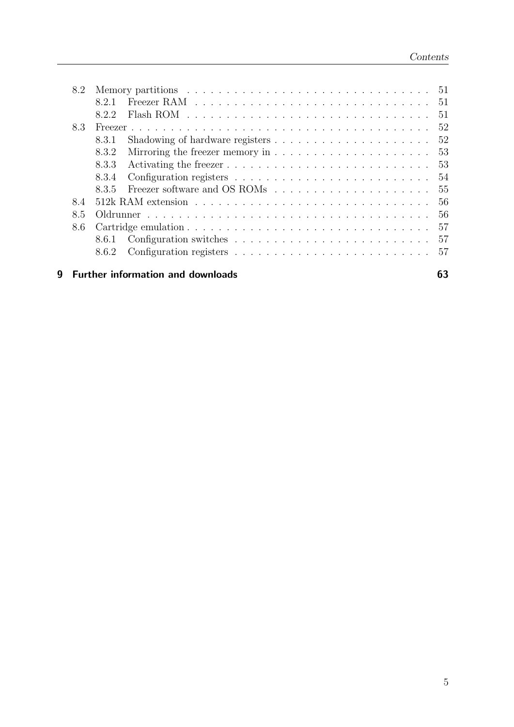- 8.2 Memory partitions . . . . . . . . . . . . . . . . . . . . . . . . . . . . . . . 51
  - 8.2.1 Freezer RAM . . . . . . . . . . . . . . . . . . . . . . . . . . . . . . . 51
  - 8.2.2 Flash ROM . . . . . . . . . . . . . . . . . . . . . . . . . . . . . . . 51
- 8.3 Freezer . . . . . . . . . . . . . . . . . . . . . . . . . . . . . . . . . . . . . . 52
  - 8.3.1 Shadowing of hardware registers . . . . . . . . . . . . . . . . . . . . 52
  - 8.3.2 Mirroring the freezer memory in . . . . . . . . . . . . . . . . . . . . 53
  - 8.3.3 Activating the freezer . . . . . . . . . . . . . . . . . . . . . . . . . 53
  - 8.3.4 Configuration registers . . . . . . . . . . . . . . . . . . . . . . . . . 54
  - 8.3.5 Freezer software and OS ROMs . . . . . . . . . . . . . . . . . . . . 55
- 8.4 512k RAM extension . . . . . . . . . . . . . . . . . . . . . . . . . . . . . . 56
- 8.5 Oldrunner . . . . . . . . . . . . . . . . . . . . . . . . . . . . . . . . . . . . 56
- 8.6 Cartridge emulation . . . . . . . . . . . . . . . . . . . . . . . . . . . . . . . 57
  - 8.6.1 Configuration switches . . . . . . . . . . . . . . . . . . . . . . . . . 57
  - 8.6.2 Configuration registers . . . . . . . . . . . . . . . . . . . . . . . . . 57

**9 Further information and downloads** **63**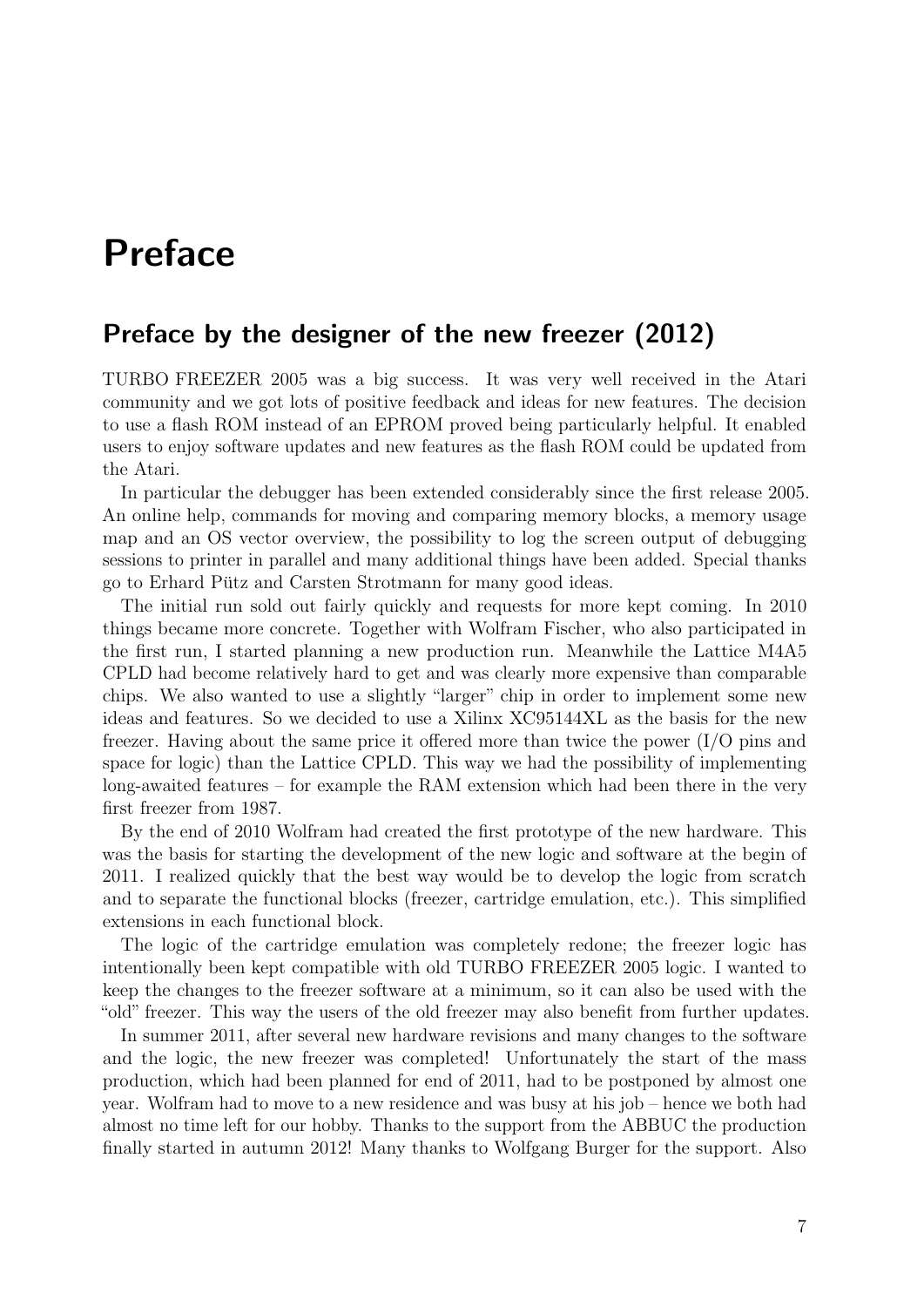# Preface

## Preface by the designer of the new freezer (2012)

TURBO FREEZER 2005 was a big success. It was very well received in the Atari community and we got lots of positive feedback and ideas for new features. The decision to use a flash ROM instead of an EPROM proved being particularly helpful. It enabled users to enjoy software updates and new features as the flash ROM could be updated from the Atari.

In particular the debugger has been extended considerably since the first release 2005. An online help, commands for moving and comparing memory blocks, a memory usage map and an OS vector overview, the possibility to log the screen output of debugging sessions to printer in parallel and many additional things have been added. Special thanks go to Erhard Pütz and Carsten Strotmann for many good ideas.

The initial run sold out fairly quickly and requests for more kept coming. In 2010 things became more concrete. Together with Wolfram Fischer, who also participated in the first run, I started planning a new production run. Meanwhile the Lattice M4A5 CPLD had become relatively hard to get and was clearly more expensive than comparable chips. We also wanted to use a slightly "larger" chip in order to implement some new ideas and features. So we decided to use a Xilinx XC95144XL as the basis for the new freezer. Having about the same price it offered more than twice the power (I/O pins and space for logic) than the Lattice CPLD. This way we had the possibility of implementing long-awaited features – for example the RAM extension which had been there in the very first freezer from 1987.

By the end of 2010 Wolfram had created the first prototype of the new hardware. This was the basis for starting the development of the new logic and software at the begin of 2011. I realized quickly that the best way would be to develop the logic from scratch and to separate the functional blocks (freezer, cartridge emulation, etc.). This simplified extensions in each functional block.

The logic of the cartridge emulation was completely redone; the freezer logic has intentionally been kept compatible with old TURBO FREEZER 2005 logic. I wanted to keep the changes to the freezer software at a minimum, so it can also be used with the "old" freezer. This way the users of the old freezer may also benefit from further updates.

In summer 2011, after several new hardware revisions and many changes to the software and the logic, the new freezer was completed! Unfortunately the start of the mass production, which had been planned for end of 2011, had to be postponed by almost one year. Wolfram had to move to a new residence and was busy at his job – hence we both had almost no time left for our hobby. Thanks to the support from the ABBUC the production finally started in autumn 2012! Many thanks to Wolfgang Burger for the support. Also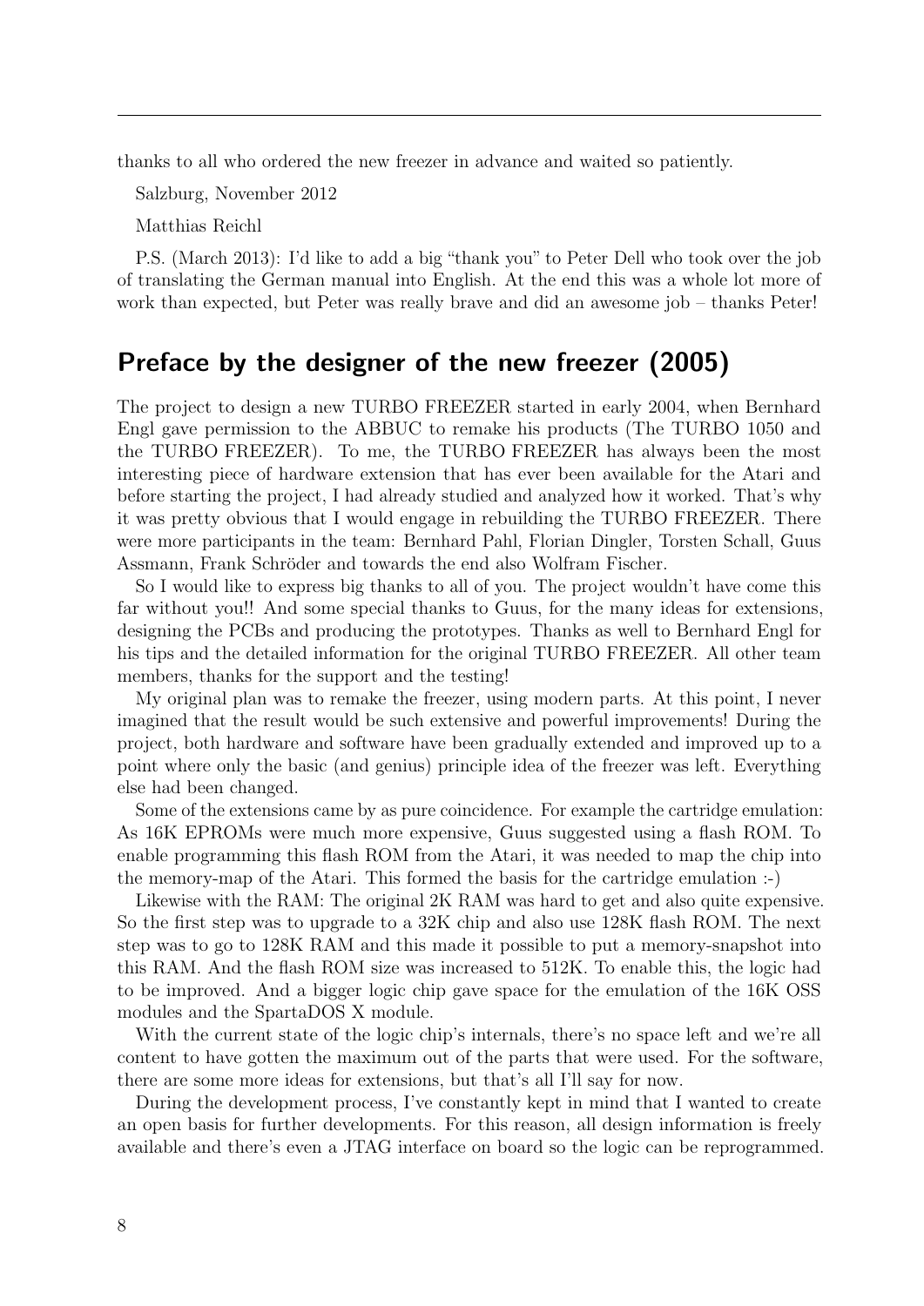thanks to all who ordered the new freezer in advance and waited so patiently.

Salzburg, November 2012

Matthias Reichl

P.S. (March 2013): I'd like to add a big "thank you" to Peter Dell who took over the job of translating the German manual into English. At the end this was a whole lot more of work than expected, but Peter was really brave and did an awesome job – thanks Peter!

## Preface by the designer of the new freezer (2005)

The project to design a new TURBO FREEZER started in early 2004, when Bernhard Engl gave permission to the ABBUC to remake his products (The TURBO 1050 and the TURBO FREEZER). To me, the TURBO FREEZER has always been the most interesting piece of hardware extension that has ever been available for the Atari and before starting the project, I had already studied and analyzed how it worked. That's why it was pretty obvious that I would engage in rebuilding the TURBO FREEZER. There were more participants in the team: Bernhard Pahl, Florian Dingler, Torsten Schall, Guus Assmann, Frank Schröder and towards the end also Wolfram Fischer.

So I would like to express big thanks to all of you. The project wouldn't have come this far without you!! And some special thanks to Guus, for the many ideas for extensions, designing the PCBs and producing the prototypes. Thanks as well to Bernhard Engl for his tips and the detailed information for the original TURBO FREEZER. All other team members, thanks for the support and the testing!

My original plan was to remake the freezer, using modern parts. At this point, I never imagined that the result would be such extensive and powerful improvements! During the project, both hardware and software have been gradually extended and improved up to a point where only the basic (and genius) principle idea of the freezer was left. Everything else had been changed.

Some of the extensions came by as pure coincidence. For example the cartridge emulation: As 16K EPROMs were much more expensive, Guus suggested using a flash ROM. To enable programming this flash ROM from the Atari, it was needed to map the chip into the memory-map of the Atari. This formed the basis for the cartridge emulation :-)

Likewise with the RAM: The original 2K RAM was hard to get and also quite expensive. So the first step was to upgrade to a 32K chip and also use 128K flash ROM. The next step was to go to 128K RAM and this made it possible to put a memory-snapshot into this RAM. And the flash ROM size was increased to 512K. To enable this, the logic had to be improved. And a bigger logic chip gave space for the emulation of the 16K OSS modules and the SpartaDOS X module.

With the current state of the logic chip's internals, there's no space left and we're all content to have gotten the maximum out of the parts that were used. For the software, there are some more ideas for extensions, but that's all I'll say for now.

During the development process, I've constantly kept in mind that I wanted to create an open basis for further developments. For this reason, all design information is freely available and there's even a JTAG interface on board so the logic can be reprogrammed.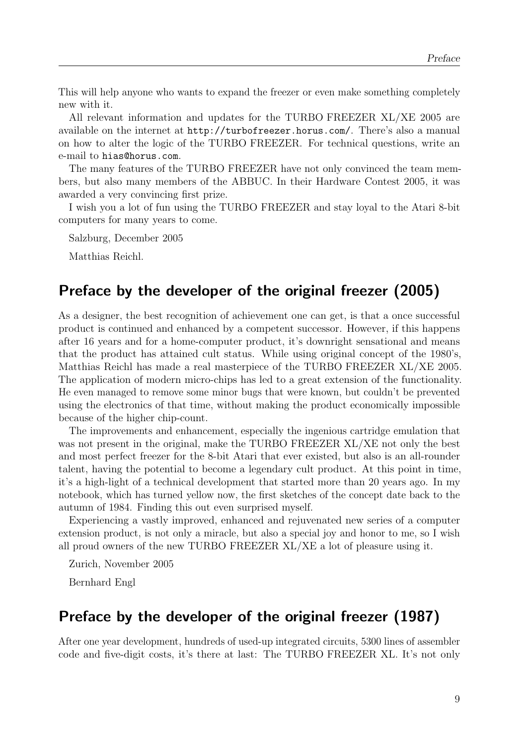This will help anyone who wants to expand the freezer or even make something completely new with it.

All relevant information and updates for the TURBO FREEZER XL/XE 2005 are available on the internet at `http://turbofreezer.horus.com/`. There's also a manual on how to alter the logic of the TURBO FREEZER. For technical questions, write an e-mail to `hias@horus.com`.

The many features of the TURBO FREEZER have not only convinced the team members, but also many members of the ABBUC. In their Hardware Contest 2005, it was awarded a very convincing first prize.

I wish you a lot of fun using the TURBO FREEZER and stay loyal to the Atari 8-bit computers for many years to come.

Salzburg, December 2005

Matthias Reichl.

## Preface by the developer of the original freezer (2005)

As a designer, the best recognition of achievement one can get, is that a once successful product is continued and enhanced by a competent successor. However, if this happens after 16 years and for a home-computer product, it's downright sensational and means that the product has attained cult status. While using original concept of the 1980's, Matthias Reichl has made a real masterpiece of the TURBO FREEZER XL/XE 2005. The application of modern micro-chips has led to a great extension of the functionality. He even managed to remove some minor bugs that were known, but couldn't be prevented using the electronics of that time, without making the product economically impossible because of the higher chip-count.

The improvements and enhancement, especially the ingenious cartridge emulation that was not present in the original, make the TURBO FREEZER XL/XE not only the best and most perfect freezer for the 8-bit Atari that ever existed, but also is an all-rounder talent, having the potential to become a legendary cult product. At this point in time, it's a high-light of a technical development that started more than 20 years ago. In my notebook, which has turned yellow now, the first sketches of the concept date back to the autumn of 1984. Finding this out even surprised myself.

Experiencing a vastly improved, enhanced and rejuvenated new series of a computer extension product, is not only a miracle, but also a special joy and honor to me, so I wish all proud owners of the new TURBO FREEZER XL/XE a lot of pleasure using it.

Zurich, November 2005

Bernhard Engl

## Preface by the developer of the original freezer (1987)

After one year development, hundreds of used-up integrated circuits, 5300 lines of assembler code and five-digit costs, it's there at last: The TURBO FREEZER XL. It's not only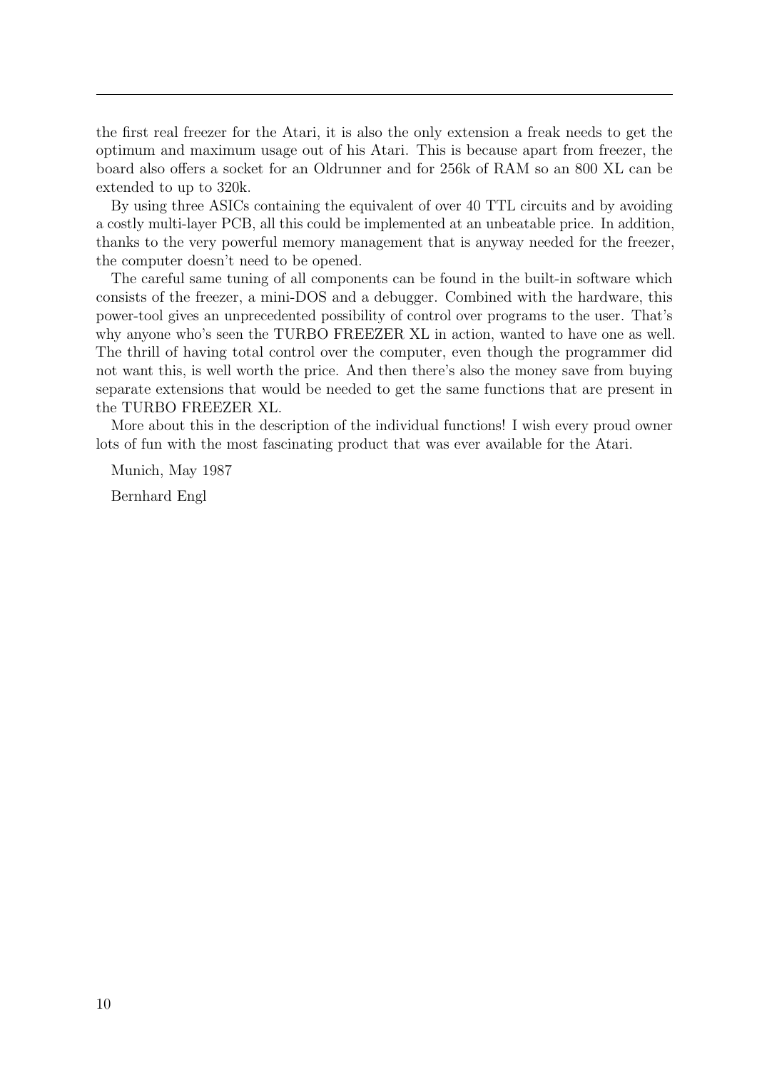the first real freezer for the Atari, it is also the only extension a freak needs to get the optimum and maximum usage out of his Atari. This is because apart from freezer, the board also offers a socket for an Oldrunner and for 256k of RAM so an 800 XL can be extended to up to 320k.

By using three ASICs containing the equivalent of over 40 TTL circuits and by avoiding a costly multi-layer PCB, all this could be implemented at an unbeatable price. In addition, thanks to the very powerful memory management that is anyway needed for the freezer, the computer doesn't need to be opened.

The careful same tuning of all components can be found in the built-in software which consists of the freezer, a mini-DOS and a debugger. Combined with the hardware, this power-tool gives an unprecedented possibility of control over programs to the user. That's why anyone who's seen the TURBO FREEZER XL in action, wanted to have one as well. The thrill of having total control over the computer, even though the programmer did not want this, is well worth the price. And then there's also the money save from buying separate extensions that would be needed to get the same functions that are present in the TURBO FREEZER XL.

More about this in the description of the individual functions! I wish every proud owner lots of fun with the most fascinating product that was ever available for the Atari.

Munich, May 1987

Bernhard Engl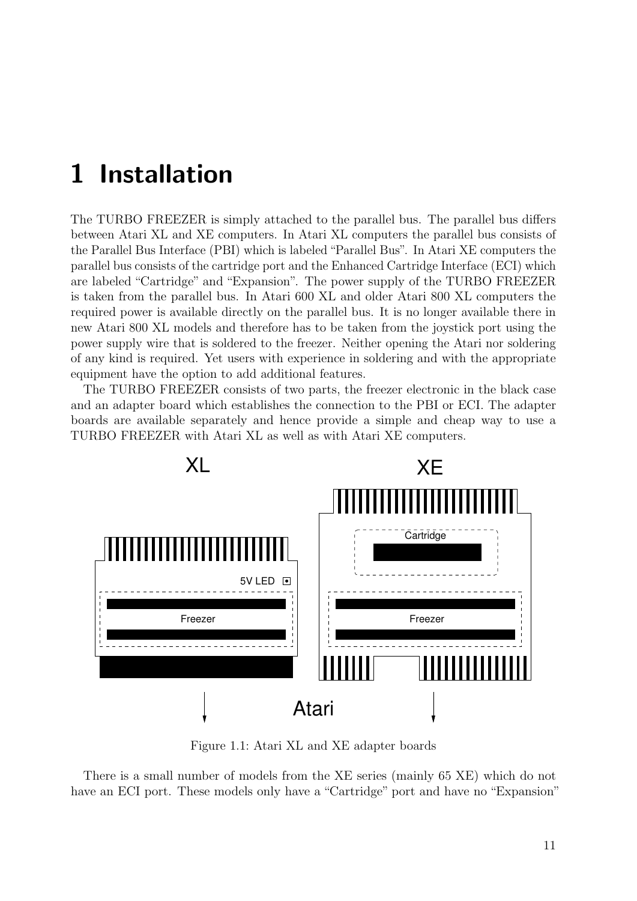# 1 Installation

The TURBO FREEZER is simply attached to the parallel bus. The parallel bus differs between Atari XL and XE computers. In Atari XL computers the parallel bus consists of the Parallel Bus Interface (PBI) which is labeled “Parallel Bus”. In Atari XE computers the parallel bus consists of the cartridge port and the Enhanced Cartridge Interface (ECI) which are labeled “Cartridge” and “Expansion”. The power supply of the TURBO FREEZER is taken from the parallel bus. In Atari 600 XL and older Atari 800 XL computers the required power is available directly on the parallel bus. It is no longer available there in new Atari 800 XL models and therefore has to be taken from the joystick port using the power supply wire that is soldered to the freezer. Neither opening the Atari nor soldering of any kind is required. Yet users with experience in soldering and with the appropriate equipment have the option to add additional features.

The TURBO FREEZER consists of two parts, the freezer electronic in the black case and an adapter board which establishes the connection to the PBI or ECI. The adapter boards are available separately and hence provide a simple and cheap way to use a TURBO FREEZER with Atari XL as well as with Atari XE computers.

Figure 1.1: Atari XL and XE adapter boards

There is a small number of models from the XE series (mainly 65 XE) which do not have an ECI port. These models only have a “Cartridge” port and have no “Expansion”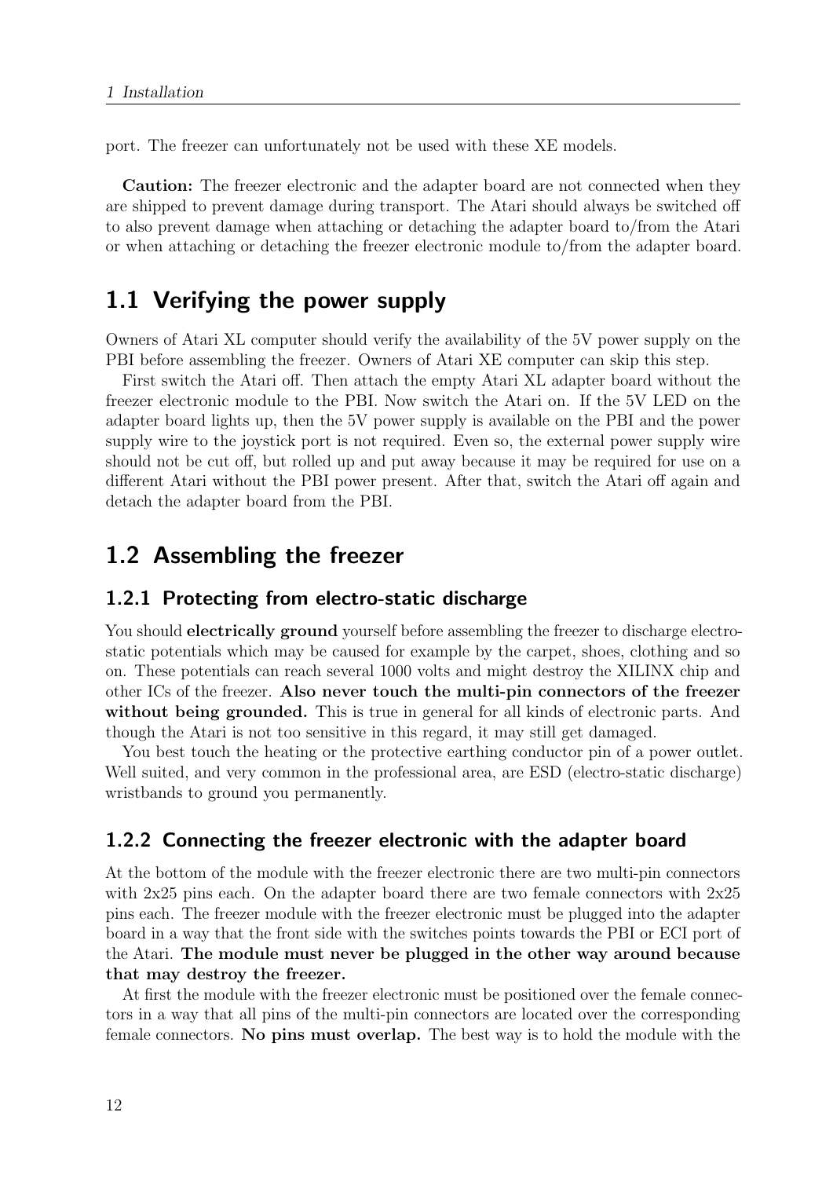port. The freezer can unfortunately not be used with these XE models.

**Caution:** The freezer electronic and the adapter board are not connected when they are shipped to prevent damage during transport. The Atari should always be switched off to also prevent damage when attaching or detaching the adapter board to/from the Atari or when attaching or detaching the freezer electronic module to/from the adapter board.

## 1.1 Verifying the power supply

Owners of Atari XL computer should verify the availability of the 5V power supply on the PBI before assembling the freezer. Owners of Atari XE computer can skip this step.

First switch the Atari off. Then attach the empty Atari XL adapter board without the freezer electronic module to the PBI. Now switch the Atari on. If the 5V LED on the adapter board lights up, then the 5V power supply is available on the PBI and the power supply wire to the joystick port is not required. Even so, the external power supply wire should not be cut off, but rolled up and put away because it may be required for use on a different Atari without the PBI power present. After that, switch the Atari off again and detach the adapter board from the PBI.

## 1.2 Assembling the freezer

### 1.2.1 Protecting from electro-static discharge

You should **electrically ground** yourself before assembling the freezer to discharge electro-static potentials which may be caused for example by the carpet, shoes, clothing and so on. These potentials can reach several 1000 volts and might destroy the XILINX chip and other ICs of the freezer. **Also never touch the multi-pin connectors of the freezer without being grounded.** This is true in general for all kinds of electronic parts. And though the Atari is not too sensitive in this regard, it may still get damaged.

You best touch the heating or the protective earthing conductor pin of a power outlet. Well suited, and very common in the professional area, are ESD (electro-static discharge) wristbands to ground you permanently.

### 1.2.2 Connecting the freezer electronic with the adapter board

At the bottom of the module with the freezer electronic there are two multi-pin connectors with 2x25 pins each. On the adapter board there are two female connectors with 2x25 pins each. The freezer module with the freezer electronic must be plugged into the adapter board in a way that the front side with the switches points towards the PBI or ECI port of the Atari. **The module must never be plugged in the other way around because that may destroy the freezer.**

At first the module with the freezer electronic must be positioned over the female connectors in a way that all pins of the multi-pin connectors are located over the corresponding female connectors. **No pins must overlap.** The best way is to hold the module with the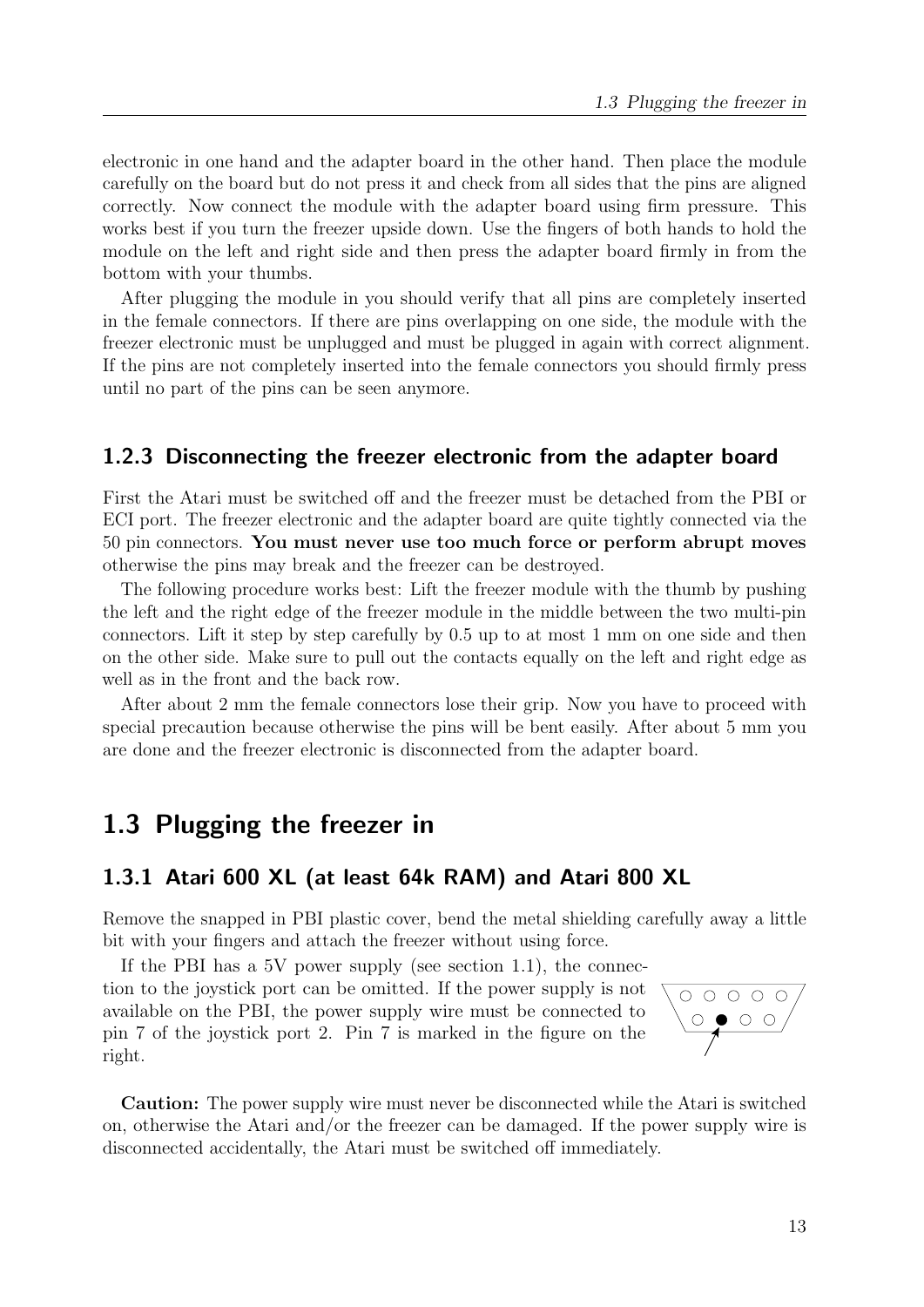electronic in one hand and the adapter board in the other hand. Then place the module carefully on the board but do not press it and check from all sides that the pins are aligned correctly. Now connect the module with the adapter board using firm pressure. This works best if you turn the freezer upside down. Use the fingers of both hands to hold the module on the left and right side and then press the adapter board firmly in from the bottom with your thumbs.

After plugging the module in you should verify that all pins are completely inserted in the female connectors. If there are pins overlapping on one side, the module with the freezer electronic must be unplugged and must be plugged in again with correct alignment. If the pins are not completely inserted into the female connectors you should firmly press until no part of the pins can be seen anymore.

### 1.2.3 Disconnecting the freezer electronic from the adapter board

First the Atari must be switched off and the freezer must be detached from the PBI or ECI port. The freezer electronic and the adapter board are quite tightly connected via the 50 pin connectors. **You must never use too much force or perform abrupt moves** otherwise the pins may break and the freezer can be destroyed.

The following procedure works best: Lift the freezer module with the thumb by pushing the left and the right edge of the freezer module in the middle between the two multi-pin connectors. Lift it step by step carefully by 0.5 up to at most 1 mm on one side and then on the other side. Make sure to pull out the contacts equally on the left and right edge as well as in the front and the back row.

After about 2 mm the female connectors lose their grip. Now you have to proceed with special precaution because otherwise the pins will be bent easily. After about 5 mm you are done and the freezer electronic is disconnected from the adapter board.

## 1.3 Plugging the freezer in

### 1.3.1 Atari 600 XL (at least 64k RAM) and Atari 800 XL

Remove the snapped in PBI plastic cover, bend the metal shielding carefully away a little bit with your fingers and attach the freezer without using force.

If the PBI has a 5V power supply (see section 1.1), the connection to the joystick port can be omitted. If the power supply is not available on the PBI, the power supply wire must be connected to pin 7 of the joystick port 2. Pin 7 is marked in the figure on the right.

**Caution:** The power supply wire must never be disconnected while the Atari is switched on, otherwise the Atari and/or the freezer can be damaged. If the power supply wire is disconnected accidentally, the Atari must be switched off immediately.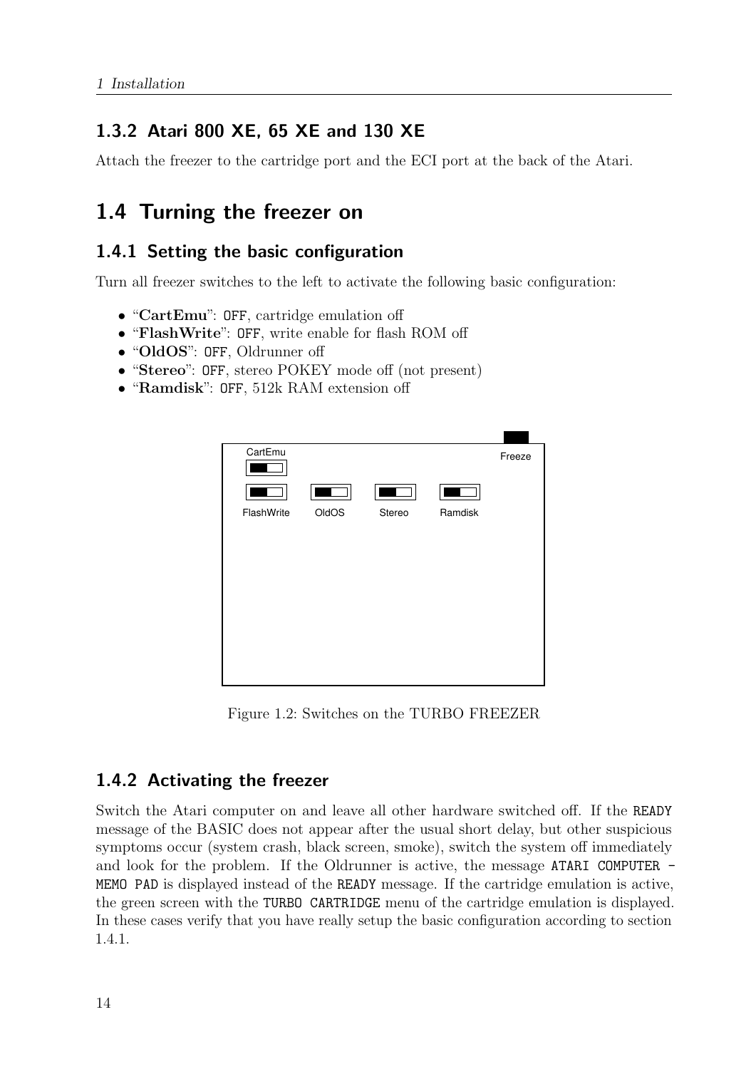### 1.3.2 Atari 800 XE, 65 XE and 130 XE

Attach the freezer to the cartridge port and the ECI port at the back of the Atari.

## 1.4 Turning the freezer on

### 1.4.1 Setting the basic configuration

Turn all freezer switches to the left to activate the following basic configuration:

- "**CartEmu**": `OFF`, cartridge emulation off
- "**FlashWrite**": `OFF`, write enable for flash ROM off
- "**OldOS**": `OFF`, Oldrunner off
- "**Stereo**": `OFF`, stereo POKEY mode off (not present)
- "**Ramdisk**": `OFF`, 512k RAM extension off

CartEmu Freeze

FlashWrite OldOS Stereo Ramdisk

Figure 1.2: Switches on the TURBO FREEZER

### 1.4.2 Activating the freezer

Switch the Atari computer on and leave all other hardware switched off. If the `READY` message of the BASIC does not appear after the usual short delay, but other suspicious symptoms occur (system crash, black screen, smoke), switch the system off immediately and look for the problem. If the Oldrunner is active, the message `ATARI COMPUTER - MEMO PAD` is displayed instead of the `READY` message. If the cartridge emulation is active, the green screen with the `TURBO CARTRIDGE` menu of the cartridge emulation is displayed. In these cases verify that you have really setup the basic configuration according to section 1.4.1.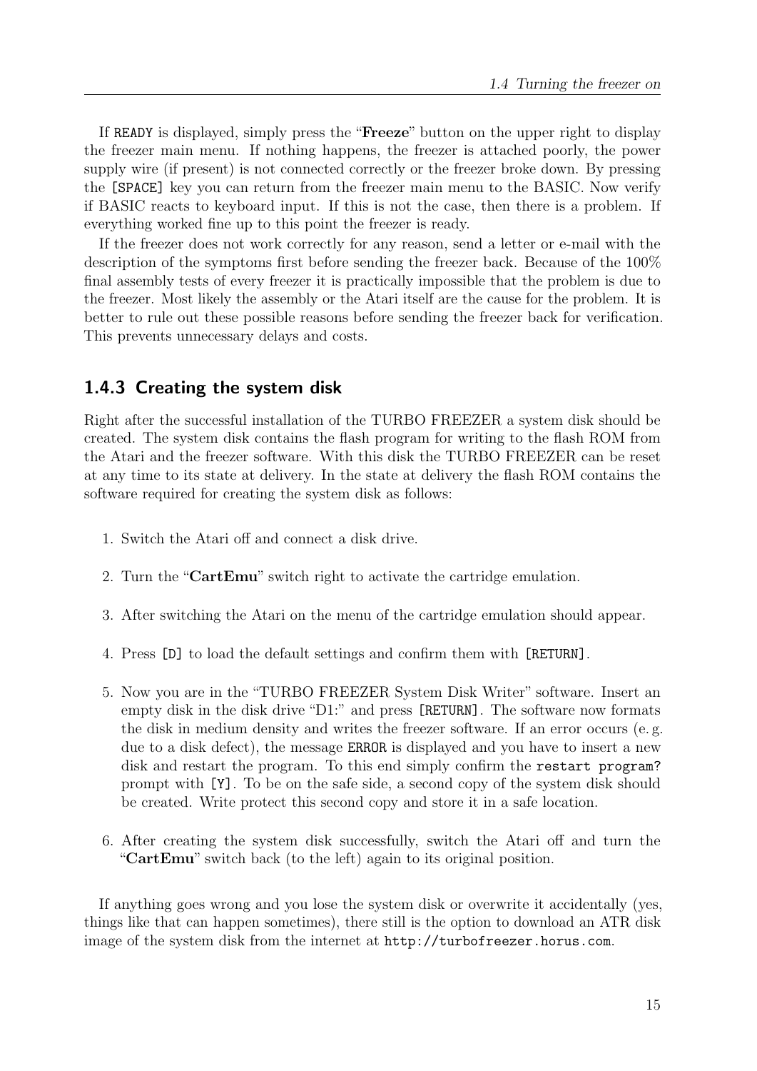If READY is displayed, simply press the "**Freeze**" button on the upper right to display the freezer main menu. If nothing happens, the freezer is attached poorly, the power supply wire (if present) is not connected correctly or the freezer broke down. By pressing the [SPACE] key you can return from the freezer main menu to the BASIC. Now verify if BASIC reacts to keyboard input. If this is not the case, then there is a problem. If everything worked fine up to this point the freezer is ready.

If the freezer does not work correctly for any reason, send a letter or e-mail with the description of the symptoms first before sending the freezer back. Because of the 100% final assembly tests of every freezer it is practically impossible that the problem is due to the freezer. Most likely the assembly or the Atari itself are the cause for the problem. It is better to rule out these possible reasons before sending the freezer back for verification. This prevents unnecessary delays and costs.

### 1.4.3 Creating the system disk

Right after the successful installation of the TURBO FREEZER a system disk should be created. The system disk contains the flash program for writing to the flash ROM from the Atari and the freezer software. With this disk the TURBO FREEZER can be reset at any time to its state at delivery. In the state at delivery the flash ROM contains the software required for creating the system disk as follows:

1. Switch the Atari off and connect a disk drive.
2. Turn the "**CartEmu**" switch right to activate the cartridge emulation.
3. After switching the Atari on the menu of the cartridge emulation should appear.
4. Press [D] to load the default settings and confirm them with [RETURN].
5. Now you are in the "TURBO FREEZER System Disk Writer" software. Insert an empty disk in the disk drive "D1:" and press [RETURN]. The software now formats the disk in medium density and writes the freezer software. If an error occurs (e. g. due to a disk defect), the message ERROR is displayed and you have to insert a new disk and restart the program. To this end simply confirm the `restart program?` prompt with [Y]. To be on the safe side, a second copy of the system disk should be created. Write protect this second copy and store it in a safe location.
6. After creating the system disk successfully, switch the Atari off and turn the "**CartEmu**" switch back (to the left) again to its original position.

If anything goes wrong and you lose the system disk or overwrite it accidentally (yes, things like that can happen sometimes), there still is the option to download an ATR disk image of the system disk from the internet at `http://turbofreezer.horus.com`.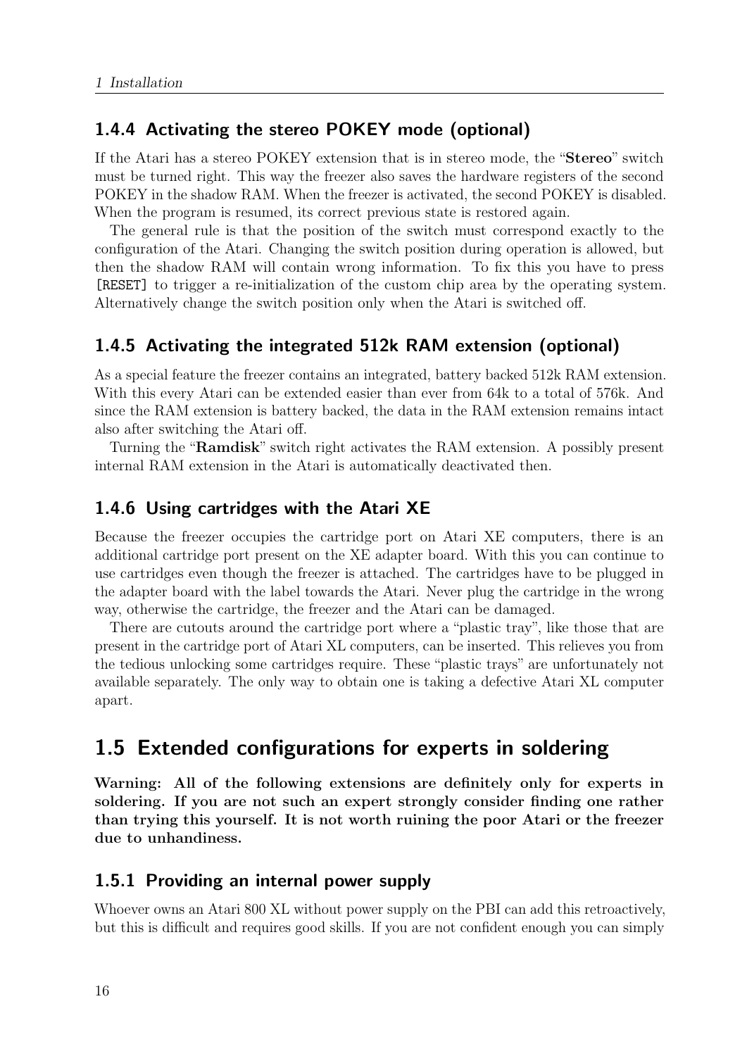### 1.4.4 Activating the stereo POKEY mode (optional)

If the Atari has a stereo POKEY extension that is in stereo mode, the "**Stereo**" switch must be turned right. This way the freezer also saves the hardware registers of the second POKEY in the shadow RAM. When the freezer is activated, the second POKEY is disabled. When the program is resumed, its correct previous state is restored again.

The general rule is that the position of the switch must correspond exactly to the configuration of the Atari. Changing the switch position during operation is allowed, but then the shadow RAM will contain wrong information. To fix this you have to press `[RESET]` to trigger a re-initialization of the custom chip area by the operating system. Alternatively change the switch position only when the Atari is switched off.

### 1.4.5 Activating the integrated 512k RAM extension (optional)

As a special feature the freezer contains an integrated, battery backed 512k RAM extension. With this every Atari can be extended easier than ever from 64k to a total of 576k. And since the RAM extension is battery backed, the data in the RAM extension remains intact also after switching the Atari off.

Turning the "**Ramdisk**" switch right activates the RAM extension. A possibly present internal RAM extension in the Atari is automatically deactivated then.

### 1.4.6 Using cartridges with the Atari XE

Because the freezer occupies the cartridge port on Atari XE computers, there is an additional cartridge port present on the XE adapter board. With this you can continue to use cartridges even though the freezer is attached. The cartridges have to be plugged in the adapter board with the label towards the Atari. Never plug the cartridge in the wrong way, otherwise the cartridge, the freezer and the Atari can be damaged.

There are cutouts around the cartridge port where a "plastic tray", like those that are present in the cartridge port of Atari XL computers, can be inserted. This relieves you from the tedious unlocking some cartridges require. These "plastic trays" are unfortunately not available separately. The only way to obtain one is taking a defective Atari XL computer apart.

## 1.5 Extended configurations for experts in soldering

**Warning: All of the following extensions are definitely only for experts in soldering. If you are not such an expert strongly consider finding one rather than trying this yourself. It is not worth ruining the poor Atari or the freezer due to unhandiness.**

### 1.5.1 Providing an internal power supply

Whoever owns an Atari 800 XL without power supply on the PBI can add this retroactively, but this is difficult and requires good skills. If you are not confident enough you can simply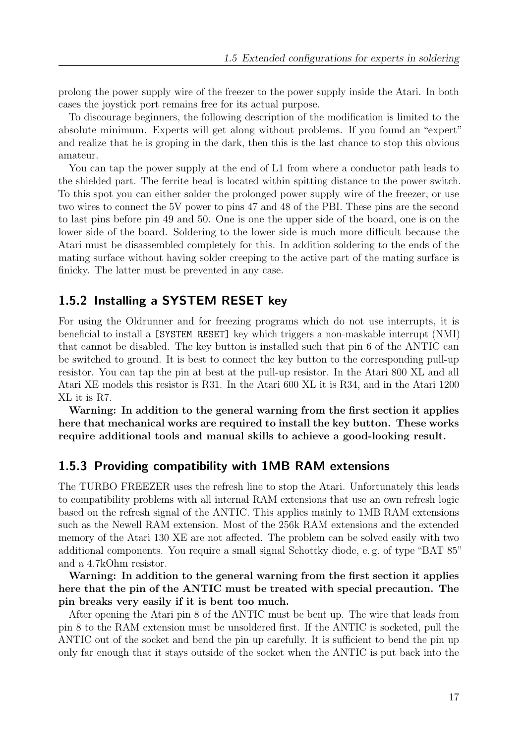prolong the power supply wire of the freezer to the power supply inside the Atari. In both cases the joystick port remains free for its actual purpose.

To discourage beginners, the following description of the modification is limited to the absolute minimum. Experts will get along without problems. If you found an "expert" and realize that he is groping in the dark, then this is the last chance to stop this obvious amateur.

You can tap the power supply at the end of L1 from where a conductor path leads to the shielded part. The ferrite bead is located within spitting distance to the power switch. To this spot you can either solder the prolonged power supply wire of the freezer, or use two wires to connect the 5V power to pins 47 and 48 of the PBI. These pins are the second to last pins before pin 49 and 50. One is one the upper side of the board, one is on the lower side of the board. Soldering to the lower side is much more difficult because the Atari must be disassembled completely for this. In addition soldering to the ends of the mating surface without having solder creeping to the active part of the mating surface is finicky. The latter must be prevented in any case.

### 1.5.2 Installing a SYSTEM RESET key

For using the Oldrunner and for freezing programs which do not use interrupts, it is beneficial to install a `[SYSTEM RESET]` key which triggers a non-maskable interrupt (NMI) that cannot be disabled. The key button is installed such that pin 6 of the ANTIC can be switched to ground. It is best to connect the key button to the corresponding pull-up resistor. You can tap the pin at best at the pull-up resistor. In the Atari 800 XL and all Atari XE models this resistor is R31. In the Atari 600 XL it is R34, and in the Atari 1200 XL it is R7.

**Warning: In addition to the general warning from the first section it applies here that mechanical works are required to install the key button. These works require additional tools and manual skills to achieve a good-looking result.**

### 1.5.3 Providing compatibility with 1MB RAM extensions

The TURBO FREEZER uses the refresh line to stop the Atari. Unfortunately this leads to compatibility problems with all internal RAM extensions that use an own refresh logic based on the refresh signal of the ANTIC. This applies mainly to 1MB RAM extensions such as the Newell RAM extension. Most of the 256k RAM extensions and the extended memory of the Atari 130 XE are not affected. The problem can be solved easily with two additional components. You require a small signal Schottky diode, e. g. of type "BAT 85" and a 4.7kOhm resistor.

**Warning: In addition to the general warning from the first section it applies here that the pin of the ANTIC must be treated with special precaution. The pin breaks very easily if it is bent too much.**

After opening the Atari pin 8 of the ANTIC must be bent up. The wire that leads from pin 8 to the RAM extension must be unsoldered first. If the ANTIC is socketed, pull the ANTIC out of the socket and bend the pin up carefully. It is sufficient to bend the pin up only far enough that it stays outside of the socket when the ANTIC is put back into the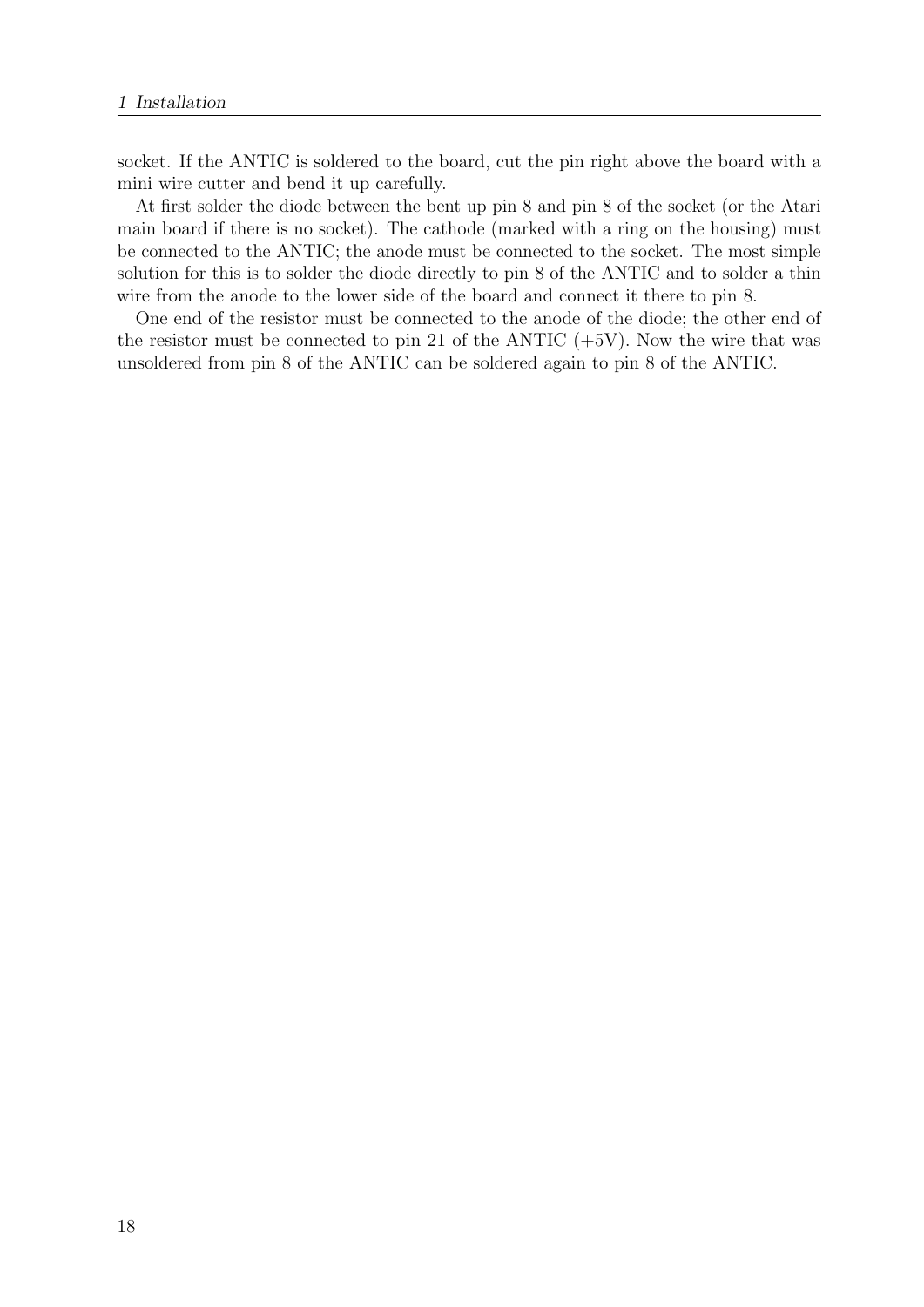socket. If the ANTIC is soldered to the board, cut the pin right above the board with a mini wire cutter and bend it up carefully.

At first solder the diode between the bent up pin 8 and pin 8 of the socket (or the Atari main board if there is no socket). The cathode (marked with a ring on the housing) must be connected to the ANTIC; the anode must be connected to the socket. The most simple solution for this is to solder the diode directly to pin 8 of the ANTIC and to solder a thin wire from the anode to the lower side of the board and connect it there to pin 8.

One end of the resistor must be connected to the anode of the diode; the other end of the resistor must be connected to pin 21 of the ANTIC (+5V). Now the wire that was unsoldered from pin 8 of the ANTIC can be soldered again to pin 8 of the ANTIC.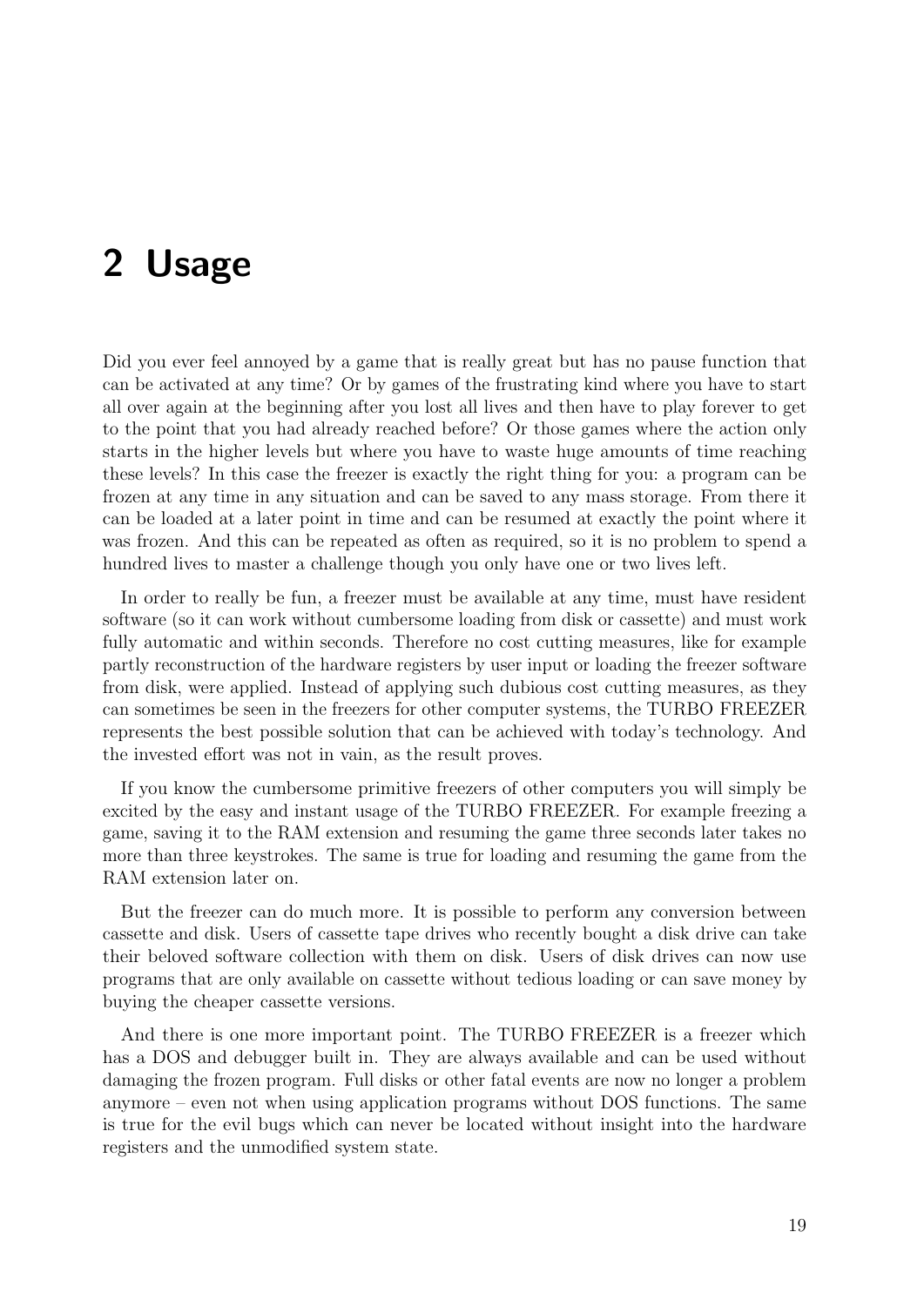# 2 Usage

Did you ever feel annoyed by a game that is really great but has no pause function that can be activated at any time? Or by games of the frustrating kind where you have to start all over again at the beginning after you lost all lives and then have to play forever to get to the point that you had already reached before? Or those games where the action only starts in the higher levels but where you have to waste huge amounts of time reaching these levels? In this case the freezer is exactly the right thing for you: a program can be frozen at any time in any situation and can be saved to any mass storage. From there it can be loaded at a later point in time and can be resumed at exactly the point where it was frozen. And this can be repeated as often as required, so it is no problem to spend a hundred lives to master a challenge though you only have one or two lives left.

In order to really be fun, a freezer must be available at any time, must have resident software (so it can work without cumbersome loading from disk or cassette) and must work fully automatic and within seconds. Therefore no cost cutting measures, like for example partly reconstruction of the hardware registers by user input or loading the freezer software from disk, were applied. Instead of applying such dubious cost cutting measures, as they can sometimes be seen in the freezers for other computer systems, the TURBO FREEZER represents the best possible solution that can be achieved with today's technology. And the invested effort was not in vain, as the result proves.

If you know the cumbersome primitive freezers of other computers you will simply be excited by the easy and instant usage of the TURBO FREEZER. For example freezing a game, saving it to the RAM extension and resuming the game three seconds later takes no more than three keystrokes. The same is true for loading and resuming the game from the RAM extension later on.

But the freezer can do much more. It is possible to perform any conversion between cassette and disk. Users of cassette tape drives who recently bought a disk drive can take their beloved software collection with them on disk. Users of disk drives can now use programs that are only available on cassette without tedious loading or can save money by buying the cheaper cassette versions.

And there is one more important point. The TURBO FREEZER is a freezer which has a DOS and debugger built in. They are always available and can be used without damaging the frozen program. Full disks or other fatal events are now no longer a problem anymore – even not when using application programs without DOS functions. The same is true for the evil bugs which can never be located without insight into the hardware registers and the unmodified system state.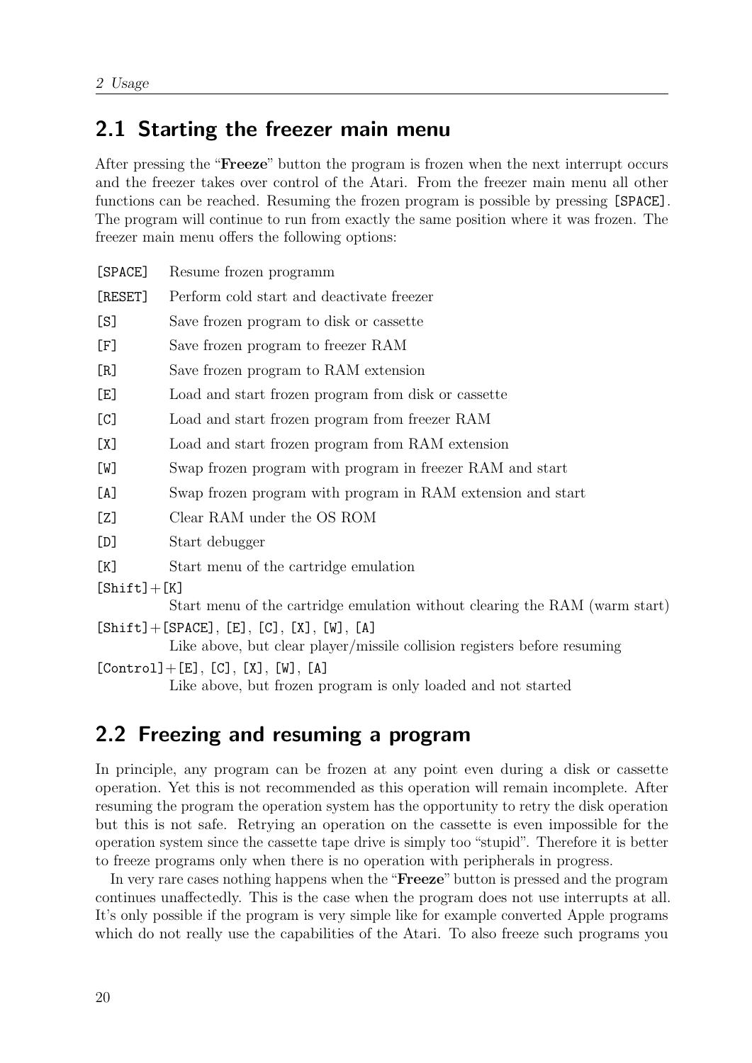## 2.1 Starting the freezer main menu

After pressing the "**Freeze**" button the program is frozen when the next interrupt occurs and the freezer takes over control of the Atari. From the freezer main menu all other functions can be reached. Resuming the frozen program is possible by pressing `[SPACE]`. The program will continue to run from exactly the same position where it was frozen. The freezer main menu offers the following options:

`[SPACE]` Resume frozen programm

`[RESET]` Perform cold start and deactivate freezer

`[S]` Save frozen program to disk or cassette

`[F]` Save frozen program to freezer RAM

`[R]` Save frozen program to RAM extension

`[E]` Load and start frozen program from disk or cassette

`[C]` Load and start frozen program from freezer RAM

`[X]` Load and start frozen program from RAM extension

`[W]` Swap frozen program with program in freezer RAM and start

`[A]` Swap frozen program with program in RAM extension and start

`[Z]` Clear RAM under the OS ROM

`[D]` Start debugger

`[K]` Start menu of the cartridge emulation

`[Shift]`+`[K]`
Start menu of the cartridge emulation without clearing the RAM (warm start)

`[Shift]`+`[SPACE]`, `[E]`, `[C]`, `[X]`, `[W]`, `[A]`
Like above, but clear player/missile collision registers before resuming

`[Control]`+`[E]`, `[C]`, `[X]`, `[W]`, `[A]`
Like above, but frozen program is only loaded and not started

## 2.2 Freezing and resuming a program

In principle, any program can be frozen at any point even during a disk or cassette operation. Yet this is not recommended as this operation will remain incomplete. After resuming the program the operation system has the opportunity to retry the disk operation but this is not safe. Retrying an operation on the cassette is even impossible for the operation system since the cassette tape drive is simply too "stupid". Therefore it is better to freeze programs only when there is no operation with peripherals in progress.

In very rare cases nothing happens when the "**Freeze**" button is pressed and the program continues unaffectedly. This is the case when the program does not use interrupts at all. It's only possible if the program is very simple like for example converted Apple programs which do not really use the capabilities of the Atari. To also freeze such programs you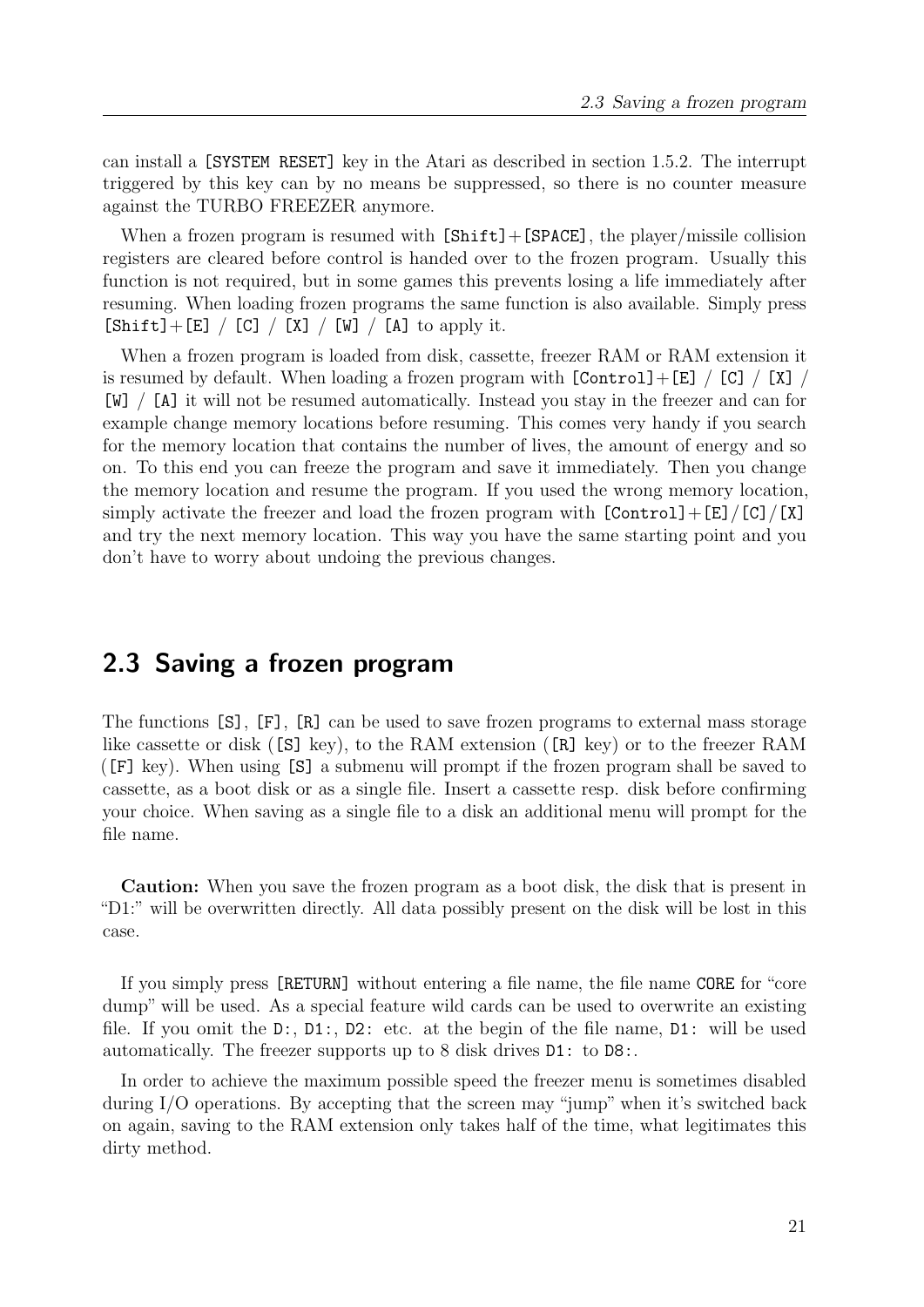can install a `[SYSTEM RESET]` key in the Atari as described in section 1.5.2. The interrupt triggered by this key can by no means be suppressed, so there is no counter measure against the TURBO FREEZER anymore.

When a frozen program is resumed with `[Shift]`+`[SPACE]`, the player/missile collision registers are cleared before control is handed over to the frozen program. Usually this function is not required, but in some games this prevents losing a life immediately after resuming. When loading frozen programs the same function is also available. Simply press `[Shift]`+`[E]` / `[C]` / `[X]` / `[W]` / `[A]` to apply it.

When a frozen program is loaded from disk, cassette, freezer RAM or RAM extension it is resumed by default. When loading a frozen program with `[Control]`+`[E]` / `[C]` / `[X]` / `[W]` / `[A]` it will not be resumed automatically. Instead you stay in the freezer and can for example change memory locations before resuming. This comes very handy if you search for the memory location that contains the number of lives, the amount of energy and so on. To this end you can freeze the program and save it immediately. Then you change the memory location and resume the program. If you used the wrong memory location, simply activate the freezer and load the frozen program with `[Control]`+`[E]`/`[C]`/`[X]` and try the next memory location. This way you have the same starting point and you don't have to worry about undoing the previous changes.

## 2.3 Saving a frozen program

The functions `[S]`, `[F]`, `[R]` can be used to save frozen programs to external mass storage like cassette or disk (`[S]` key), to the RAM extension (`[R]` key) or to the freezer RAM (`[F]` key). When using `[S]` a submenu will prompt if the frozen program shall be saved to cassette, as a boot disk or as a single file. Insert a cassette resp. disk before confirming your choice. When saving as a single file to a disk an additional menu will prompt for the file name.

**Caution:** When you save the frozen program as a boot disk, the disk that is present in "D1:" will be overwritten directly. All data possibly present on the disk will be lost in this case.

If you simply press `[RETURN]` without entering a file name, the file name `CORE` for "core dump" will be used. As a special feature wild cards can be used to overwrite an existing file. If you omit the `D:`, `D1:`, `D2:` etc. at the begin of the file name, `D1:` will be used automatically. The freezer supports up to 8 disk drives `D1:` to `D8:`.

In order to achieve the maximum possible speed the freezer menu is sometimes disabled during I/O operations. By accepting that the screen may "jump" when it's switched back on again, saving to the RAM extension only takes half of the time, what legitimates this dirty method.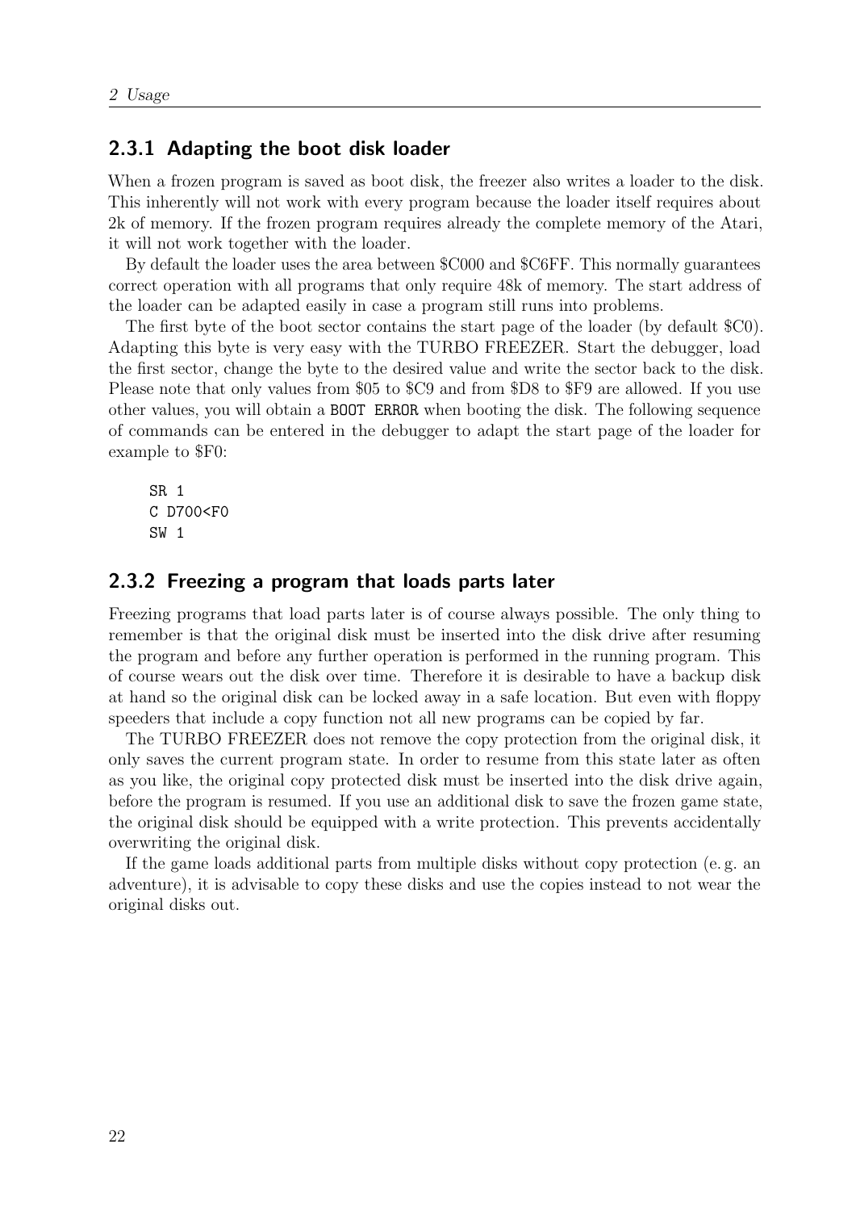### 2.3.1 Adapting the boot disk loader

When a frozen program is saved as boot disk, the freezer also writes a loader to the disk. This inherently will not work with every program because the loader itself requires about 2k of memory. If the frozen program requires already the complete memory of the Atari, it will not work together with the loader.

By default the loader uses the area between $C000 and $C6FF. This normally guarantees correct operation with all programs that only require 48k of memory. The start address of the loader can be adapted easily in case a program still runs into problems.

The first byte of the boot sector contains the start page of the loader (by default $C0). Adapting this byte is very easy with the TURBO FREEZER. Start the debugger, load the first sector, change the byte to the desired value and write the sector back to the disk. Please note that only values from $05 to $C9 and from $D8 to $F9 are allowed. If you use other values, you will obtain a `BOOT ERROR` when booting the disk. The following sequence of commands can be entered in the debugger to adapt the start page of the loader for example to $F0:

```
SR 1
C D700<F0
SW 1
```

### 2.3.2 Freezing a program that loads parts later

Freezing programs that load parts later is of course always possible. The only thing to remember is that the original disk must be inserted into the disk drive after resuming the program and before any further operation is performed in the running program. This of course wears out the disk over time. Therefore it is desirable to have a backup disk at hand so the original disk can be locked away in a safe location. But even with floppy speeders that include a copy function not all new programs can be copied by far.

The TURBO FREEZER does not remove the copy protection from the original disk, it only saves the current program state. In order to resume from this state later as often as you like, the original copy protected disk must be inserted into the disk drive again, before the program is resumed. If you use an additional disk to save the frozen game state, the original disk should be equipped with a write protection. This prevents accidentally overwriting the original disk.

If the game loads additional parts from multiple disks without copy protection (e. g. an adventure), it is advisable to copy these disks and use the copies instead to not wear the original disks out.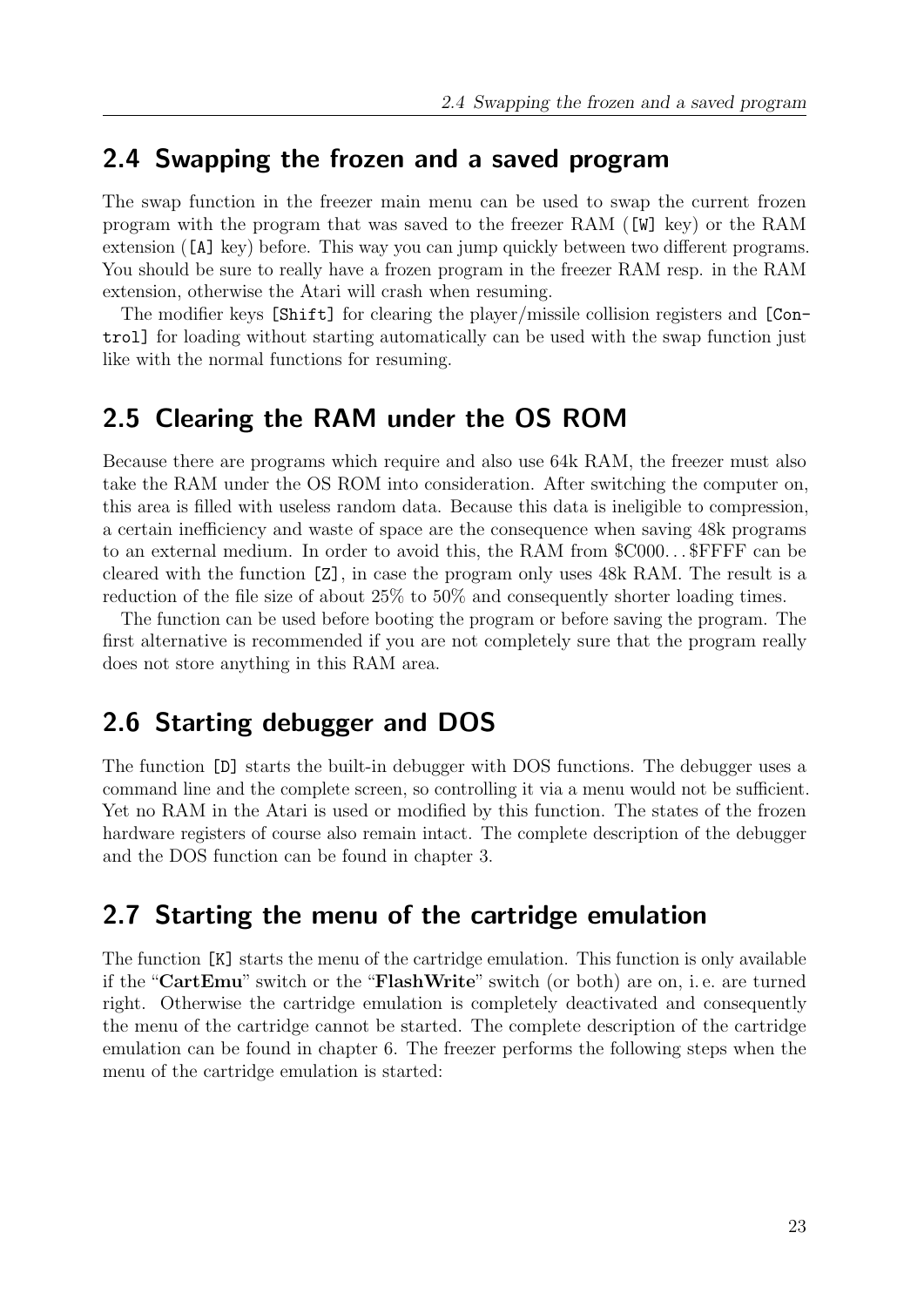## 2.4 Swapping the frozen and a saved program

The swap function in the freezer main menu can be used to swap the current frozen program with the program that was saved to the freezer RAM (`[W]` key) or the RAM extension (`[A]` key) before. This way you can jump quickly between two different programs. You should be sure to really have a frozen program in the freezer RAM resp. in the RAM extension, otherwise the Atari will crash when resuming.

The modifier keys `[Shift]` for clearing the player/missile collision registers and `[Control]` for loading without starting automatically can be used with the swap function just like with the normal functions for resuming.

## 2.5 Clearing the RAM under the OS ROM

Because there are programs which require and also use 64k RAM, the freezer must also take the RAM under the OS ROM into consideration. After switching the computer on, this area is filled with useless random data. Because this data is ineligible to compression, a certain inefficiency and waste of space are the consequence when saving 48k programs to an external medium. In order to avoid this, the RAM from $C000…$FFFF can be cleared with the function `[Z]`, in case the program only uses 48k RAM. The result is a reduction of the file size of about 25% to 50% and consequently shorter loading times.

The function can be used before booting the program or before saving the program. The first alternative is recommended if you are not completely sure that the program really does not store anything in this RAM area.

## 2.6 Starting debugger and DOS

The function `[D]` starts the built-in debugger with DOS functions. The debugger uses a command line and the complete screen, so controlling it via a menu would not be sufficient. Yet no RAM in the Atari is used or modified by this function. The states of the frozen hardware registers of course also remain intact. The complete description of the debugger and the DOS function can be found in chapter 3.

## 2.7 Starting the menu of the cartridge emulation

The function `[K]` starts the menu of the cartridge emulation. This function is only available if the "**CartEmu**" switch or the "**FlashWrite**" switch (or both) are on, i. e. are turned right. Otherwise the cartridge emulation is completely deactivated and consequently the menu of the cartridge cannot be started. The complete description of the cartridge emulation can be found in chapter 6. The freezer performs the following steps when the menu of the cartridge emulation is started: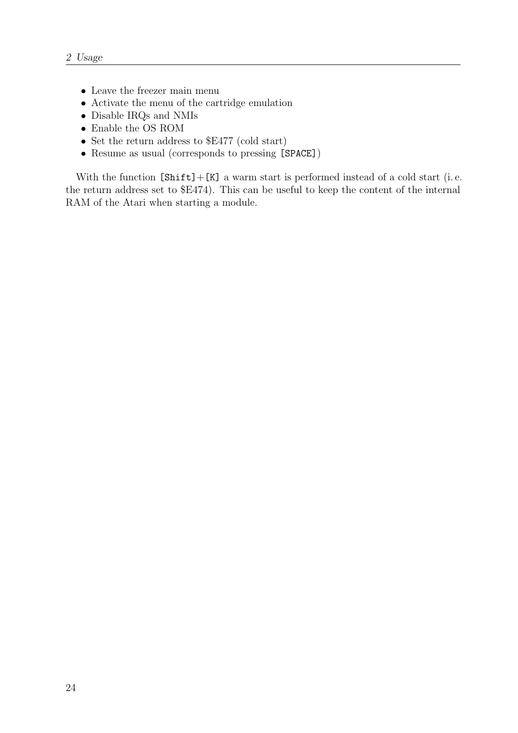- Leave the freezer main menu
- Activate the menu of the cartridge emulation
- Disable IRQs and NMIs
- Enable the OS ROM
- Set the return address to $E477 (cold start)
- Resume as usual (corresponds to pressing `[SPACE]`)

With the function `[Shift]`+`[K]` a warm start is performed instead of a cold start (i. e. the return address set to $E474). This can be useful to keep the content of the internal RAM of the Atari when starting a module.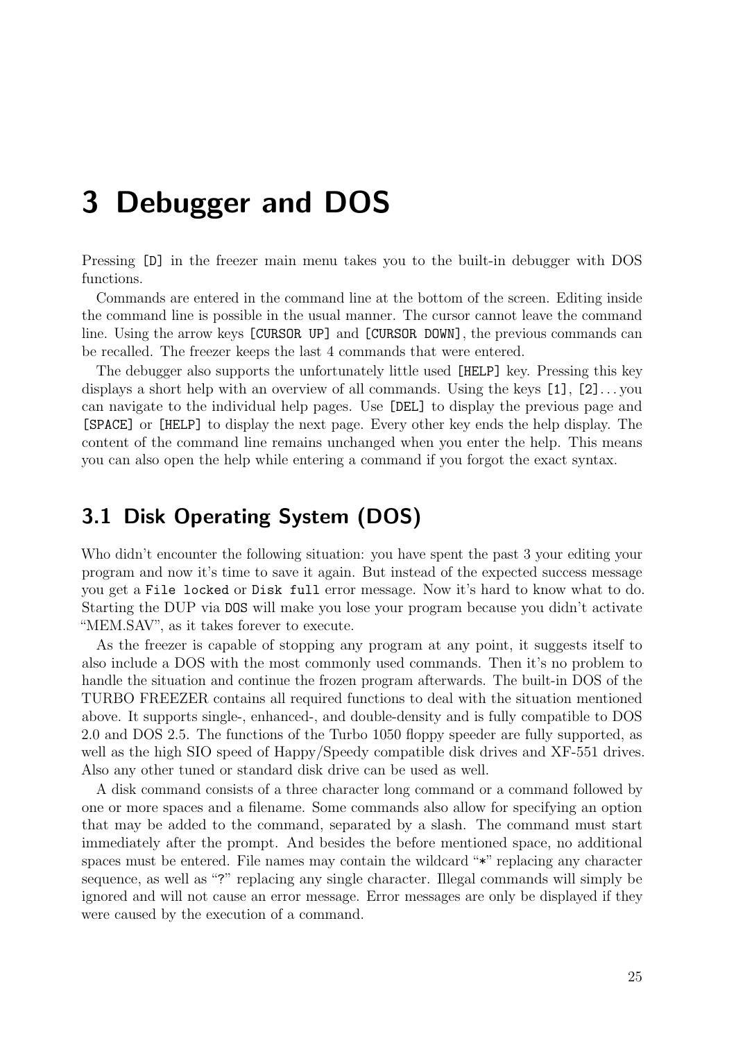# 3 Debugger and DOS

Pressing `[D]` in the freezer main menu takes you to the built-in debugger with DOS functions.

Commands are entered in the command line at the bottom of the screen. Editing inside the command line is possible in the usual manner. The cursor cannot leave the command line. Using the arrow keys `[CURSOR UP]` and `[CURSOR DOWN]`, the previous commands can be recalled. The freezer keeps the last 4 commands that were entered.

The debugger also supports the unfortunately little used `[HELP]` key. Pressing this key displays a short help with an overview of all commands. Using the keys `[1]`, `[2]`... you can navigate to the individual help pages. Use `[DEL]` to display the previous page and `[SPACE]` or `[HELP]` to display the next page. Every other key ends the help display. The content of the command line remains unchanged when you enter the help. This means you can also open the help while entering a command if you forgot the exact syntax.

## 3.1 Disk Operating System (DOS)

Who didn't encounter the following situation: you have spent the past 3 your editing your program and now it's time to save it again. But instead of the expected success message you get a `File locked` or `Disk full` error message. Now it's hard to know what to do. Starting the DUP via `DOS` will make you lose your program because you didn't activate "MEM.SAV", as it takes forever to execute.

As the freezer is capable of stopping any program at any point, it suggests itself to also include a DOS with the most commonly used commands. Then it's no problem to handle the situation and continue the frozen program afterwards. The built-in DOS of the TURBO FREEZER contains all required functions to deal with the situation mentioned above. It supports single-, enhanced-, and double-density and is fully compatible to DOS 2.0 and DOS 2.5. The functions of the Turbo 1050 floppy speeder are fully supported, as well as the high SIO speed of Happy/Speedy compatible disk drives and XF-551 drives. Also any other tuned or standard disk drive can be used as well.

A disk command consists of a three character long command or a command followed by one or more spaces and a filename. Some commands also allow for specifying an option that may be added to the command, separated by a slash. The command must start immediately after the prompt. And besides the before mentioned space, no additional spaces must be entered. File names may contain the wildcard "`*`" replacing any character sequence, as well as "`?`" replacing any single character. Illegal commands will simply be ignored and will not cause an error message. Error messages are only be displayed if they were caused by the execution of a command.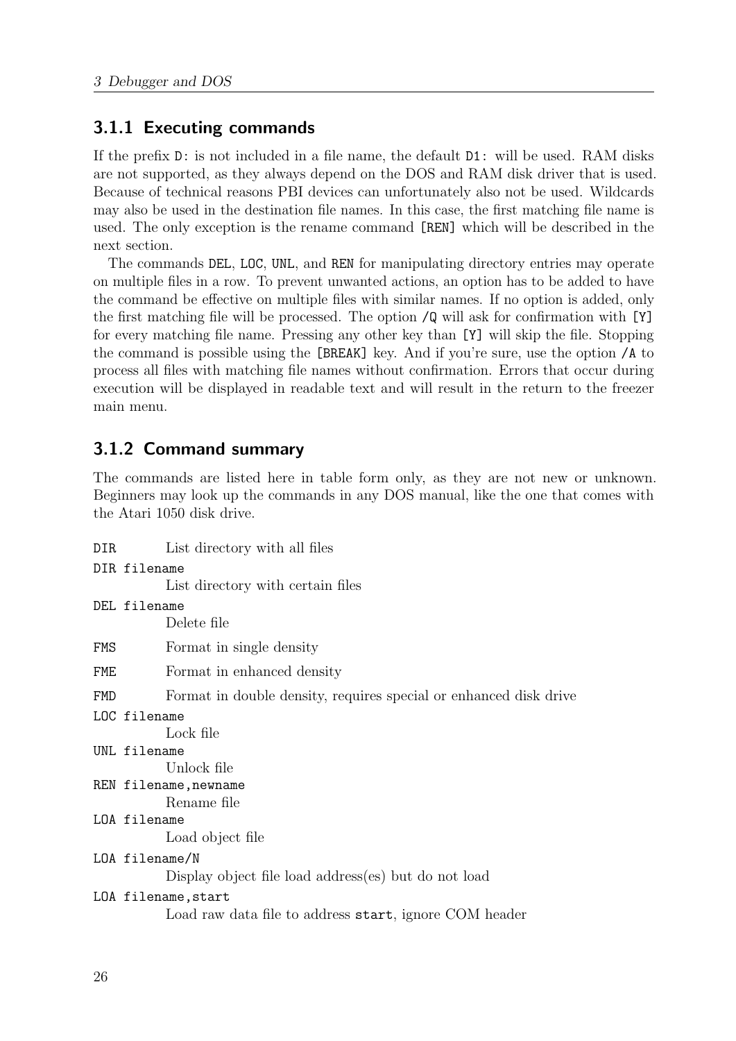### 3.1.1 Executing commands

If the prefix `D:` is not included in a file name, the default `D1:` will be used. RAM disks are not supported, as they always depend on the DOS and RAM disk driver that is used. Because of technical reasons PBI devices can unfortunately also not be used. Wildcards may also be used in the destination file names. In this case, the first matching file name is used. The only exception is the rename command `[REN]` which will be described in the next section.

The commands `DEL`, `LOC`, `UNL`, and `REN` for manipulating directory entries may operate on multiple files in a row. To prevent unwanted actions, an option has to be added to have the command be effective on multiple files with similar names. If no option is added, only the first matching file will be processed. The option `/Q` will ask for confirmation with `[Y]` for every matching file name. Pressing any other key than `[Y]` will skip the file. Stopping the command is possible using the `[BREAK]` key. And if you're sure, use the option `/A` to process all files with matching file names without confirmation. Errors that occur during execution will be displayed in readable text and will result in the return to the freezer main menu.

### 3.1.2 Command summary

The commands are listed here in table form only, as they are not new or unknown. Beginners may look up the commands in any DOS manual, like the one that comes with the Atari 1050 disk drive.

`DIR`
: List directory with all files

`DIR filename`
: List directory with certain files

`DEL filename`
: Delete file

`FMS`
: Format in single density

`FME`
: Format in enhanced density

`FMD`
: Format in double density, requires special or enhanced disk drive

`LOC filename`
: Lock file

`UNL filename`
: Unlock file

`REN filename,newname`
: Rename file

`LOA filename`
: Load object file

`LOA filename/N`
: Display object file load address(es) but do not load

`LOA filename,start`
: Load raw data file to address `start`, ignore COM header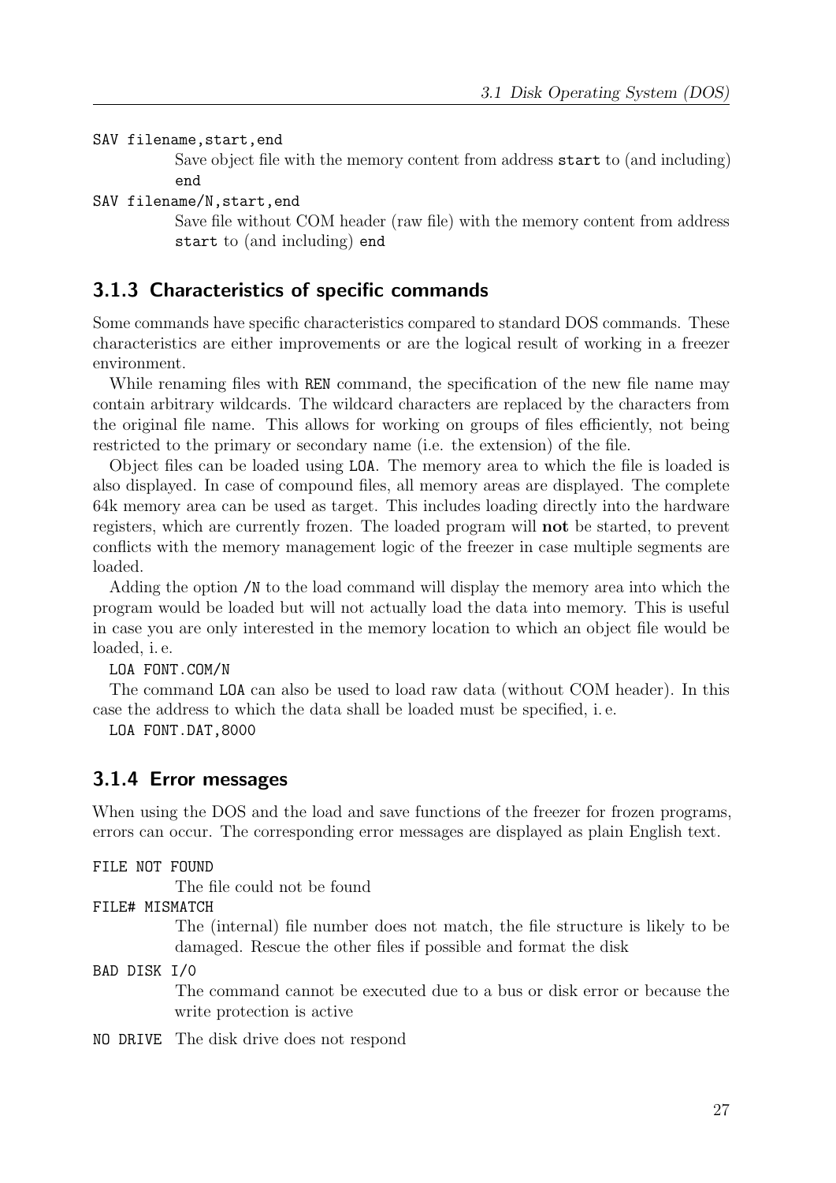`SAV filename,start,end`
: Save object file with the memory content from address `start` to (and including) `end`

`SAV filename/N,start,end`
: Save file without COM header (raw file) with the memory content from address `start` to (and including) `end`

### 3.1.3 Characteristics of specific commands

Some commands have specific characteristics compared to standard DOS commands. These characteristics are either improvements or are the logical result of working in a freezer environment.

While renaming files with `REN` command, the specification of the new file name may contain arbitrary wildcards. The wildcard characters are replaced by the characters from the original file name. This allows for working on groups of files efficiently, not being restricted to the primary or secondary name (i.e. the extension) of the file.

Object files can be loaded using `LOA`. The memory area to which the file is loaded is also displayed. In case of compound files, all memory areas are displayed. The complete 64k memory area can be used as target. This includes loading directly into the hardware registers, which are currently frozen. The loaded program will **not** be started, to prevent conflicts with the memory management logic of the freezer in case multiple segments are loaded.

Adding the option `/N` to the load command will display the memory area into which the program would be loaded but will not actually load the data into memory. This is useful in case you are only interested in the memory location to which an object file would be loaded, i. e.

```
LOA FONT.COM/N
```

The command `LOA` can also be used to load raw data (without COM header). In this case the address to which the data shall be loaded must be specified, i. e.

```
LOA FONT.DAT,8000
```

### 3.1.4 Error messages

When using the DOS and the load and save functions of the freezer for frozen programs, errors can occur. The corresponding error messages are displayed as plain English text.

`FILE NOT FOUND`
: The file could not be found

`FILE# MISMATCH`
: The (internal) file number does not match, the file structure is likely to be damaged. Rescue the other files if possible and format the disk

`BAD DISK I/O`
: The command cannot be executed due to a bus or disk error or because the write protection is active

`NO DRIVE`
: The disk drive does not respond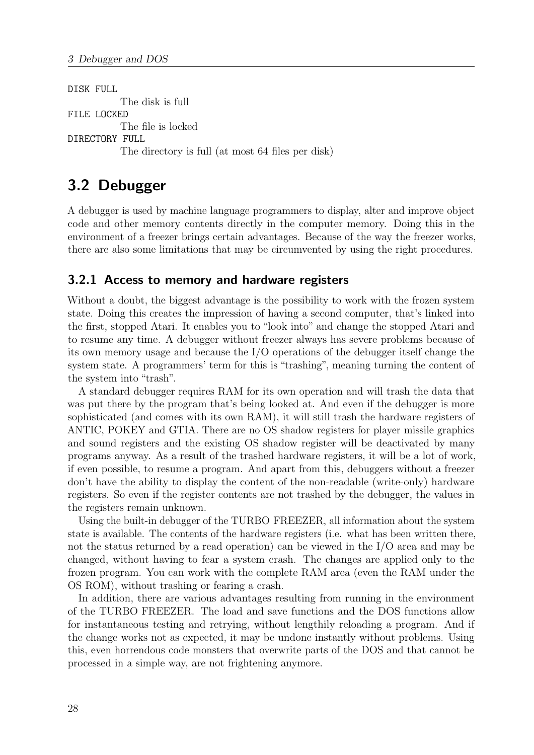DISK FULL
: The disk is full

FILE LOCKED
: The file is locked

DIRECTORY FULL
: The directory is full (at most 64 files per disk)

## 3.2 Debugger

A debugger is used by machine language programmers to display, alter and improve object code and other memory contents directly in the computer memory. Doing this in the environment of a freezer brings certain advantages. Because of the way the freezer works, there are also some limitations that may be circumvented by using the right procedures.

### 3.2.1 Access to memory and hardware registers

Without a doubt, the biggest advantage is the possibility to work with the frozen system state. Doing this creates the impression of having a second computer, that's linked into the first, stopped Atari. It enables you to "look into" and change the stopped Atari and to resume any time. A debugger without freezer always has severe problems because of its own memory usage and because the I/O operations of the debugger itself change the system state. A programmers' term for this is "trashing", meaning turning the content of the system into "trash".

A standard debugger requires RAM for its own operation and will trash the data that was put there by the program that's being looked at. And even if the debugger is more sophisticated (and comes with its own RAM), it will still trash the hardware registers of ANTIC, POKEY and GTIA. There are no OS shadow registers for player missile graphics and sound registers and the existing OS shadow register will be deactivated by many programs anyway. As a result of the trashed hardware registers, it will be a lot of work, if even possible, to resume a program. And apart from this, debuggers without a freezer don't have the ability to display the content of the non-readable (write-only) hardware registers. So even if the register contents are not trashed by the debugger, the values in the registers remain unknown.

Using the built-in debugger of the TURBO FREEZER, all information about the system state is available. The contents of the hardware registers (i.e. what has been written there, not the status returned by a read operation) can be viewed in the I/O area and may be changed, without having to fear a system crash. The changes are applied only to the frozen program. You can work with the complete RAM area (even the RAM under the OS ROM), without trashing or fearing a crash.

In addition, there are various advantages resulting from running in the environment of the TURBO FREEZER. The load and save functions and the DOS functions allow for instantaneous testing and retrying, without lengthily reloading a program. And if the change works not as expected, it may be undone instantly without problems. Using this, even horrendous code monsters that overwrite parts of the DOS and that cannot be processed in a simple way, are not frightening anymore.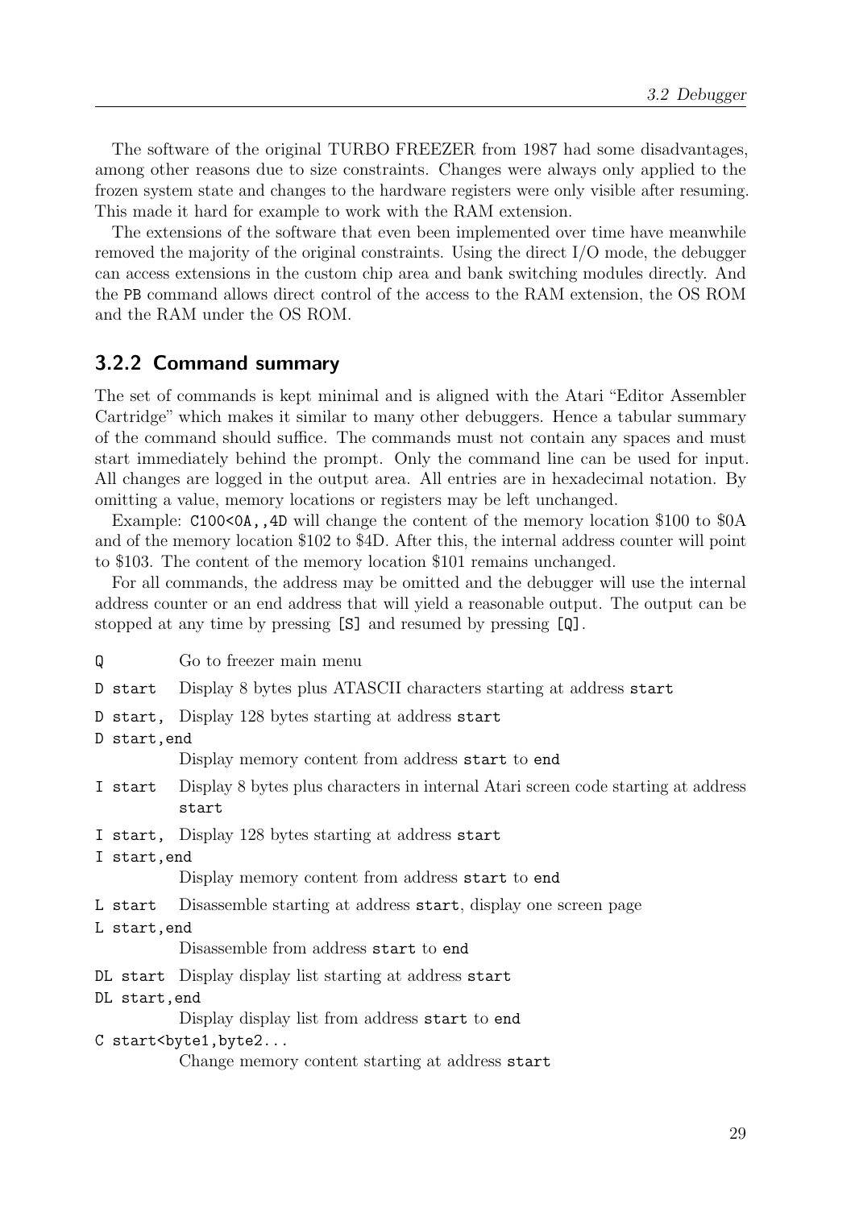The software of the original TURBO FREEZER from 1987 had some disadvantages, among other reasons due to size constraints. Changes were always only applied to the frozen system state and changes to the hardware registers were only visible after resuming. This made it hard for example to work with the RAM extension.

The extensions of the software that even been implemented over time have meanwhile removed the majority of the original constraints. Using the direct I/O mode, the debugger can access extensions in the custom chip area and bank switching modules directly. And the `PB` command allows direct control of the access to the RAM extension, the OS ROM and the RAM under the OS ROM.

### 3.2.2 Command summary

The set of commands is kept minimal and is aligned with the Atari "Editor Assembler Cartridge" which makes it similar to many other debuggers. Hence a tabular summary of the command should suffice. The commands must not contain any spaces and must start immediately behind the prompt. Only the command line can be used for input. All changes are logged in the output area. All entries are in hexadecimal notation. By omitting a value, memory locations or registers may be left unchanged.

Example: `C100<0A,,4D` will change the content of the memory location $100 to $0A and of the memory location $102 to $4D. After this, the internal address counter will point to $103. The content of the memory location $101 remains unchanged.

For all commands, the address may be omitted and the debugger will use the internal address counter or an end address that will yield a reasonable output. The output can be stopped at any time by pressing `[S]` and resumed by pressing `[Q]`.

`Q` Go to freezer main menu

`D start` Display 8 bytes plus ATASCII characters starting at address `start`

`D start,` Display 128 bytes starting at address `start`

`D start,end`
Display memory content from address `start` to `end`

`I start` Display 8 bytes plus characters in internal Atari screen code starting at address `start`

`I start,` Display 128 bytes starting at address `start`

`I start,end`
Display memory content from address `start` to `end`

`L start` Disassemble starting at address `start`, display one screen page

`L start,end`
Disassemble from address `start` to `end`

`DL start` Display display list starting at address `start`

`DL start,end`
Display display list from address `start` to `end`

`C start<byte1,byte2...`
Change memory content starting at address `start`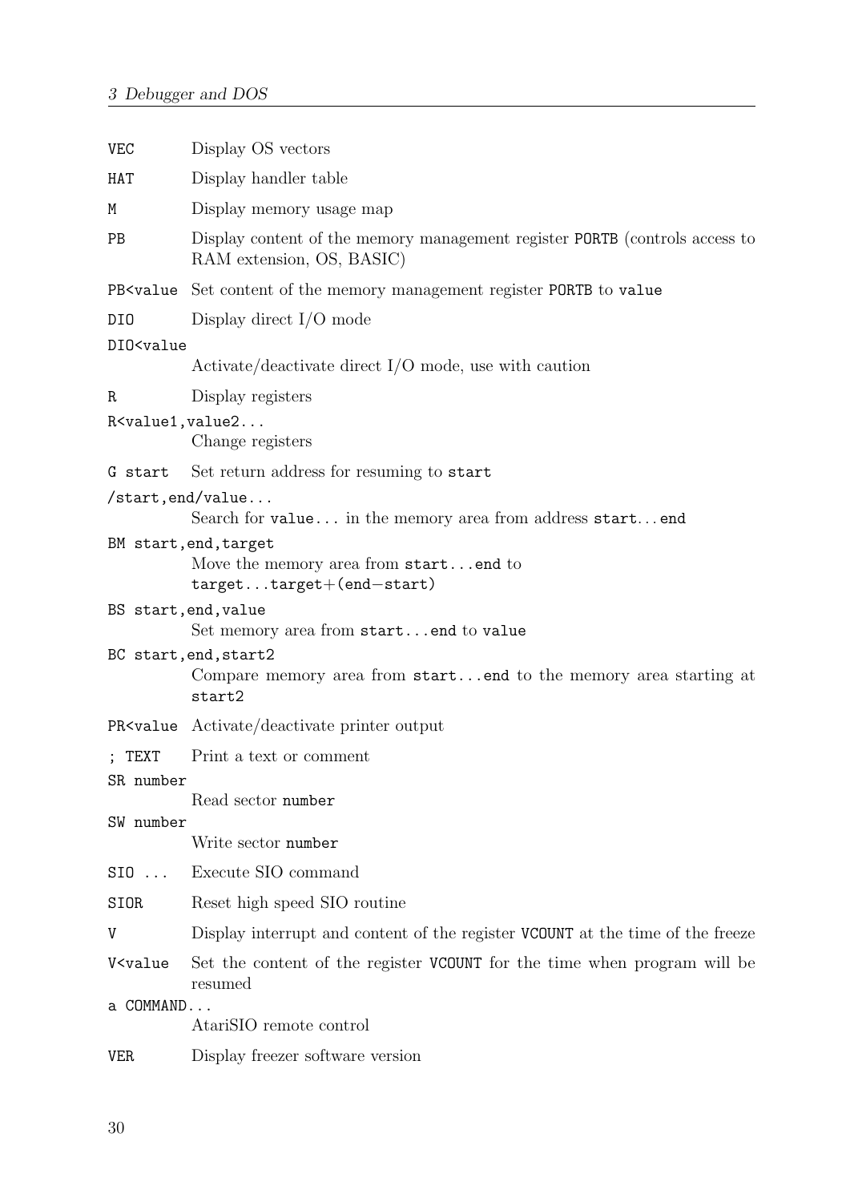| Command | Description |
| --- | --- |
| `VEC` | Display OS vectors |
| `HAT` | Display handler table |
| `M` | Display memory usage map |
| `PB` | Display content of the memory management register `PORTB` (controls access to RAM extension, OS, BASIC) |
| `PB<value` | Set content of the memory management register `PORTB` to `value` |
| `DIO` | Display direct I/O mode |
| `DIO<value` | Activate/deactivate direct I/O mode, use with caution |
| `R` | Display registers |
| `R<value1,value2...` | Change registers |
| `G start` | Set return address for resuming to `start` |
| `/start,end/value...` | Search for `value...` in the memory area from address `start...end` |
| `BM start,end,target` | Move the memory area from `start...end` to `target...target+(end−start)` |
| `BS start,end,value` | Set memory area from `start...end` to `value` |
| `BC start,end,start2` | Compare memory area from `start...end` to the memory area starting at `start2` |
| `PR<value` | Activate/deactivate printer output |
| `; TEXT` | Print a text or comment |
| `SR number` | Read sector `number` |
| `SW number` | Write sector `number` |
| `SIO ...` | Execute SIO command |
| `SIOR` | Reset high speed SIO routine |
| `V` | Display interrupt and content of the register `VCOUNT` at the time of the freeze |
| `V<value` | Set the content of the register `VCOUNT` for the time when program will be resumed |
| `a COMMAND...` | AtariSIO remote control |
| `VER` | Display freezer software version |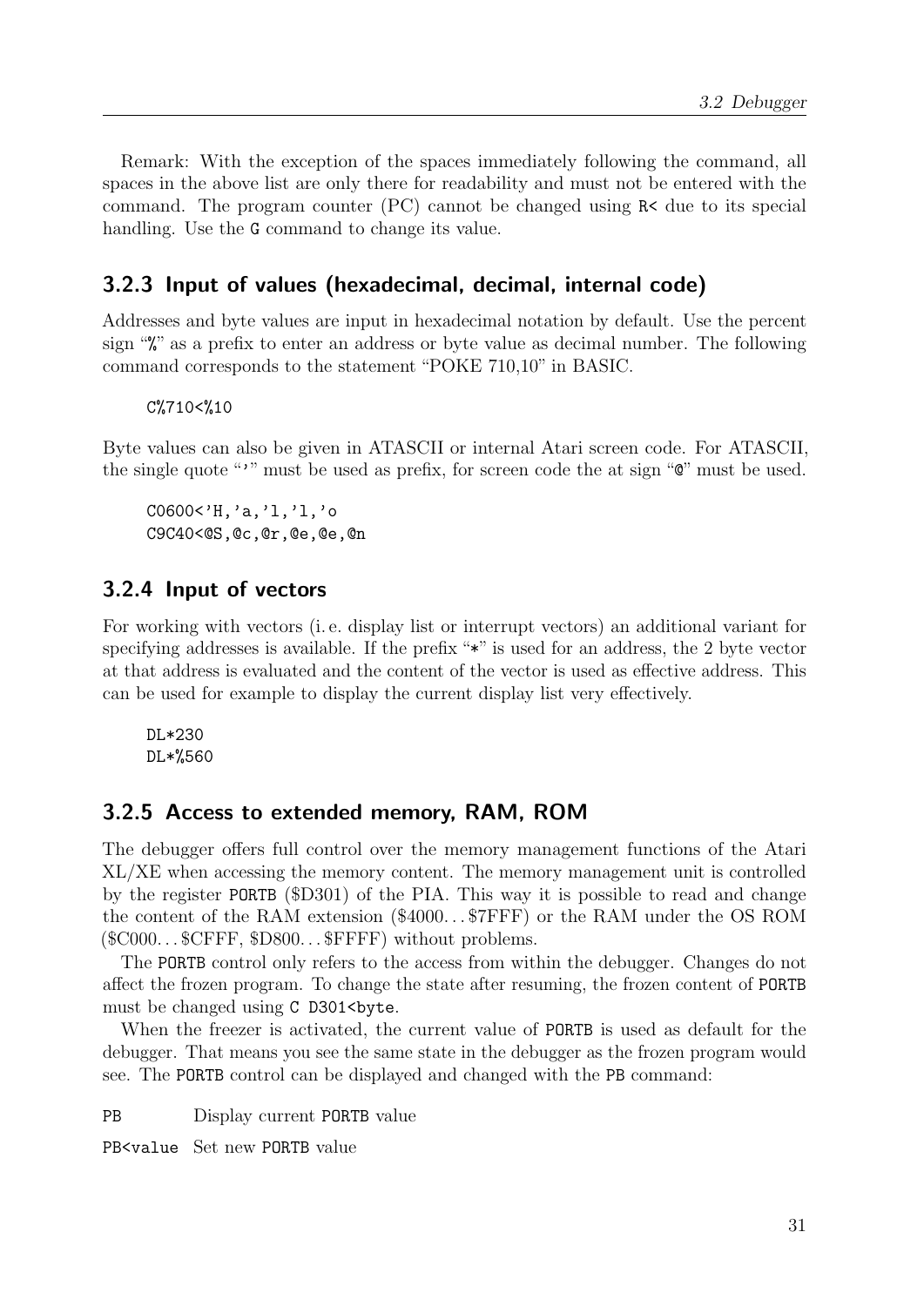Remark: With the exception of the spaces immediately following the command, all spaces in the above list are only there for readability and must not be entered with the command. The program counter (PC) cannot be changed using `R<` due to its special handling. Use the `G` command to change its value.

### 3.2.3 Input of values (hexadecimal, decimal, internal code)

Addresses and byte values are input in hexadecimal notation by default. Use the percent sign "`%`" as a prefix to enter an address or byte value as decimal number. The following command corresponds to the statement "POKE 710,10" in BASIC.

```
C%710<%10
```

Byte values can also be given in ATASCII or internal Atari screen code. For ATASCII, the single quote "`'`" must be used as prefix, for screen code the at sign "`@`" must be used.

```
C0600<'H,'a,'l,'l,'o
C9C40<@S,@c,@r,@e,@e,@n
```

### 3.2.4 Input of vectors

For working with vectors (i. e. display list or interrupt vectors) an additional variant for specifying addresses is available. If the prefix "`*`" is used for an address, the 2 byte vector at that address is evaluated and the content of the vector is used as effective address. This can be used for example to display the current display list very effectively.

```
DL*230
DL*%560
```

### 3.2.5 Access to extended memory, RAM, ROM

The debugger offers full control over the memory management functions of the Atari XL/XE when accessing the memory content. The memory management unit is controlled by the register `PORTB` ($D301) of the PIA. This way it is possible to read and change the content of the RAM extension ($4000…$7FFF) or the RAM under the OS ROM ($C000…$CFFF, $D800…$FFFF) without problems.

The `PORTB` control only refers to the access from within the debugger. Changes do not affect the frozen program. To change the state after resuming, the frozen content of `PORTB` must be changed using `C D301<byte`.

When the freezer is activated, the current value of `PORTB` is used as default for the debugger. That means you see the same state in the debugger as the frozen program would see. The `PORTB` control can be displayed and changed with the `PB` command:

| | |
|---|---|
| `PB` | Display current `PORTB` value |
| `PB<value` | Set new `PORTB` value |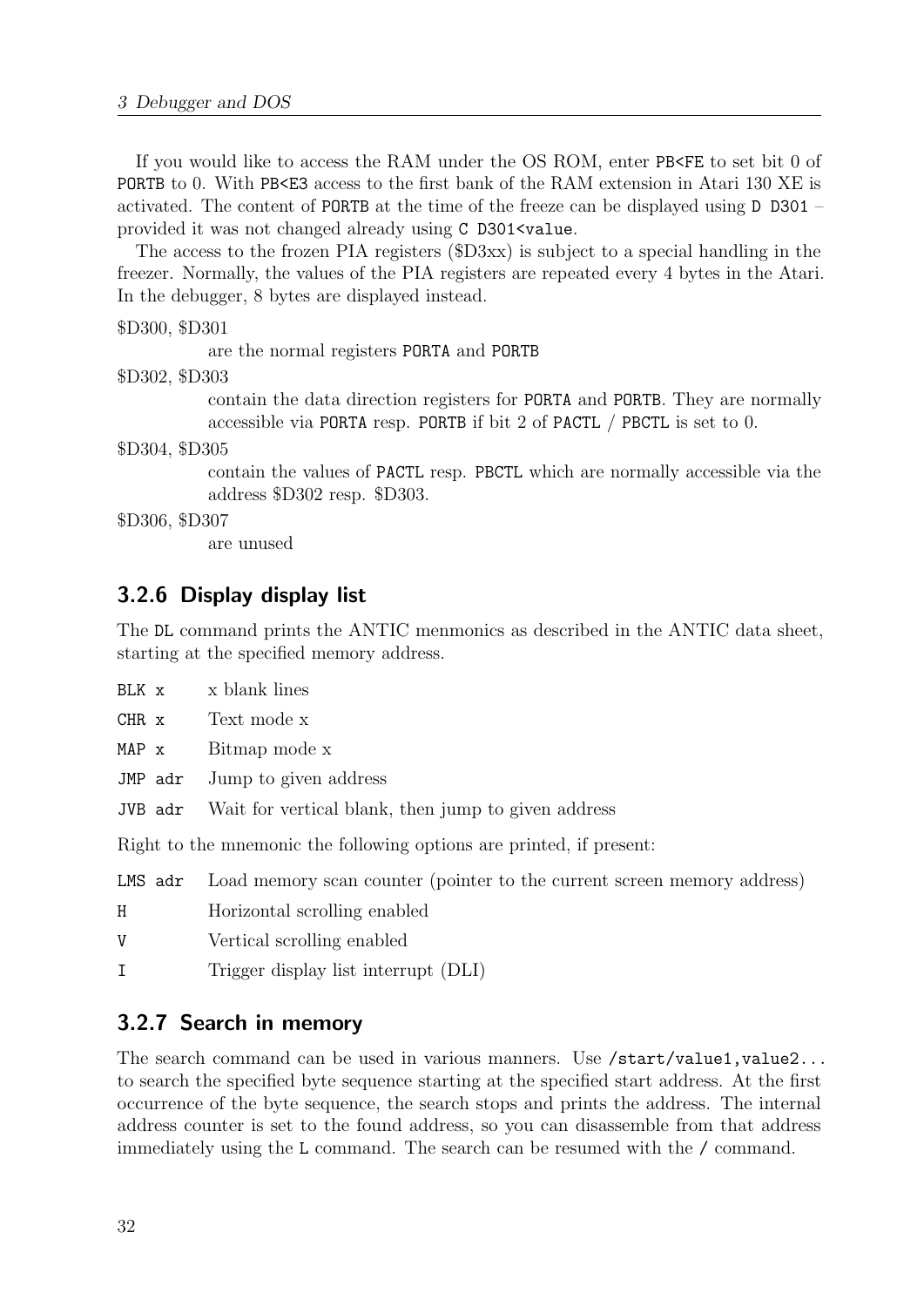If you would like to access the RAM under the OS ROM, enter `PB<FE` to set bit 0 of `PORTB` to 0. With `PB<E3` access to the first bank of the RAM extension in Atari 130 XE is activated. The content of `PORTB` at the time of the freeze can be displayed using `D D301` – provided it was not changed already using `C D301<value`.

The access to the frozen PIA registers ($D3xx) is subject to a special handling in the freezer. Normally, the values of the PIA registers are repeated every 4 bytes in the Atari. In the debugger, 8 bytes are displayed instead.

$D300, $D301
: are the normal registers `PORTA` and `PORTB`

$D302, $D303
: contain the data direction registers for `PORTA` and `PORTB`. They are normally accessible via `PORTA` resp. `PORTB` if bit 2 of `PACTL` / `PBCTL` is set to 0.

$D304, $D305
: contain the values of `PACTL` resp. `PBCTL` which are normally accessible via the address $D302 resp. $D303.

$D306, $D307
: are unused

### 3.2.6 Display display list

The `DL` command prints the ANTIC menmonics as described in the ANTIC data sheet, starting at the specified memory address.

| | |
|---|---|
| `BLK x` | x blank lines |
| `CHR x` | Text mode x |
| `MAP x` | Bitmap mode x |
| `JMP adr` | Jump to given address |
| `JVB adr` | Wait for vertical blank, then jump to given address |

Right to the mnemonic the following options are printed, if present:

| | |
|---|---|
| `LMS adr` | Load memory scan counter (pointer to the current screen memory address) |
| `H` | Horizontal scrolling enabled |
| `V` | Vertical scrolling enabled |
| `I` | Trigger display list interrupt (DLI) |

### 3.2.7 Search in memory

The search command can be used in various manners. Use `/start/value1,value2...` to search the specified byte sequence starting at the specified start address. At the first occurrence of the byte sequence, the search stops and prints the address. The internal address counter is set to the found address, so you can disassemble from that address immediately using the `L` command. The search can be resumed with the `/` command.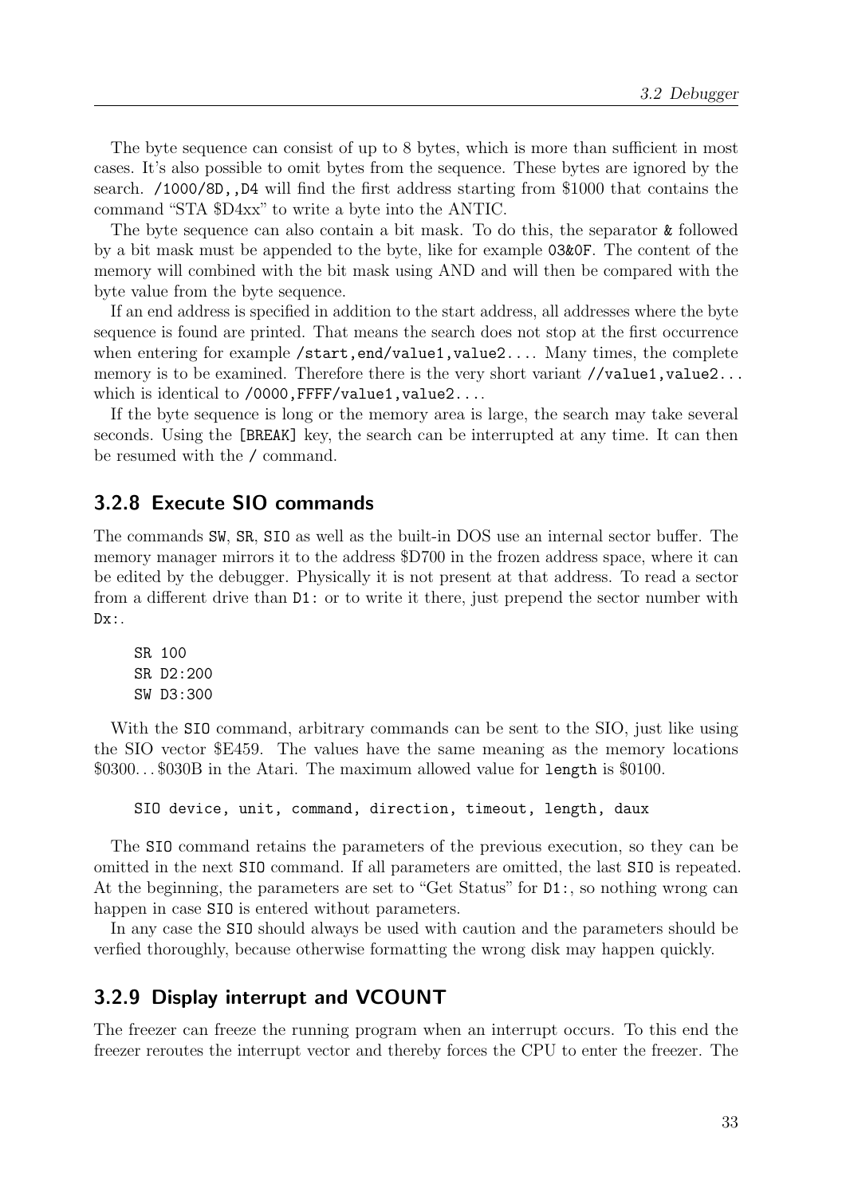The byte sequence can consist of up to 8 bytes, which is more than sufficient in most cases. It's also possible to omit bytes from the sequence. These bytes are ignored by the search. `/1000/8D,,D4` will find the first address starting from $1000 that contains the command "STA $D4xx" to write a byte into the ANTIC.

The byte sequence can also contain a bit mask. To do this, the separator `&` followed by a bit mask must be appended to the byte, like for example `03&0F`. The content of the memory will combined with the bit mask using AND and will then be compared with the byte value from the byte sequence.

If an end address is specified in addition to the start address, all addresses where the byte sequence is found are printed. That means the search does not stop at the first occurrence when entering for example `/start,end/value1,value2...`. Many times, the complete memory is to be examined. Therefore there is the very short variant `//value1,value2...` which is identical to `/0000,FFFF/value1,value2...`.

If the byte sequence is long or the memory area is large, the search may take several seconds. Using the `[BREAK]` key, the search can be interrupted at any time. It can then be resumed with the `/` command.

### 3.2.8 Execute SIO commands

The commands `SW`, `SR`, `SIO` as well as the built-in DOS use an internal sector buffer. The memory manager mirrors it to the address $D700 in the frozen address space, where it can be edited by the debugger. Physically it is not present at that address. To read a sector from a different drive than `D1:` or to write it there, just prepend the sector number with `Dx:`.

```
SR 100
SR D2:200
SW D3:300
```

With the `SIO` command, arbitrary commands can be sent to the SIO, just like using the SIO vector $E459. The values have the same meaning as the memory locations $0300...$030B in the Atari. The maximum allowed value for `length` is $0100.

```
SIO device, unit, command, direction, timeout, length, daux
```

The `SIO` command retains the parameters of the previous execution, so they can be omitted in the next `SIO` command. If all parameters are omitted, the last `SIO` is repeated. At the beginning, the parameters are set to "Get Status" for `D1:`, so nothing wrong can happen in case `SIO` is entered without parameters.

In any case the `SIO` should always be used with caution and the parameters should be verfied thoroughly, because otherwise formatting the wrong disk may happen quickly.

### 3.2.9 Display interrupt and VCOUNT

The freezer can freeze the running program when an interrupt occurs. To this end the freezer reroutes the interrupt vector and thereby forces the CPU to enter the freezer. The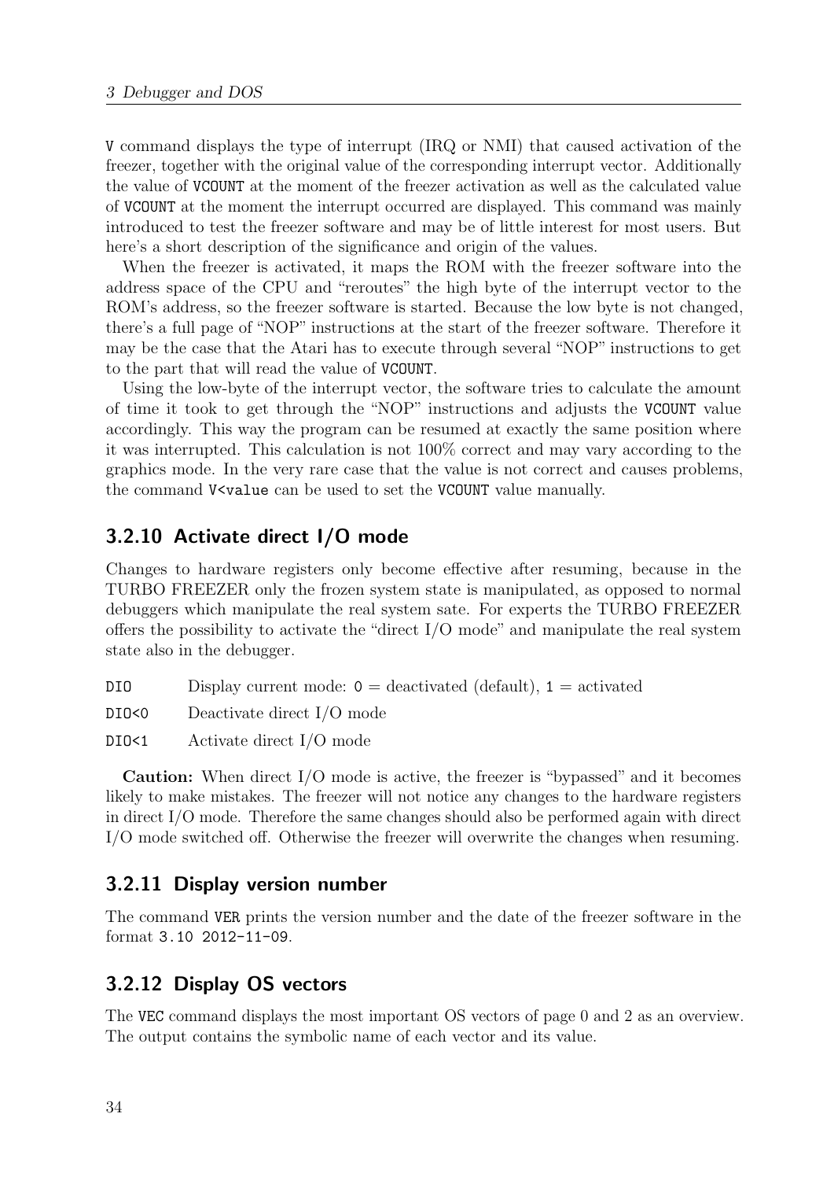V command displays the type of interrupt (IRQ or NMI) that caused activation of the freezer, together with the original value of the corresponding interrupt vector. Additionally the value of VCOUNT at the moment of the freezer activation as well as the calculated value of VCOUNT at the moment the interrupt occurred are displayed. This command was mainly introduced to test the freezer software and may be of little interest for most users. But here's a short description of the significance and origin of the values.

When the freezer is activated, it maps the ROM with the freezer software into the address space of the CPU and "reroutes" the high byte of the interrupt vector to the ROM's address, so the freezer software is started. Because the low byte is not changed, there's a full page of "NOP" instructions at the start of the freezer software. Therefore it may be the case that the Atari has to execute through several "NOP" instructions to get to the part that will read the value of VCOUNT.

Using the low-byte of the interrupt vector, the software tries to calculate the amount of time it took to get through the "NOP" instructions and adjusts the VCOUNT value accordingly. This way the program can be resumed at exactly the same position where it was interrupted. This calculation is not 100% correct and may vary according to the graphics mode. In the very rare case that the value is not correct and causes problems, the command `V<value` can be used to set the VCOUNT value manually.

### 3.2.10 Activate direct I/O mode

Changes to hardware registers only become effective after resuming, because in the TURBO FREEZER only the frozen system state is manipulated, as opposed to normal debuggers which manipulate the real system sate. For experts the TURBO FREEZER offers the possibility to activate the "direct I/O mode" and manipulate the real system state also in the debugger.

| | |
|---|---|
| `DIO` | Display current mode: `0` = deactivated (default), `1` = activated |
| `DIO<0` | Deactivate direct I/O mode |
| `DIO<1` | Activate direct I/O mode |

**Caution:** When direct I/O mode is active, the freezer is "bypassed" and it becomes likely to make mistakes. The freezer will not notice any changes to the hardware registers in direct I/O mode. Therefore the same changes should also be performed again with direct I/O mode switched off. Otherwise the freezer will overwrite the changes when resuming.

### 3.2.11 Display version number

The command VER prints the version number and the date of the freezer software in the format `3.10 2012-11-09`.

### 3.2.12 Display OS vectors

The VEC command displays the most important OS vectors of page 0 and 2 as an overview. The output contains the symbolic name of each vector and its value.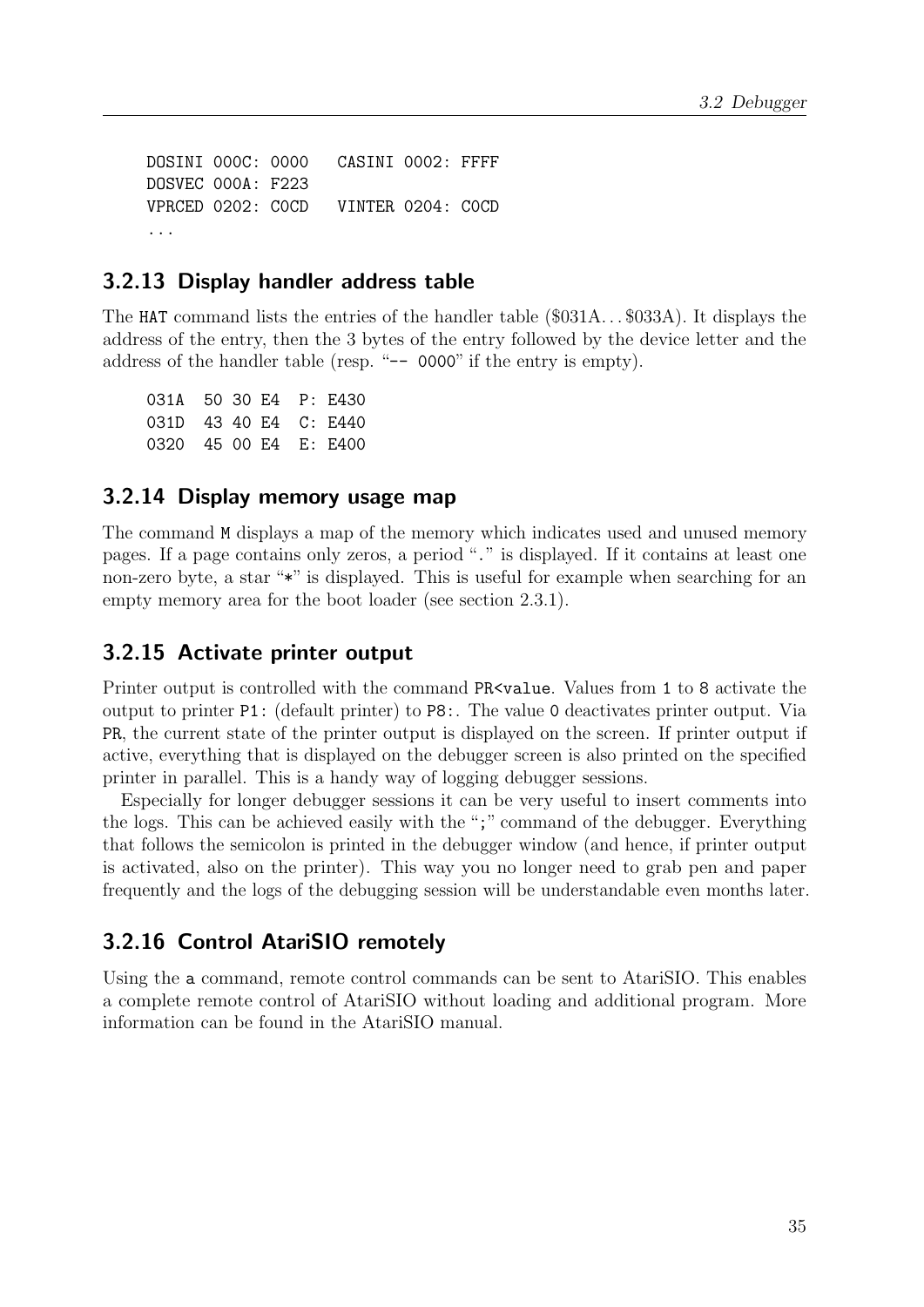```
DOSINI 000C: 0000   CASINI 0002: FFFF
DOSVEC 000A: F223
VPRCED 0202: C0CD   VINTER 0204: C0CD
...
```

### 3.2.13 Display handler address table

The `HAT` command lists the entries of the handler table ($031A…$033A). It displays the address of the entry, then the 3 bytes of the entry followed by the device letter and the address of the handler table (resp. "`-- 0000`" if the entry is empty).

```
031A  50 30 E4  P: E430
031D  43 40 E4  C: E440
0320  45 00 E4  E: E400
```

### 3.2.14 Display memory usage map

The command `M` displays a map of the memory which indicates used and unused memory pages. If a page contains only zeros, a period "`.`" is displayed. If it contains at least one non-zero byte, a star "`*`" is displayed. This is useful for example when searching for an empty memory area for the boot loader (see section 2.3.1).

### 3.2.15 Activate printer output

Printer output is controlled with the command `PR<value`. Values from `1` to `8` activate the output to printer `P1:` (default printer) to `P8:`. The value `0` deactivates printer output. Via `PR`, the current state of the printer output is displayed on the screen. If printer output if active, everything that is displayed on the debugger screen is also printed on the specified printer in parallel. This is a handy way of logging debugger sessions.

Especially for longer debugger sessions it can be very useful to insert comments into the logs. This can be achieved easily with the "`;`" command of the debugger. Everything that follows the semicolon is printed in the debugger window (and hence, if printer output is activated, also on the printer). This way you no longer need to grab pen and paper frequently and the logs of the debugging session will be understandable even months later.

### 3.2.16 Control AtariSIO remotely

Using the `a` command, remote control commands can be sent to AtariSIO. This enables a complete remote control of AtariSIO without loading and additional program. More information can be found in the AtariSIO manual.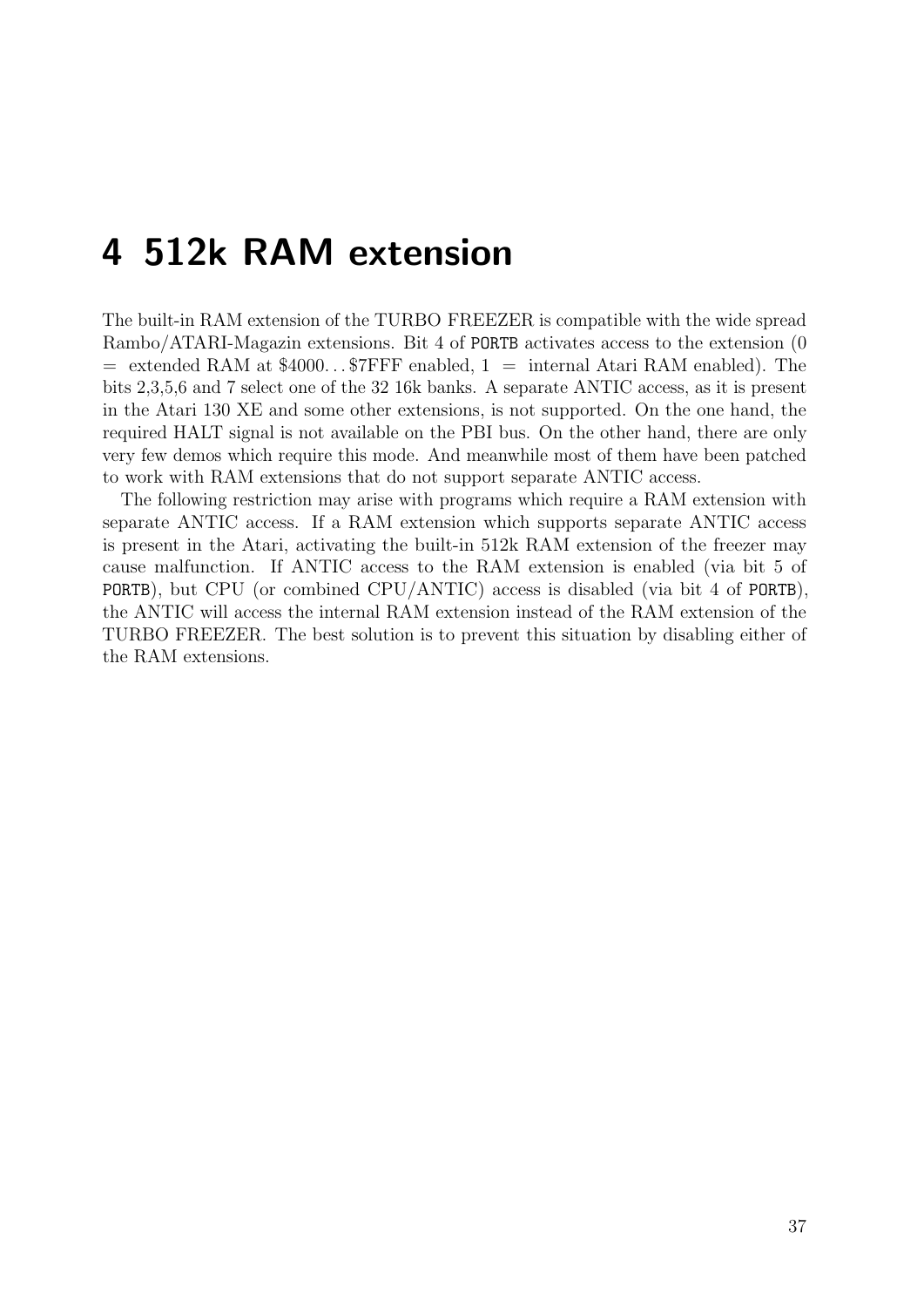# 4 512k RAM extension

The built-in RAM extension of the TURBO FREEZER is compatible with the wide spread Rambo/ATARI-Magazin extensions. Bit 4 of `PORTB` activates access to the extension (0 = extended RAM at \$4000. . . \$7FFF enabled, 1 = internal Atari RAM enabled). The bits 2,3,5,6 and 7 select one of the 32 16k banks. A separate ANTIC access, as it is present in the Atari 130 XE and some other extensions, is not supported. On the one hand, the required HALT signal is not available on the PBI bus. On the other hand, there are only very few demos which require this mode. And meanwhile most of them have been patched to work with RAM extensions that do not support separate ANTIC access.

The following restriction may arise with programs which require a RAM extension with separate ANTIC access. If a RAM extension which supports separate ANTIC access is present in the Atari, activating the built-in 512k RAM extension of the freezer may cause malfunction. If ANTIC access to the RAM extension is enabled (via bit 5 of `PORTB`), but CPU (or combined CPU/ANTIC) access is disabled (via bit 4 of `PORTB`), the ANTIC will access the internal RAM extension instead of the RAM extension of the TURBO FREEZER. The best solution is to prevent this situation by disabling either of the RAM extensions.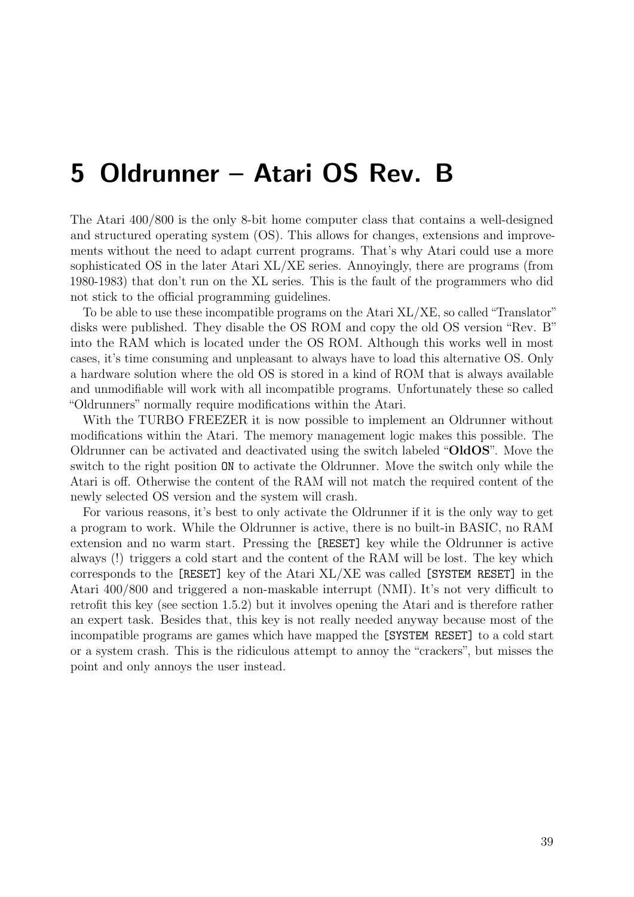# 5 Oldrunner – Atari OS Rev. B

The Atari 400/800 is the only 8-bit home computer class that contains a well-designed and structured operating system (OS). This allows for changes, extensions and improvements without the need to adapt current programs. That's why Atari could use a more sophisticated OS in the later Atari XL/XE series. Annoyingly, there are programs (from 1980-1983) that don't run on the XL series. This is the fault of the programmers who did not stick to the official programming guidelines.

To be able to use these incompatible programs on the Atari XL/XE, so called "Translator" disks were published. They disable the OS ROM and copy the old OS version "Rev. B" into the RAM which is located under the OS ROM. Although this works well in most cases, it's time consuming and unpleasant to always have to load this alternative OS. Only a hardware solution where the old OS is stored in a kind of ROM that is always available and unmodifiable will work with all incompatible programs. Unfortunately these so called "Oldrunners" normally require modifications within the Atari.

With the TURBO FREEZER it is now possible to implement an Oldrunner without modifications within the Atari. The memory management logic makes this possible. The Oldrunner can be activated and deactivated using the switch labeled "**OldOS**". Move the switch to the right position `ON` to activate the Oldrunner. Move the switch only while the Atari is off. Otherwise the content of the RAM will not match the required content of the newly selected OS version and the system will crash.

For various reasons, it's best to only activate the Oldrunner if it is the only way to get a program to work. While the Oldrunner is active, there is no built-in BASIC, no RAM extension and no warm start. Pressing the `[RESET]` key while the Oldrunner is active always (!) triggers a cold start and the content of the RAM will be lost. The key which corresponds to the `[RESET]` key of the Atari XL/XE was called `[SYSTEM RESET]` in the Atari 400/800 and triggered a non-maskable interrupt (NMI). It's not very difficult to retrofit this key (see section 1.5.2) but it involves opening the Atari and is therefore rather an expert task. Besides that, this key is not really needed anyway because most of the incompatible programs are games which have mapped the `[SYSTEM RESET]` to a cold start or a system crash. This is the ridiculous attempt to annoy the "crackers", but misses the point and only annoys the user instead.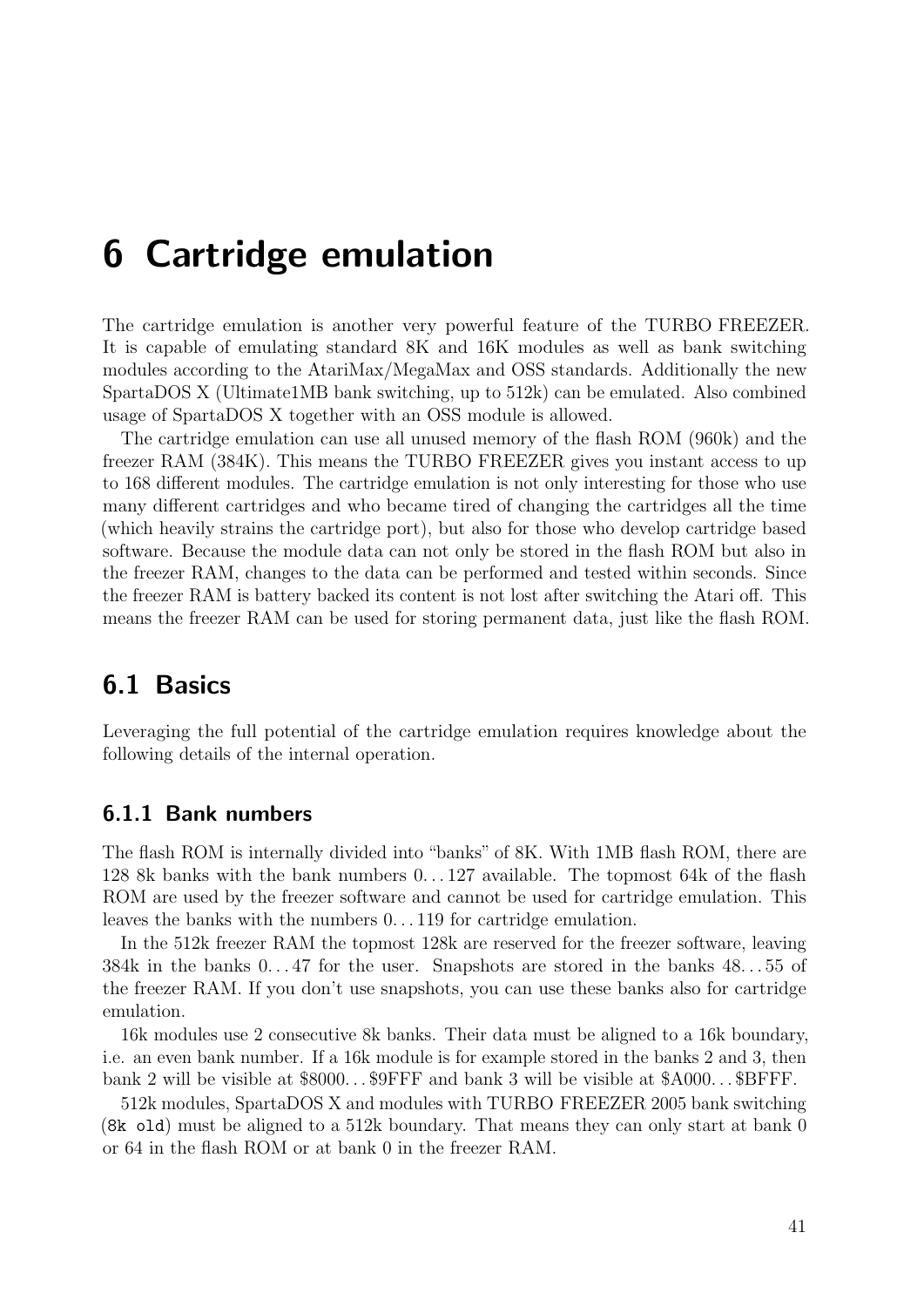# 6 Cartridge emulation

The cartridge emulation is another very powerful feature of the TURBO FREEZER. It is capable of emulating standard 8K and 16K modules as well as bank switching modules according to the AtariMax/MegaMax and OSS standards. Additionally the new SpartaDOS X (Ultimate1MB bank switching, up to 512k) can be emulated. Also combined usage of SpartaDOS X together with an OSS module is allowed.

The cartridge emulation can use all unused memory of the flash ROM (960k) and the freezer RAM (384K). This means the TURBO FREEZER gives you instant access to up to 168 different modules. The cartridge emulation is not only interesting for those who use many different cartridges and who became tired of changing the cartridges all the time (which heavily strains the cartridge port), but also for those who develop cartridge based software. Because the module data can not only be stored in the flash ROM but also in the freezer RAM, changes to the data can be performed and tested within seconds. Since the freezer RAM is battery backed its content is not lost after switching the Atari off. This means the freezer RAM can be used for storing permanent data, just like the flash ROM.

## 6.1 Basics

Leveraging the full potential of the cartridge emulation requires knowledge about the following details of the internal operation.

### 6.1.1 Bank numbers

The flash ROM is internally divided into "banks" of 8K. With 1MB flash ROM, there are 128 8k banks with the bank numbers 0. . . 127 available. The topmost 64k of the flash ROM are used by the freezer software and cannot be used for cartridge emulation. This leaves the banks with the numbers 0. . . 119 for cartridge emulation.

In the 512k freezer RAM the topmost 128k are reserved for the freezer software, leaving 384k in the banks 0. . . 47 for the user. Snapshots are stored in the banks 48. . . 55 of the freezer RAM. If you don't use snapshots, you can use these banks also for cartridge emulation.

16k modules use 2 consecutive 8k banks. Their data must be aligned to a 16k boundary, i.e. an even bank number. If a 16k module is for example stored in the banks 2 and 3, then bank 2 will be visible at $8000. . . $9FFF and bank 3 will be visible at $A000. . . $BFFF.

512k modules, SpartaDOS X and modules with TURBO FREEZER 2005 bank switching (`8k old`) must be aligned to a 512k boundary. That means they can only start at bank 0 or 64 in the flash ROM or at bank 0 in the freezer RAM.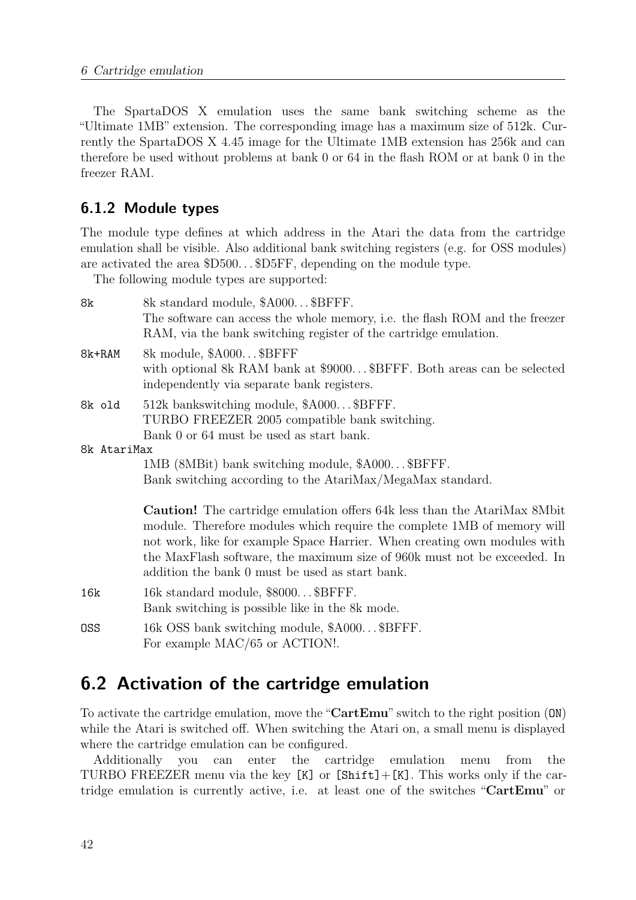The SpartaDOS X emulation uses the same bank switching scheme as the "Ultimate 1MB" extension. The corresponding image has a maximum size of 512k. Currently the SpartaDOS X 4.45 image for the Ultimate 1MB extension has 256k and can therefore be used without problems at bank 0 or 64 in the flash ROM or at bank 0 in the freezer RAM.

### 6.1.2 Module types

The module type defines at which address in the Atari the data from the cartridge emulation shall be visible. Also additional bank switching registers (e.g. for OSS modules) are activated the area \$D500...\$D5FF, depending on the module type.

The following module types are supported:

`8k`
: 8k standard module, \$A000...\$BFFF.
  The software can access the whole memory, i.e. the flash ROM and the freezer RAM, via the bank switching register of the cartridge emulation.

`8k+RAM`
: 8k module, \$A000...\$BFFF
  with optional 8k RAM bank at \$9000...\$BFFF. Both areas can be selected independently via separate bank registers.

`8k old`
: 512k bankswitching module, \$A000...\$BFFF.
  TURBO FREEZER 2005 compatible bank switching.
  Bank 0 or 64 must be used as start bank.

`8k AtariMax`
: 1MB (8MBit) bank switching module, \$A000...\$BFFF.
  Bank switching according to the AtariMax/MegaMax standard.

  **Caution!** The cartridge emulation offers 64k less than the AtariMax 8Mbit module. Therefore modules which require the complete 1MB of memory will not work, like for example Space Harrier. When creating own modules with the MaxFlash software, the maximum size of 960k must not be exceeded. In addition the bank 0 must be used as start bank.

`16k`
: 16k standard module, \$8000...\$BFFF.
  Bank switching is possible like in the 8k mode.

`OSS`
: 16k OSS bank switching module, \$A000...\$BFFF.
  For example MAC/65 or ACTION!.

## 6.2 Activation of the cartridge emulation

To activate the cartridge emulation, move the "**CartEmu**" switch to the right position (`ON`) while the Atari is switched off. When switching the Atari on, a small menu is displayed where the cartridge emulation can be configured.

Additionally you can enter the cartridge emulation menu from the TURBO FREEZER menu via the key `[K]` or `[Shift]`+`[K]`. This works only if the cartridge emulation is currently active, i.e. at least one of the switches "**CartEmu**" or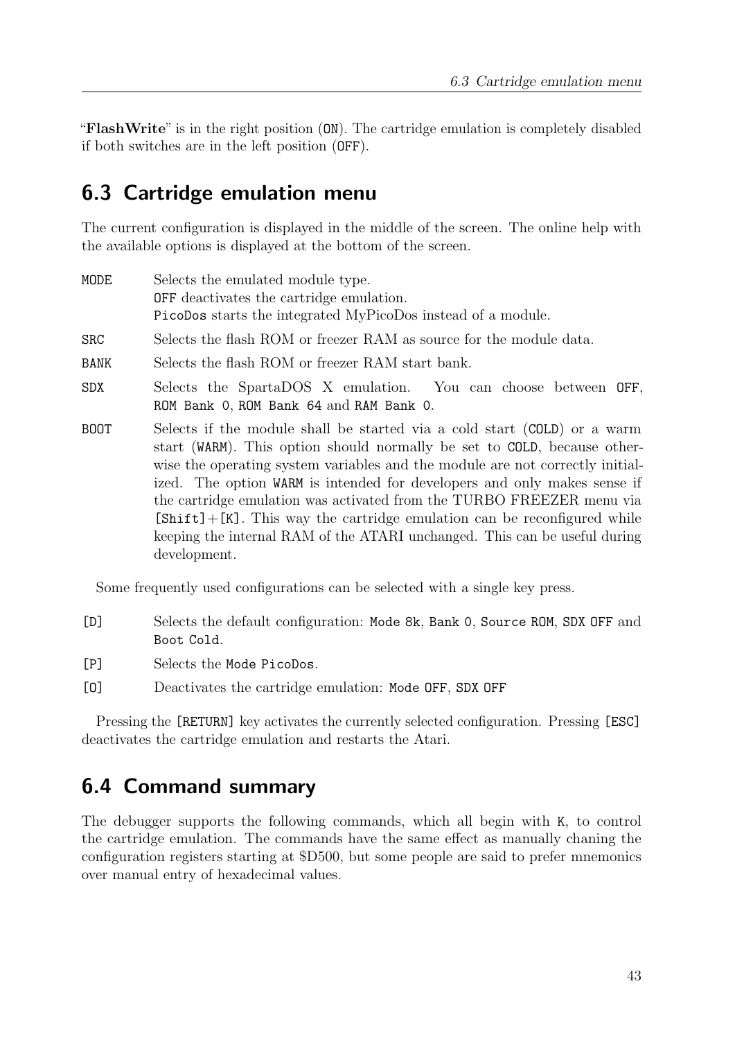"**FlashWrite**" is in the right position (`ON`). The cartridge emulation is completely disabled if both switches are in the left position (`OFF`).

## 6.3 Cartridge emulation menu

The current configuration is displayed in the middle of the screen. The online help with the available options is displayed at the bottom of the screen.

- `MODE` Selects the emulated module type.
  `OFF` deactivates the cartridge emulation.
  `PicoDos` starts the integrated MyPicoDos instead of a module.
- `SRC` Selects the flash ROM or freezer RAM as source for the module data.
- `BANK` Selects the flash ROM or freezer RAM start bank.
- `SDX` Selects the SpartaDOS X emulation. You can choose between `OFF`, `ROM Bank 0`, `ROM Bank 64` and `RAM Bank 0`.
- `BOOT` Selects if the module shall be started via a cold start (`COLD`) or a warm start (`WARM`). This option should normally be set to `COLD`, because otherwise the operating system variables and the module are not correctly initialized. The option `WARM` is intended for developers and only makes sense if the cartridge emulation was activated from the TURBO FREEZER menu via `[Shift]`+`[K]`. This way the cartridge emulation can be reconfigured while keeping the internal RAM of the ATARI unchanged. This can be useful during development.

Some frequently used configurations can be selected with a single key press.

- `[D]` Selects the default configuration: `Mode 8k`, `Bank 0`, `Source ROM`, `SDX OFF` and `Boot Cold`.
- `[P]` Selects the `Mode PicoDos`.
- `[O]` Deactivates the cartridge emulation: `Mode OFF`, `SDX OFF`

Pressing the `[RETURN]` key activates the currently selected configuration. Pressing `[ESC]` deactivates the cartridge emulation and restarts the Atari.

## 6.4 Command summary

The debugger supports the following commands, which all begin with `K`, to control the cartridge emulation. The commands have the same effect as manually chaning the configuration registers starting at $D500, but some people are said to prefer mnemonics over manual entry of hexadecimal values.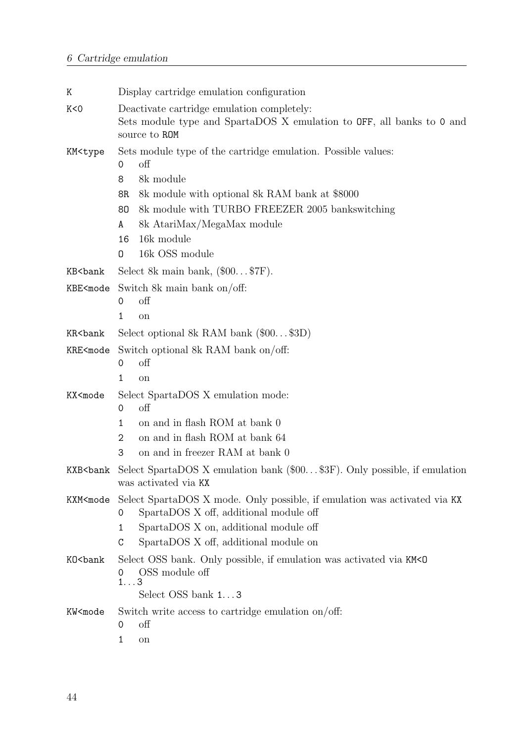| | |
|---|---|
| `K` | Display cartridge emulation configuration |
| `K<0` | Deactivate cartridge emulation completely: Sets module type and SpartaDOS X emulation to `OFF`, all banks to `0` and source to `ROM` |
| `KM<type` | Sets module type of the cartridge emulation. Possible values:<br>`0` off<br>`8` 8k module<br>`8R` 8k module with optional 8k RAM bank at $8000<br>`8O` 8k module with TURBO FREEZER 2005 bankswitching<br>`A` 8k AtariMax/MegaMax module<br>`16` 16k module<br>`O` 16k OSS module |
| `KB<bank` | Select 8k main bank, ($00…$7F). |
| `KBE<mode` | Switch 8k main bank on/off:<br>`0` off<br>`1` on |
| `KR<bank` | Select optional 8k RAM bank ($00…$3D) |
| `KRE<mode` | Switch optional 8k RAM bank on/off:<br>`0` off<br>`1` on |
| `KX<mode` | Select SpartaDOS X emulation mode:<br>`0` off<br>`1` on and in flash ROM at bank 0<br>`2` on and in flash ROM at bank 64<br>`3` on and in freezer RAM at bank 0 |
| `KXB<bank` | Select SpartaDOS X emulation bank ($00…$3F). Only possible, if emulation was activated via `KX` |
| `KXM<mode` | Select SpartaDOS X mode. Only possible, if emulation was activated via `KX`<br>`0` SpartaDOS X off, additional module off<br>`1` SpartaDOS X on, additional module off<br>`C` SpartaDOS X off, additional module on |
| `KO<bank` | Select OSS bank. Only possible, if emulation was activated via `KM<O`<br>`0` OSS module off<br>`1…3` Select OSS bank `1…3` |
| `KW<mode` | Switch write access to cartridge emulation on/off:<br>`0` off<br>`1` on |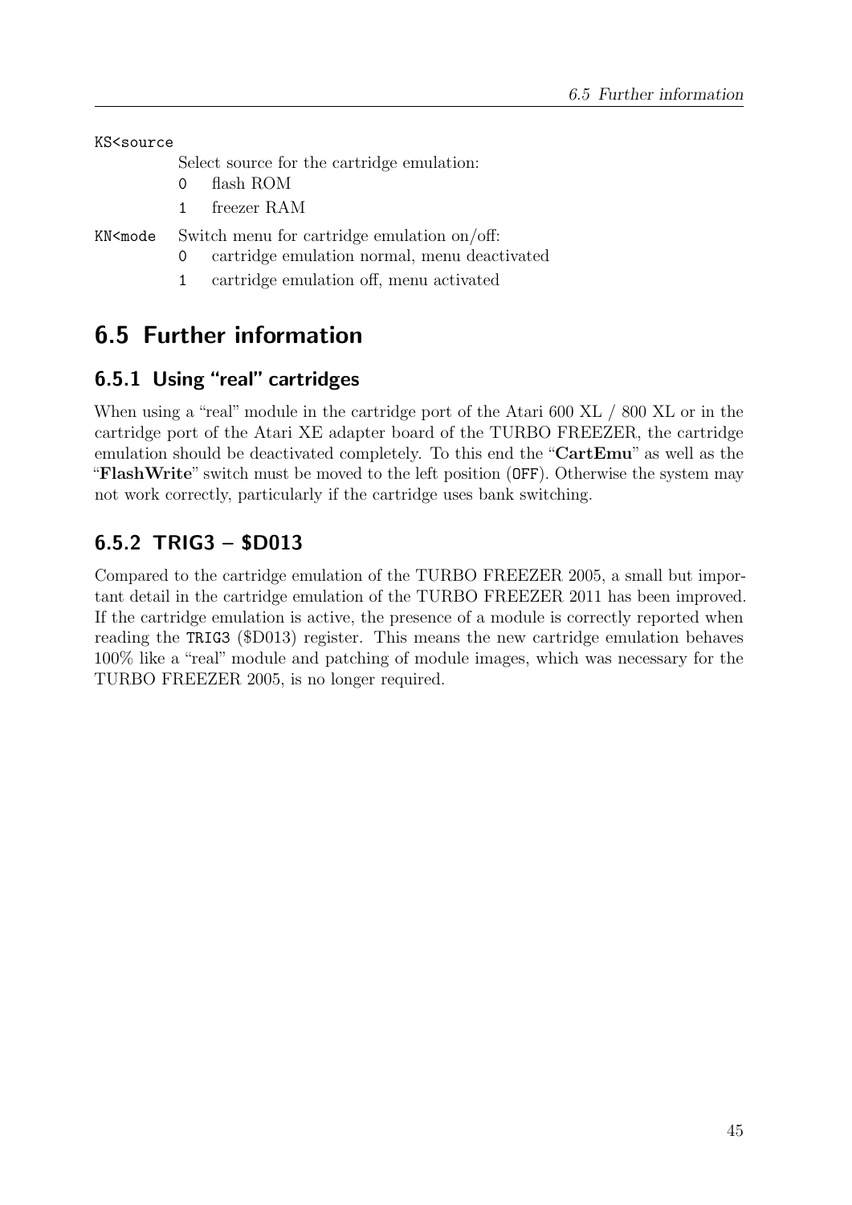`KS<source`

Select source for the cartridge emulation:

- `0` flash ROM
- `1` freezer RAM

`KN<mode` Switch menu for cartridge emulation on/off:

- `0` cartridge emulation normal, menu deactivated
- `1` cartridge emulation off, menu activated

## 6.5 Further information

### 6.5.1 Using “real” cartridges

When using a “real” module in the cartridge port of the Atari 600 XL / 800 XL or in the cartridge port of the Atari XE adapter board of the TURBO FREEZER, the cartridge emulation should be deactivated completely. To this end the “**CartEmu**” as well as the “**FlashWrite**” switch must be moved to the left position (`OFF`). Otherwise the system may not work correctly, particularly if the cartridge uses bank switching.

### 6.5.2 TRIG3 – $D013

Compared to the cartridge emulation of the TURBO FREEZER 2005, a small but important detail in the cartridge emulation of the TURBO FREEZER 2011 has been improved. If the cartridge emulation is active, the presence of a module is correctly reported when reading the `TRIG3` ($D013) register. This means the new cartridge emulation behaves 100% like a “real” module and patching of module images, which was necessary for the TURBO FREEZER 2005, is no longer required.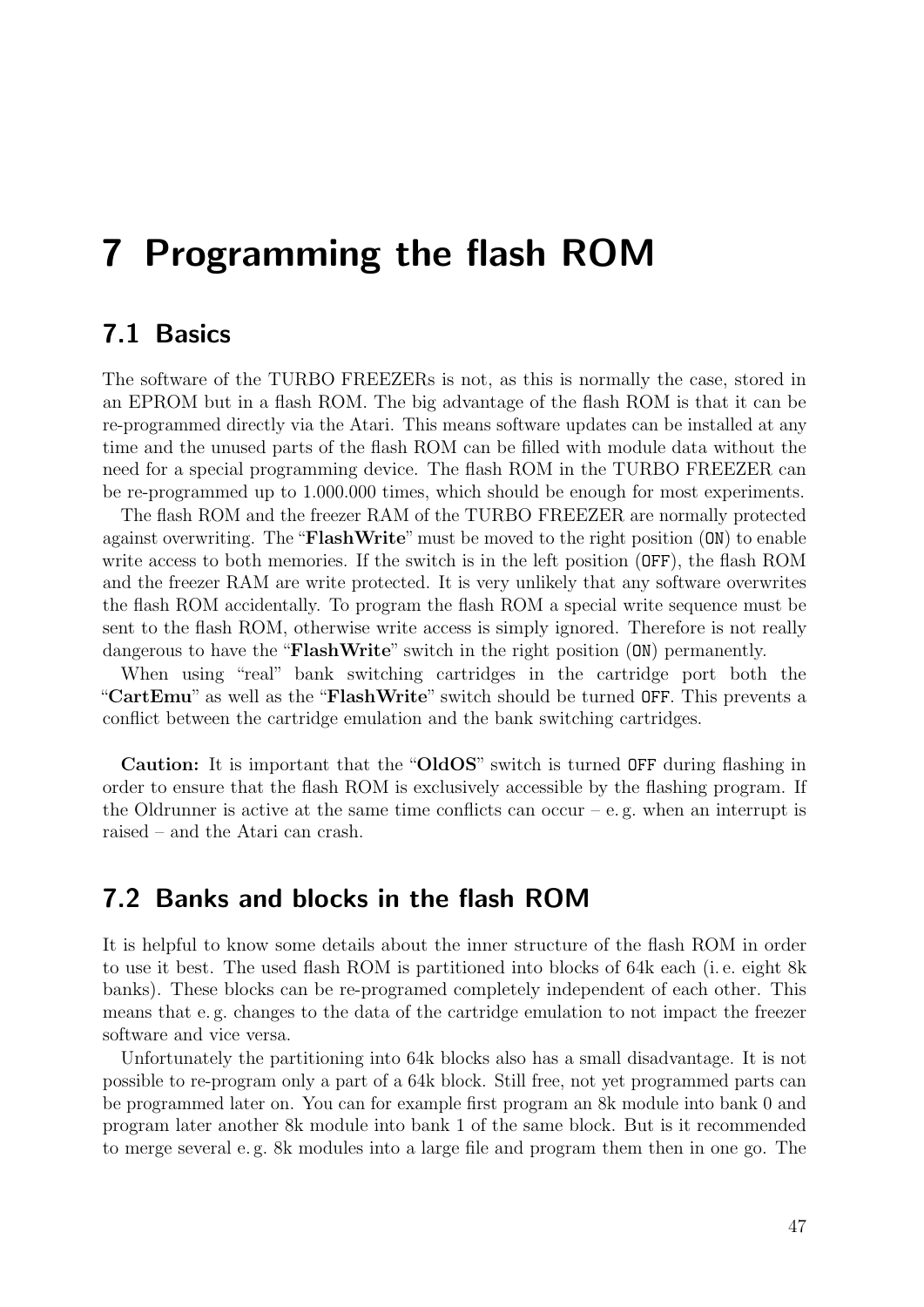# 7 Programming the flash ROM

## 7.1 Basics

The software of the TURBO FREEZERs is not, as this is normally the case, stored in an EPROM but in a flash ROM. The big advantage of the flash ROM is that it can be re-programmed directly via the Atari. This means software updates can be installed at any time and the unused parts of the flash ROM can be filled with module data without the need for a special programming device. The flash ROM in the TURBO FREEZER can be re-programmed up to 1.000.000 times, which should be enough for most experiments.

The flash ROM and the freezer RAM of the TURBO FREEZER are normally protected against overwriting. The "**FlashWrite**" must be moved to the right position (`ON`) to enable write access to both memories. If the switch is in the left position (`OFF`), the flash ROM and the freezer RAM are write protected. It is very unlikely that any software overwrites the flash ROM accidentally. To program the flash ROM a special write sequence must be sent to the flash ROM, otherwise write access is simply ignored. Therefore is not really dangerous to have the "**FlashWrite**" switch in the right position (`ON`) permanently.

When using "real" bank switching cartridges in the cartridge port both the "**CartEmu**" as well as the "**FlashWrite**" switch should be turned `OFF`. This prevents a conflict between the cartridge emulation and the bank switching cartridges.

**Caution:** It is important that the "**OldOS**" switch is turned `OFF` during flashing in order to ensure that the flash ROM is exclusively accessible by the flashing program. If the Oldrunner is active at the same time conflicts can occur – e. g. when an interrupt is raised – and the Atari can crash.

## 7.2 Banks and blocks in the flash ROM

It is helpful to know some details about the inner structure of the flash ROM in order to use it best. The used flash ROM is partitioned into blocks of 64k each (i. e. eight 8k banks). These blocks can be re-programed completely independent of each other. This means that e. g. changes to the data of the cartridge emulation to not impact the freezer software and vice versa.

Unfortunately the partitioning into 64k blocks also has a small disadvantage. It is not possible to re-program only a part of a 64k block. Still free, not yet programmed parts can be programmed later on. You can for example first program an 8k module into bank 0 and program later another 8k module into bank 1 of the same block. But is it recommended to merge several e. g. 8k modules into a large file and program them then in one go. The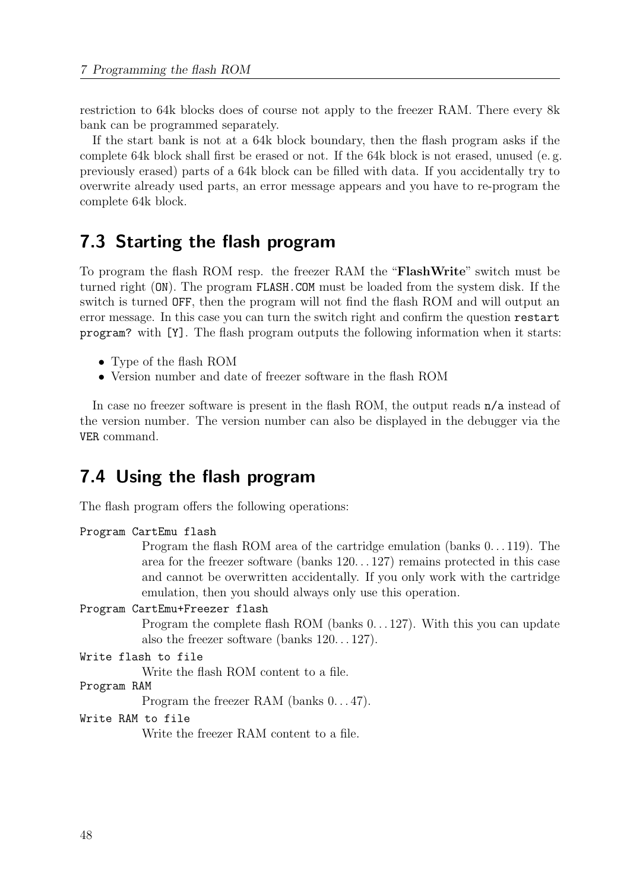restriction to 64k blocks does of course not apply to the freezer RAM. There every 8k bank can be programmed separately.

If the start bank is not at a 64k block boundary, then the flash program asks if the complete 64k block shall first be erased or not. If the 64k block is not erased, unused (e. g. previously erased) parts of a 64k block can be filled with data. If you accidentally try to overwrite already used parts, an error message appears and you have to re-program the complete 64k block.

## 7.3 Starting the flash program

To program the flash ROM resp. the freezer RAM the "**FlashWrite**" switch must be turned right (`ON`). The program `FLASH.COM` must be loaded from the system disk. If the switch is turned `OFF`, then the program will not find the flash ROM and will output an error message. In this case you can turn the switch right and confirm the question `restart program?` with `[Y]`. The flash program outputs the following information when it starts:

- Type of the flash ROM
- Version number and date of freezer software in the flash ROM

In case no freezer software is present in the flash ROM, the output reads `n/a` instead of the version number. The version number can also be displayed in the debugger via the `VER` command.

## 7.4 Using the flash program

The flash program offers the following operations:

`Program CartEmu flash`
: Program the flash ROM area of the cartridge emulation (banks 0...119). The area for the freezer software (banks 120...127) remains protected in this case and cannot be overwritten accidentally. If you only work with the cartridge emulation, then you should always only use this operation.

`Program CartEmu+Freezer flash`
: Program the complete flash ROM (banks 0...127). With this you can update also the freezer software (banks 120...127).

`Write flash to file`
: Write the flash ROM content to a file.

`Program RAM`
: Program the freezer RAM (banks 0...47).

`Write RAM to file`
: Write the freezer RAM content to a file.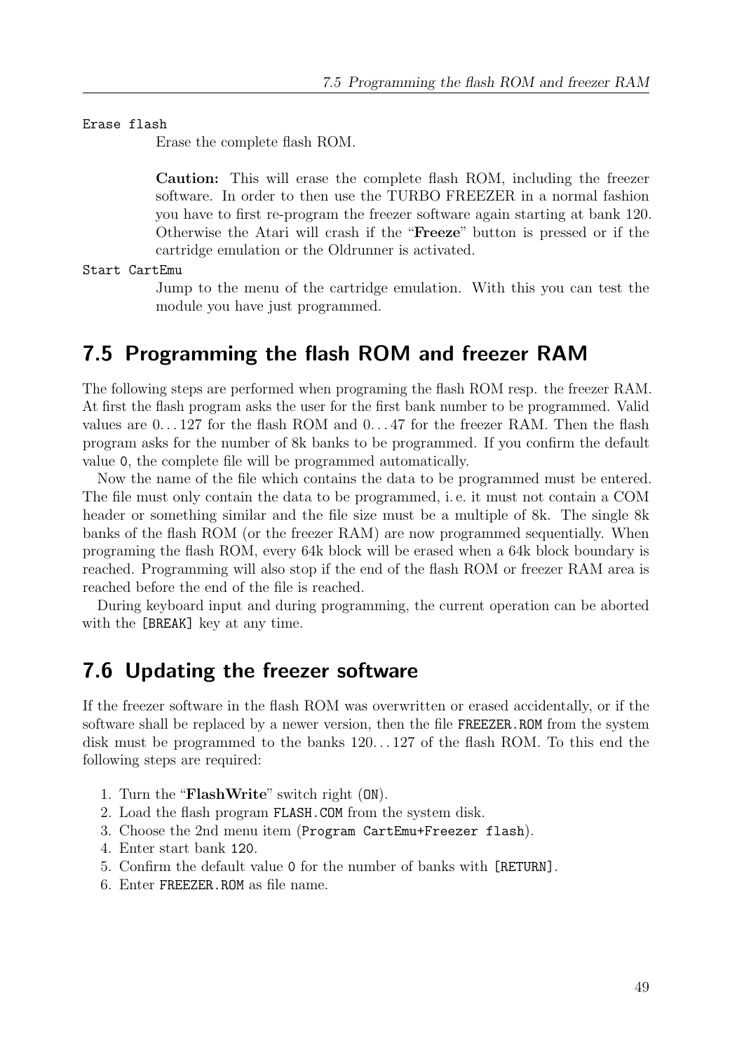`Erase flash`
: Erase the complete flash ROM.

  **Caution:** This will erase the complete flash ROM, including the freezer software. In order to then use the TURBO FREEZER in a normal fashion you have to first re-program the freezer software again starting at bank 120. Otherwise the Atari will crash if the "**Freeze**" button is pressed or if the cartridge emulation or the Oldrunner is activated.

`Start CartEmu`
: Jump to the menu of the cartridge emulation. With this you can test the module you have just programmed.

## 7.5 Programming the flash ROM and freezer RAM

The following steps are performed when programing the flash ROM resp. the freezer RAM. At first the flash program asks the user for the first bank number to be programmed. Valid values are 0...127 for the flash ROM and 0...47 for the freezer RAM. Then the flash program asks for the number of 8k banks to be programmed. If you confirm the default value `0`, the complete file will be programmed automatically.

Now the name of the file which contains the data to be programmed must be entered. The file must only contain the data to be programmed, i. e. it must not contain a COM header or something similar and the file size must be a multiple of 8k. The single 8k banks of the flash ROM (or the freezer RAM) are now programmed sequentially. When programing the flash ROM, every 64k block will be erased when a 64k block boundary is reached. Programming will also stop if the end of the flash ROM or freezer RAM area is reached before the end of the file is reached.

During keyboard input and during programming, the current operation can be aborted with the `[BREAK]` key at any time.

## 7.6 Updating the freezer software

If the freezer software in the flash ROM was overwritten or erased accidentally, or if the software shall be replaced by a newer version, then the file `FREEZER.ROM` from the system disk must be programmed to the banks 120...127 of the flash ROM. To this end the following steps are required:

1. Turn the "**FlashWrite**" switch right (`ON`).
2. Load the flash program `FLASH.COM` from the system disk.
3. Choose the 2nd menu item (`Program CartEmu+Freezer flash`).
4. Enter start bank `120`.
5. Confirm the default value `0` for the number of banks with `[RETURN]`.
6. Enter `FREEZER.ROM` as file name.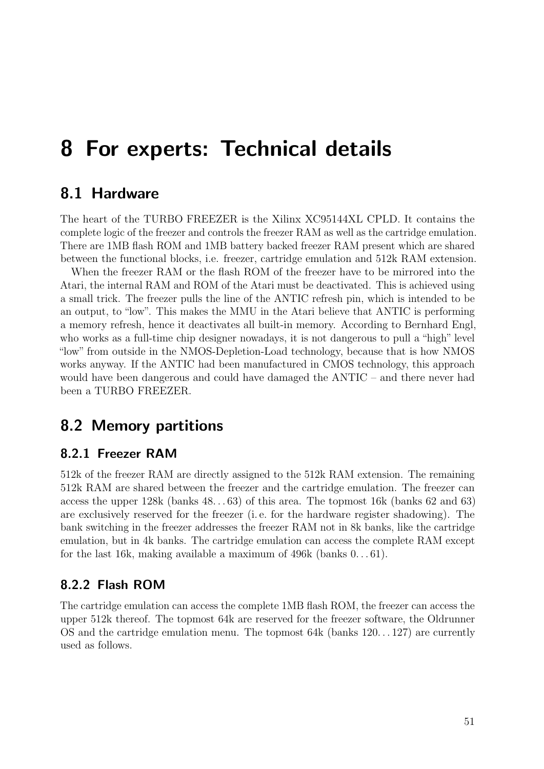# 8 For experts: Technical details

## 8.1 Hardware

The heart of the TURBO FREEZER is the Xilinx XC95144XL CPLD. It contains the complete logic of the freezer and controls the freezer RAM as well as the cartridge emulation. There are 1MB flash ROM and 1MB battery backed freezer RAM present which are shared between the functional blocks, i.e. freezer, cartridge emulation and 512k RAM extension.

When the freezer RAM or the flash ROM of the freezer have to be mirrored into the Atari, the internal RAM and ROM of the Atari must be deactivated. This is achieved using a small trick. The freezer pulls the line of the ANTIC refresh pin, which is intended to be an output, to "low". This makes the MMU in the Atari believe that ANTIC is performing a memory refresh, hence it deactivates all built-in memory. According to Bernhard Engl, who works as a full-time chip designer nowadays, it is not dangerous to pull a "high" level "low" from outside in the NMOS-Depletion-Load technology, because that is how NMOS works anyway. If the ANTIC had been manufactured in CMOS technology, this approach would have been dangerous and could have damaged the ANTIC – and there never had been a TURBO FREEZER.

## 8.2 Memory partitions

### 8.2.1 Freezer RAM

512k of the freezer RAM are directly assigned to the 512k RAM extension. The remaining 512k RAM are shared between the freezer and the cartridge emulation. The freezer can access the upper 128k (banks 48. . . 63) of this area. The topmost 16k (banks 62 and 63) are exclusively reserved for the freezer (i. e. for the hardware register shadowing). The bank switching in the freezer addresses the freezer RAM not in 8k banks, like the cartridge emulation, but in 4k banks. The cartridge emulation can access the complete RAM except for the last 16k, making available a maximum of 496k (banks 0. . . 61).

### 8.2.2 Flash ROM

The cartridge emulation can access the complete 1MB flash ROM, the freezer can access the upper 512k thereof. The topmost 64k are reserved for the freezer software, the Oldrunner OS and the cartridge emulation menu. The topmost 64k (banks 120. . . 127) are currently used as follows.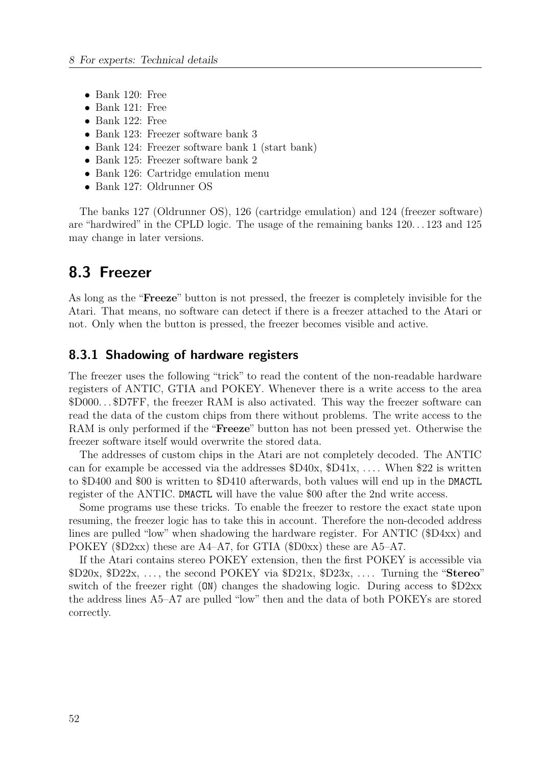- Bank 120: Free
- Bank 121: Free
- Bank 122: Free
- Bank 123: Freezer software bank 3
- Bank 124: Freezer software bank 1 (start bank)
- Bank 125: Freezer software bank 2
- Bank 126: Cartridge emulation menu
- Bank 127: Oldrunner OS

The banks 127 (Oldrunner OS), 126 (cartridge emulation) and 124 (freezer software) are "hardwired" in the CPLD logic. The usage of the remaining banks 120…123 and 125 may change in later versions.

## 8.3 Freezer

As long as the "**Freeze**" button is not pressed, the freezer is completely invisible for the Atari. That means, no software can detect if there is a freezer attached to the Atari or not. Only when the button is pressed, the freezer becomes visible and active.

### 8.3.1 Shadowing of hardware registers

The freezer uses the following "trick" to read the content of the non-readable hardware registers of ANTIC, GTIA and POKEY. Whenever there is a write access to the area $D000…$D7FF, the freezer RAM is also activated. This way the freezer software can read the data of the custom chips from there without problems. The write access to the RAM is only performed if the "**Freeze**" button has not been pressed yet. Otherwise the freezer software itself would overwrite the stored data.

The addresses of custom chips in the Atari are not completely decoded. The ANTIC can for example be accessed via the addresses $D40x, $D41x, …. When $22 is written to $D400 and $00 is written to $D410 afterwards, both values will end up in the `DMACTL` register of the ANTIC. `DMACTL` will have the value $00 after the 2nd write access.

Some programs use these tricks. To enable the freezer to restore the exact state upon resuming, the freezer logic has to take this in account. Therefore the non-decoded address lines are pulled "low" when shadowing the hardware register. For ANTIC ($D4xx) and POKEY ($D2xx) these are A4–A7, for GTIA ($D0xx) these are A5–A7.

If the Atari contains stereo POKEY extension, then the first POKEY is accessible via $D20x, $D22x, …, the second POKEY via $D21x, $D23x, …. Turning the "**Stereo**" switch of the freezer right (`ON`) changes the shadowing logic. During access to $D2xx the address lines A5–A7 are pulled "low" then and the data of both POKEYs are stored correctly.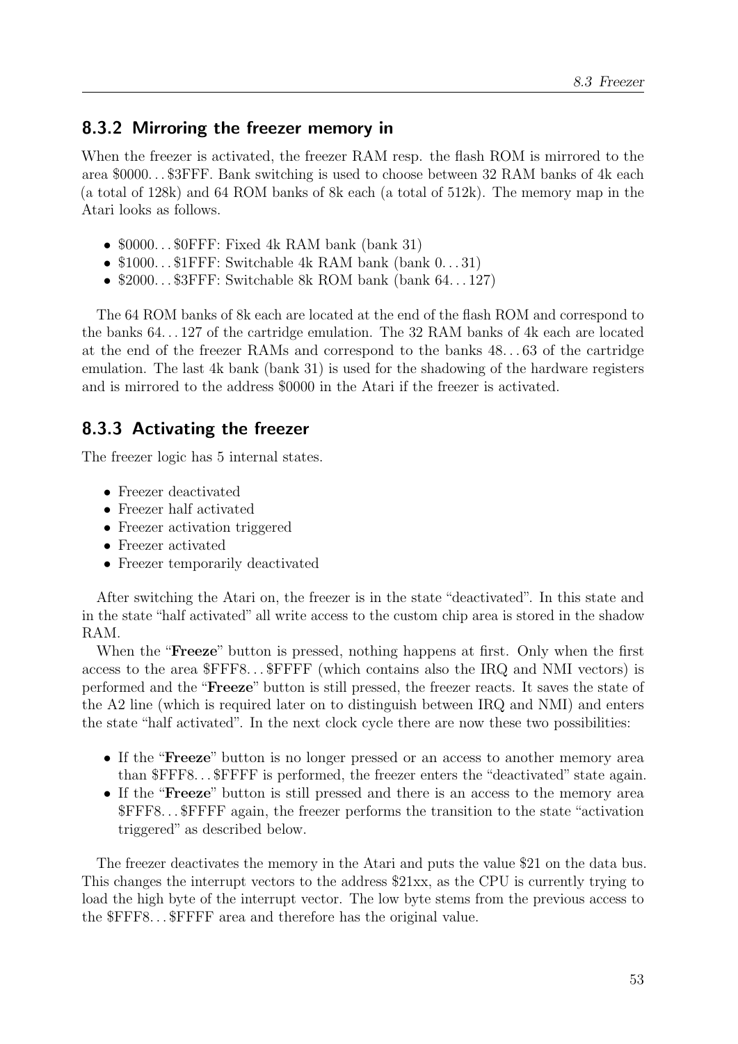### 8.3.2 Mirroring the freezer memory in

When the freezer is activated, the freezer RAM resp. the flash ROM is mirrored to the area \$0000…\$3FFF. Bank switching is used to choose between 32 RAM banks of 4k each (a total of 128k) and 64 ROM banks of 8k each (a total of 512k). The memory map in the Atari looks as follows.

- \$0000…\$0FFF: Fixed 4k RAM bank (bank 31)
- \$1000…\$1FFF: Switchable 4k RAM bank (bank 0…31)
- \$2000…\$3FFF: Switchable 8k ROM bank (bank 64…127)

The 64 ROM banks of 8k each are located at the end of the flash ROM and correspond to the banks 64…127 of the cartridge emulation. The 32 RAM banks of 4k each are located at the end of the freezer RAMs and correspond to the banks 48…63 of the cartridge emulation. The last 4k bank (bank 31) is used for the shadowing of the hardware registers and is mirrored to the address \$0000 in the Atari if the freezer is activated.

### 8.3.3 Activating the freezer

The freezer logic has 5 internal states.

- Freezer deactivated
- Freezer half activated
- Freezer activation triggered
- Freezer activated
- Freezer temporarily deactivated

After switching the Atari on, the freezer is in the state "deactivated". In this state and in the state "half activated" all write access to the custom chip area is stored in the shadow RAM.

When the "**Freeze**" button is pressed, nothing happens at first. Only when the first access to the area \$FFF8…\$FFFF (which contains also the IRQ and NMI vectors) is performed and the "**Freeze**" button is still pressed, the freezer reacts. It saves the state of the A2 line (which is required later on to distinguish between IRQ and NMI) and enters the state "half activated". In the next clock cycle there are now these two possibilities:

- If the "**Freeze**" button is no longer pressed or an access to another memory area than \$FFF8…\$FFFF is performed, the freezer enters the "deactivated" state again.
- If the "**Freeze**" button is still pressed and there is an access to the memory area \$FFF8…\$FFFF again, the freezer performs the transition to the state "activation triggered" as described below.

The freezer deactivates the memory in the Atari and puts the value \$21 on the data bus. This changes the interrupt vectors to the address \$21xx, as the CPU is currently trying to load the high byte of the interrupt vector. The low byte stems from the previous access to the \$FFF8…\$FFFF area and therefore has the original value.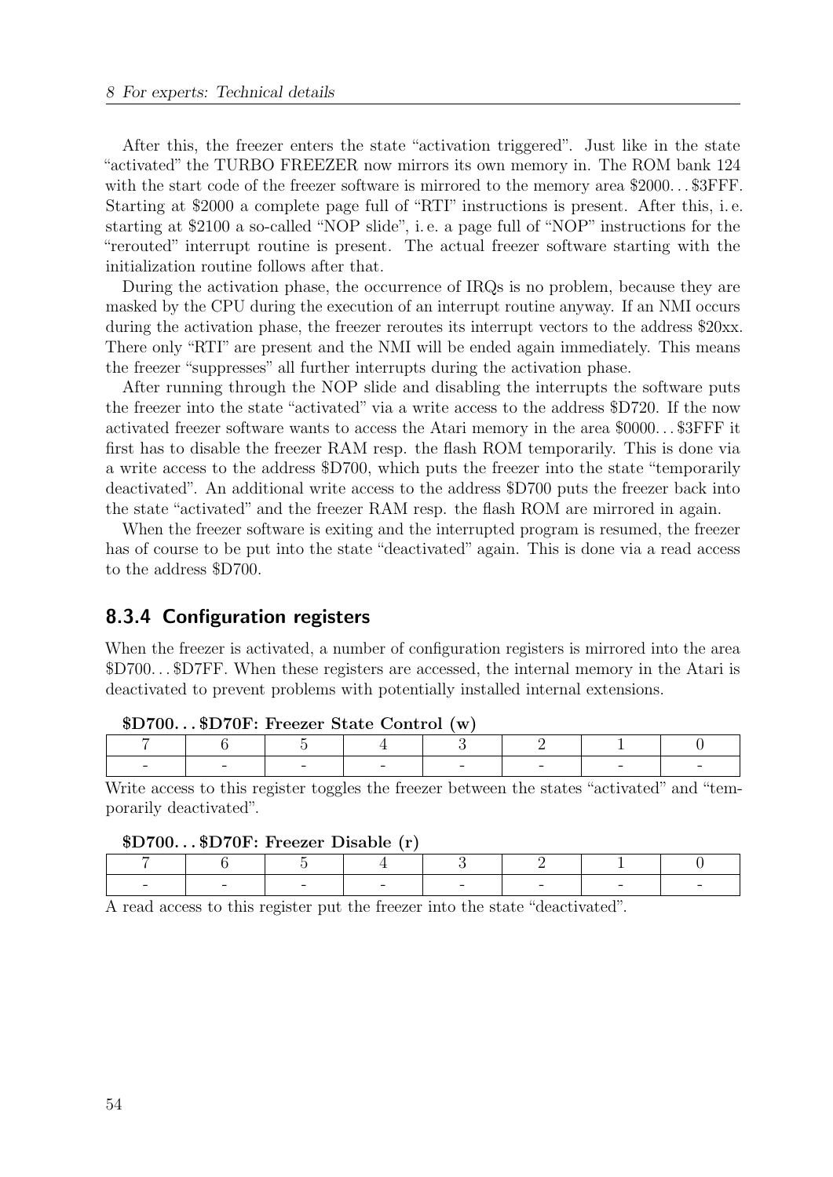After this, the freezer enters the state “activation triggered”. Just like in the state “activated” the TURBO FREEZER now mirrors its own memory in. The ROM bank 124 with the start code of the freezer software is mirrored to the memory area \$2000…\$3FFF. Starting at \$2000 a complete page full of “RTI” instructions is present. After this, i. e. starting at \$2100 a so-called “NOP slide”, i. e. a page full of “NOP” instructions for the “rerouted” interrupt routine is present. The actual freezer software starting with the initialization routine follows after that.

During the activation phase, the occurrence of IRQs is no problem, because they are masked by the CPU during the execution of an interrupt routine anyway. If an NMI occurs during the activation phase, the freezer reroutes its interrupt vectors to the address \$20xx. There only “RTI” are present and the NMI will be ended again immediately. This means the freezer “suppresses” all further interrupts during the activation phase.

After running through the NOP slide and disabling the interrupts the software puts the freezer into the state “activated” via a write access to the address \$D720. If the now activated freezer software wants to access the Atari memory in the area \$0000…\$3FFF it first has to disable the freezer RAM resp. the flash ROM temporarily. This is done via a write access to the address \$D700, which puts the freezer into the state “temporarily deactivated”. An additional write access to the address \$D700 puts the freezer back into the state “activated” and the freezer RAM resp. the flash ROM are mirrored in again.

When the freezer software is exiting and the interrupted program is resumed, the freezer has of course to be put into the state “deactivated” again. This is done via a read access to the address \$D700.

### 8.3.4 Configuration registers

When the freezer is activated, a number of configuration registers is mirrored into the area \$D700…\$D7FF. When these registers are accessed, the internal memory in the Atari is deactivated to prevent problems with potentially installed internal extensions.

**\$D700…\$D70F: Freezer State Control (w)**

| 7 | 6 | 5 | 4 | 3 | 2 | 1 | 0 |
|---|---|---|---|---|---|---|---|
| - | - | - | - | - | - | - | - |

Write access to this register toggles the freezer between the states “activated” and “temporarily deactivated”.

**\$D700…\$D70F: Freezer Disable (r)**

| 7 | 6 | 5 | 4 | 3 | 2 | 1 | 0 |
|---|---|---|---|---|---|---|---|
| - | - | - | - | - | - | - | - |

A read access to this register put the freezer into the state “deactivated”.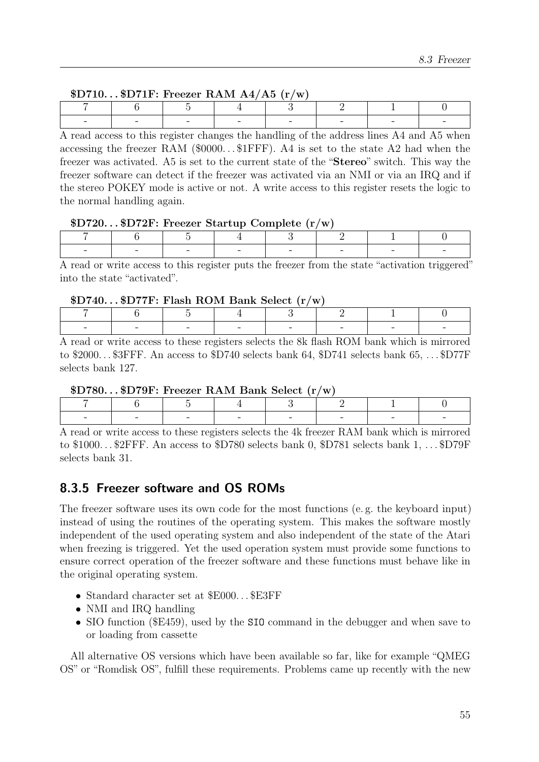**$D710...$D71F: Freezer RAM A4/A5 (r/w)**

| 7 | 6 | 5 | 4 | 3 | 2 | 1 | 0 |
|---|---|---|---|---|---|---|---|
| - | - | - | - | - | - | - | - |

A read access to this register changes the handling of the address lines A4 and A5 when accessing the freezer RAM ($0000...$1FFF). A4 is set to the state A2 had when the freezer was activated. A5 is set to the current state of the "**Stereo**" switch. This way the freezer software can detect if the freezer was activated via an NMI or via an IRQ and if the stereo POKEY mode is active or not. A write access to this register resets the logic to the normal handling again.

**$D720...$D72F: Freezer Startup Complete (r/w)**

| 7 | 6 | 5 | 4 | 3 | 2 | 1 | 0 |
|---|---|---|---|---|---|---|---|
| - | - | - | - | - | - | - | - |

A read or write access to this register puts the freezer from the state "activation triggered" into the state "activated".

**$D740...$D77F: Flash ROM Bank Select (r/w)**

| 7 | 6 | 5 | 4 | 3 | 2 | 1 | 0 |
|---|---|---|---|---|---|---|---|
| - | - | - | - | - | - | - | - |

A read or write access to these registers selects the 8k flash ROM bank which is mirrored to $2000...$3FFF. An access to $D740 selects bank 64, $D741 selects bank 65, ...$D77F selects bank 127.

**$D780...$D79F: Freezer RAM Bank Select (r/w)**

| 7 | 6 | 5 | 4 | 3 | 2 | 1 | 0 |
|---|---|---|---|---|---|---|---|
| - | - | - | - | - | - | - | - |

A read or write access to these registers selects the 4k freezer RAM bank which is mirrored to $1000...$2FFF. An access to $D780 selects bank 0, $D781 selects bank 1, ...$D79F selects bank 31.

### 8.3.5 Freezer software and OS ROMs

The freezer software uses its own code for the most functions (e. g. the keyboard input) instead of using the routines of the operating system. This makes the software mostly independent of the used operating system and also independent of the state of the Atari when freezing is triggered. Yet the used operation system must provide some functions to ensure correct operation of the freezer software and these functions must behave like in the original operating system.

- Standard character set at $E000...$E3FF
- NMI and IRQ handling
- SIO function ($E459), used by the `SIO` command in the debugger and when save to or loading from cassette

All alternative OS versions which have been available so far, like for example "QMEG OS" or "Romdisk OS", fulfill these requirements. Problems came up recently with the new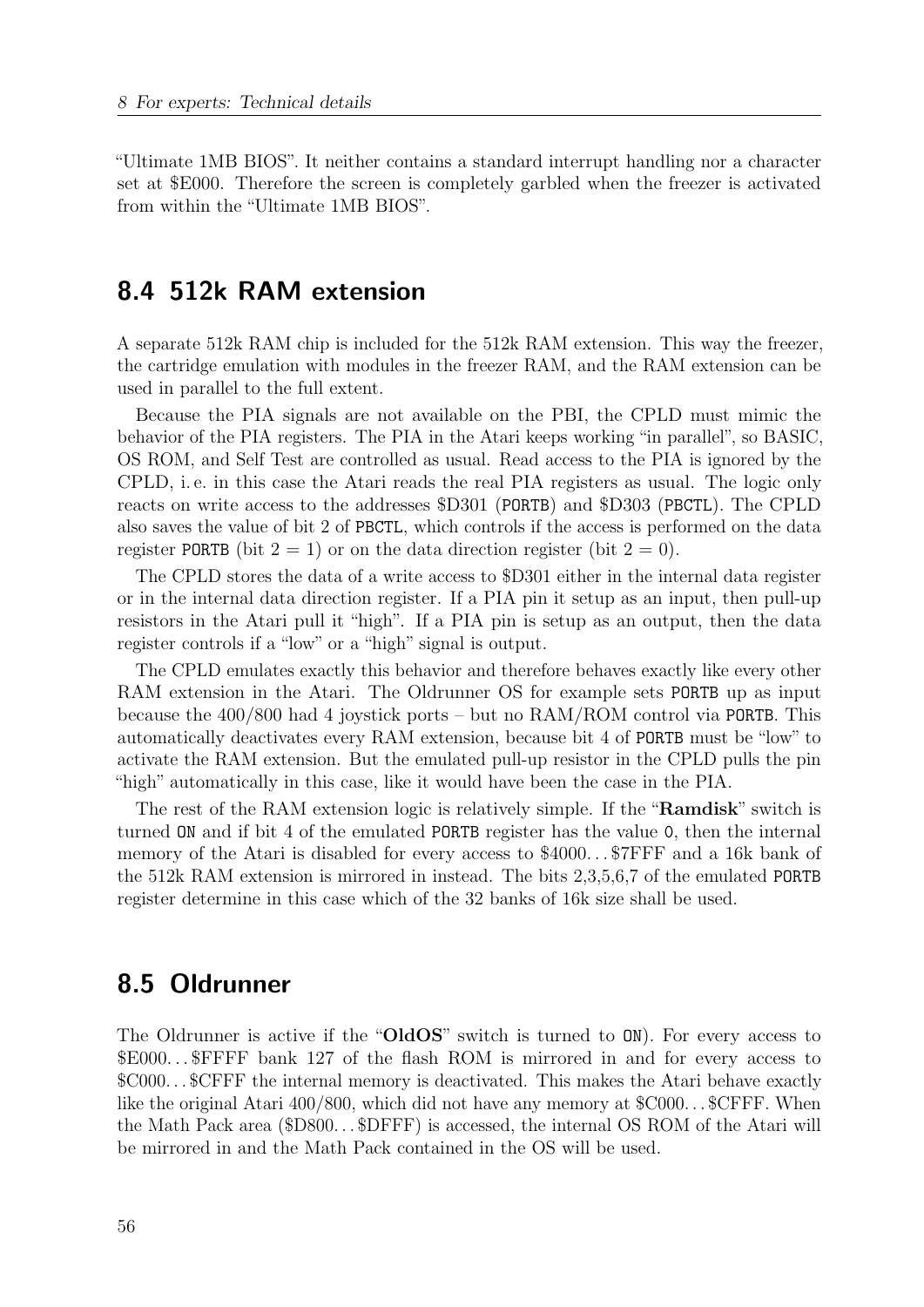"Ultimate 1MB BIOS". It neither contains a standard interrupt handling nor a character set at $E000. Therefore the screen is completely garbled when the freezer is activated from within the "Ultimate 1MB BIOS".

## 8.4 512k RAM extension

A separate 512k RAM chip is included for the 512k RAM extension. This way the freezer, the cartridge emulation with modules in the freezer RAM, and the RAM extension can be used in parallel to the full extent.

Because the PIA signals are not available on the PBI, the CPLD must mimic the behavior of the PIA registers. The PIA in the Atari keeps working "in parallel", so BASIC, OS ROM, and Self Test are controlled as usual. Read access to the PIA is ignored by the CPLD, i. e. in this case the Atari reads the real PIA registers as usual. The logic only reacts on write access to the addresses $D301 (`PORTB`) and $D303 (`PBCTL`). The CPLD also saves the value of bit 2 of `PBCTL`, which controls if the access is performed on the data register `PORTB` (bit $2 = 1$) or on the data direction register (bit $2 = 0$).

The CPLD stores the data of a write access to $D301 either in the internal data register or in the internal data direction register. If a PIA pin it setup as an input, then pull-up resistors in the Atari pull it "high". If a PIA pin is setup as an output, then the data register controls if a "low" or a "high" signal is output.

The CPLD emulates exactly this behavior and therefore behaves exactly like every other RAM extension in the Atari. The Oldrunner OS for example sets `PORTB` up as input because the 400/800 had 4 joystick ports – but no RAM/ROM control via `PORTB`. This automatically deactivates every RAM extension, because bit 4 of `PORTB` must be "low" to activate the RAM extension. But the emulated pull-up resistor in the CPLD pulls the pin "high" automatically in this case, like it would have been the case in the PIA.

The rest of the RAM extension logic is relatively simple. If the "**Ramdisk**" switch is turned `ON` and if bit 4 of the emulated `PORTB` register has the value `0`, then the internal memory of the Atari is disabled for every access to $4000. . . $7FFF and a 16k bank of the 512k RAM extension is mirrored in instead. The bits 2,3,5,6,7 of the emulated `PORTB` register determine in this case which of the 32 banks of 16k size shall be used.

## 8.5 Oldrunner

The Oldrunner is active if the "**OldOS**" switch is turned to `ON`). For every access to $E000. . . $FFFF bank 127 of the flash ROM is mirrored in and for every access to $C000. . . $CFFF the internal memory is deactivated. This makes the Atari behave exactly like the original Atari 400/800, which did not have any memory at $C000. . . $CFFF. When the Math Pack area ($D800. . . $DFFF) is accessed, the internal OS ROM of the Atari will be mirrored in and the Math Pack contained in the OS will be used.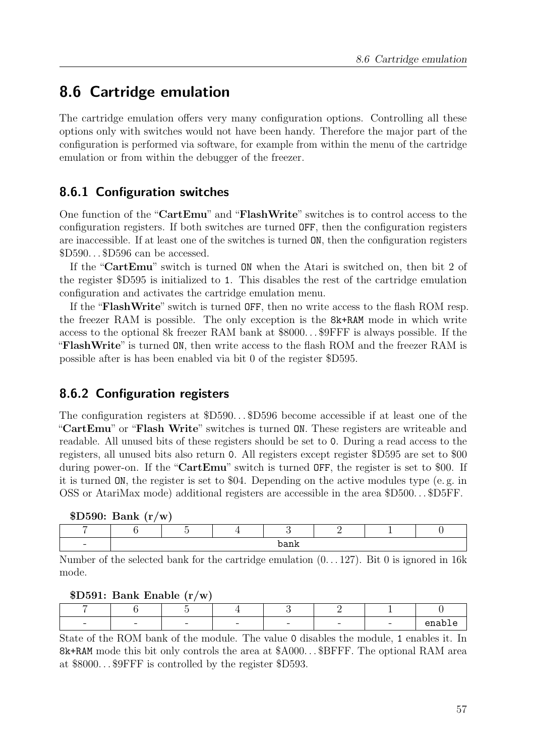## 8.6 Cartridge emulation

The cartridge emulation offers very many configuration options. Controlling all these options only with switches would not have been handy. Therefore the major part of the configuration is performed via software, for example from within the menu of the cartridge emulation or from within the debugger of the freezer.

### 8.6.1 Configuration switches

One function of the "**CartEmu**" and "**FlashWrite**" switches is to control access to the configuration registers. If both switches are turned `OFF`, then the configuration registers are inaccessible. If at least one of the switches is turned `ON`, then the configuration registers \$D590. . . \$D596 can be accessed.

If the "**CartEmu**" switch is turned `ON` when the Atari is switched on, then bit 2 of the register \$D595 is initialized to `1`. This disables the rest of the cartridge emulation configuration and activates the cartridge emulation menu.

If the "**FlashWrite**" switch is turned `OFF`, then no write access to the flash ROM resp. the freezer RAM is possible. The only exception is the `8k+RAM` mode in which write access to the optional 8k freezer RAM bank at \$8000. . . \$9FFF is always possible. If the "**FlashWrite**" is turned `ON`, then write access to the flash ROM and the freezer RAM is possible after is has been enabled via bit 0 of the register \$D595.

### 8.6.2 Configuration registers

The configuration registers at \$D590. . . \$D596 become accessible if at least one of the "**CartEmu**" or "**Flash Write**" switches is turned `ON`. These registers are writeable and readable. All unused bits of these registers should be set to `0`. During a read access to the registers, all unused bits also return `0`. All registers except register \$D595 are set to \$00 during power-on. If the "**CartEmu**" switch is turned `OFF`, the register is set to \$00. If it is turned `ON`, the register is set to \$04. Depending on the active modules type (e. g. in OSS or AtariMax mode) additional registers are accessible in the area \$D500. . . \$D5FF.

**\$D590: Bank (r/w)**

| 7 | 6 | 5 | 4 | 3 | 2 | 1 | 0 |
|---|---|---|---|---|---|---|---|
| - | bank | | | | | | |

Number of the selected bank for the cartridge emulation (0. . . 127). Bit 0 is ignored in 16k mode.

**\$D591: Bank Enable (r/w)**

| 7 | 6 | 5 | 4 | 3 | 2 | 1 | 0 |
|---|---|---|---|---|---|---|---|
| - | - | - | - | - | - | - | enable |

State of the ROM bank of the module. The value `0` disables the module, `1` enables it. In `8k+RAM` mode this bit only controls the area at \$A000. . . \$BFFF. The optional RAM area at \$8000. . . \$9FFF is controlled by the register \$D593.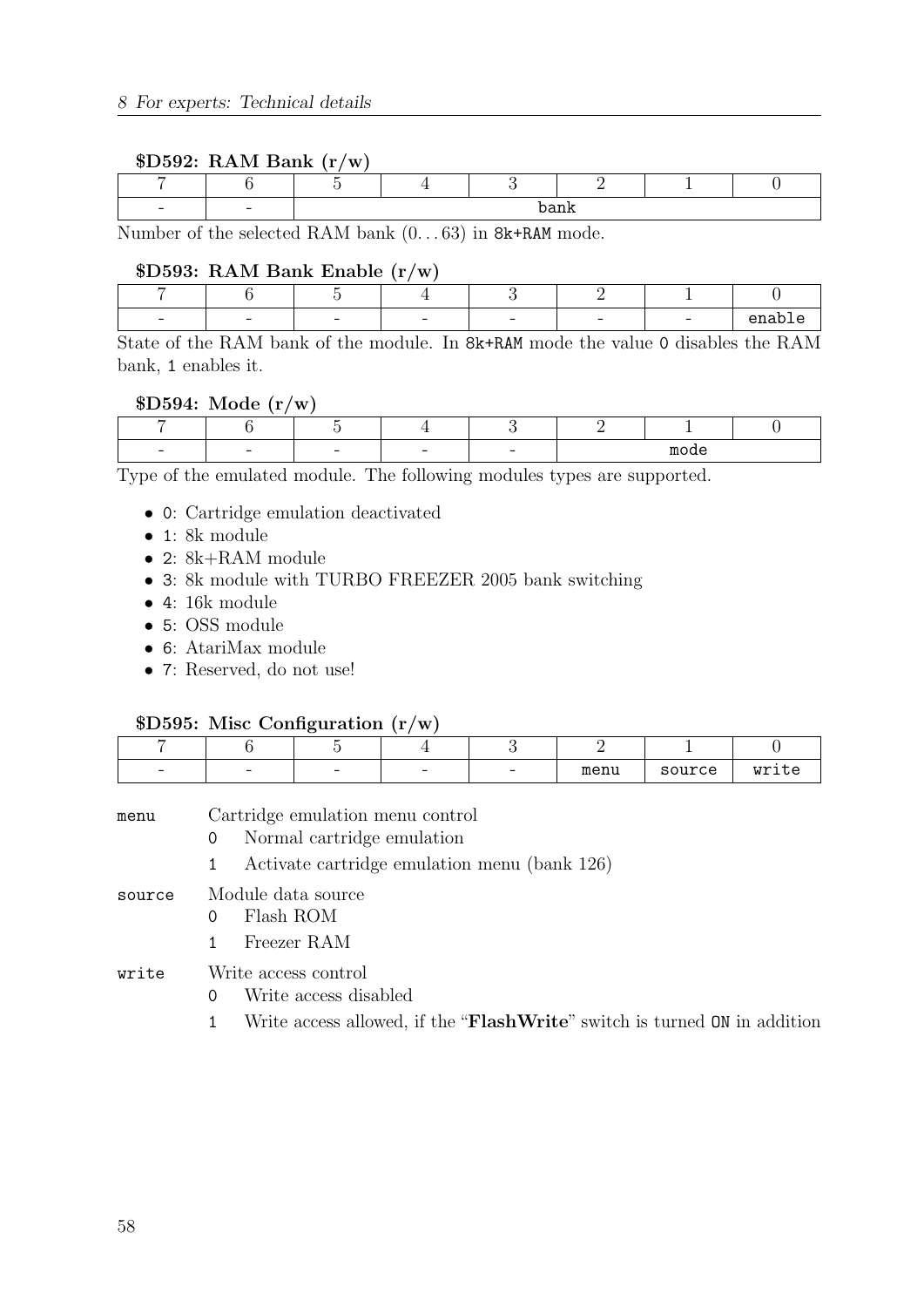#### $D592: RAM Bank (r/w)

| 7 | 6 | 5 | 4 | 3 | 2 | 1 | 0 |
|---|---|---|---|---|---|---|---|
| - | - | bank | | | | | |

Number of the selected RAM bank (0. . . 63) in `8k+RAM` mode.

#### $D593: RAM Bank Enable (r/w)

| 7 | 6 | 5 | 4 | 3 | 2 | 1 | 0 |
|---|---|---|---|---|---|---|---|
| - | - | - | - | - | - | - | enable |

State of the RAM bank of the module. In `8k+RAM` mode the value `0` disables the RAM bank, `1` enables it.

#### $D594: Mode (r/w)

| 7 | 6 | 5 | 4 | 3 | 2 | 1 | 0 |
|---|---|---|---|---|---|---|---|
| - | - | - | - | - | mode | | |

Type of the emulated module. The following modules types are supported.

- `0`: Cartridge emulation deactivated
- `1`: 8k module
- `2`: 8k+RAM module
- `3`: 8k module with TURBO FREEZER 2005 bank switching
- `4`: 16k module
- `5`: OSS module
- `6`: AtariMax module
- `7`: Reserved, do not use!

#### $D595: Misc Configuration (r/w)

| 7 | 6 | 5 | 4 | 3 | 2 | 1 | 0 |
|---|---|---|---|---|---|---|---|
| - | - | - | - | - | menu | source | write |

`menu` Cartridge emulation menu control
- `0` Normal cartridge emulation
- `1` Activate cartridge emulation menu (bank 126)

`source` Module data source
- `0` Flash ROM
- `1` Freezer RAM

`write` Write access control
- `0` Write access disabled
- `1` Write access allowed, if the "**FlashWrite**" switch is turned `ON` in addition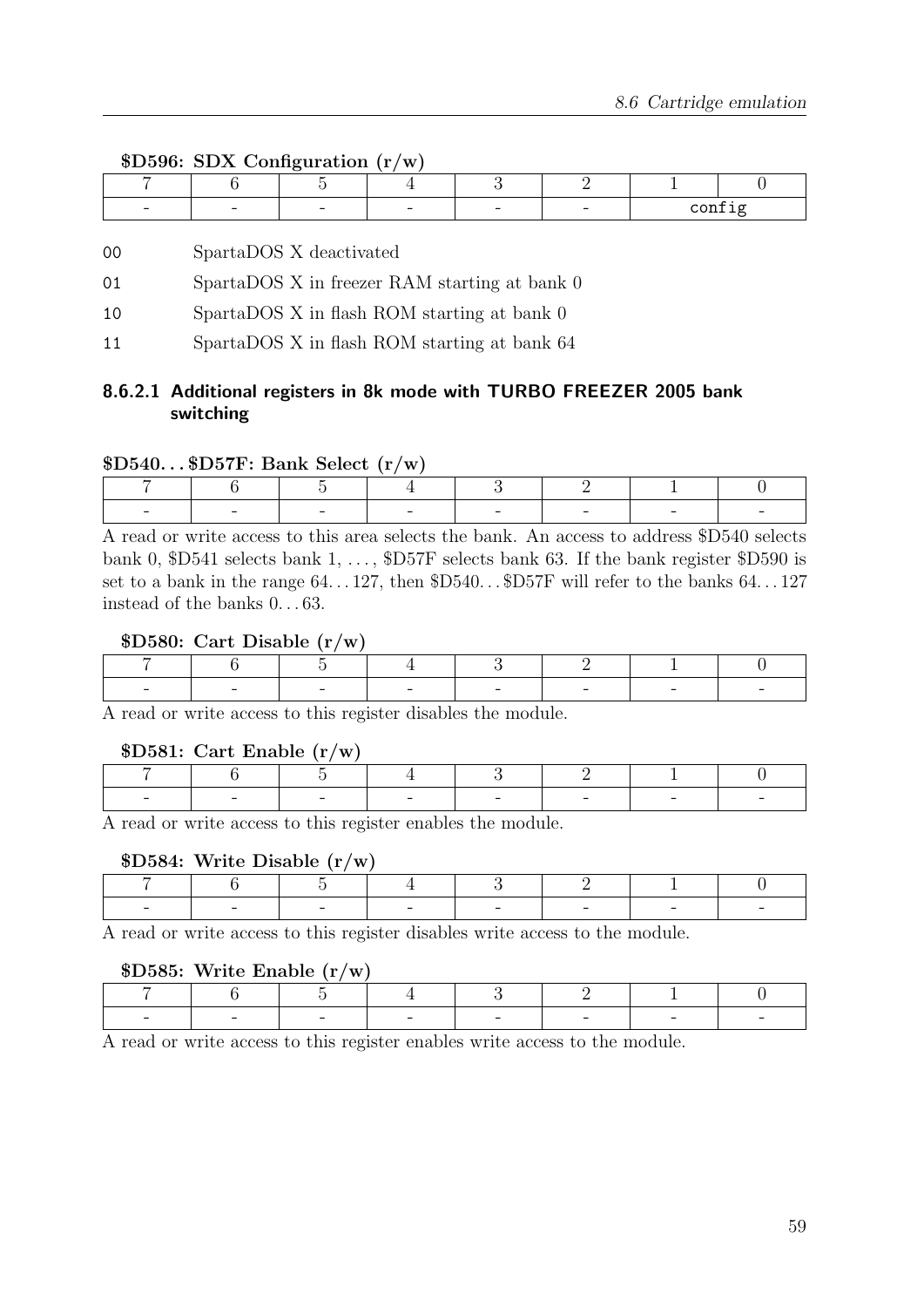**$D596: SDX Configuration (r/w)**

| 7 | 6 | 5 | 4 | 3 | 2 | 1 | 0 |
|---|---|---|---|---|---|---|---|
| - | - | - | - | - | - | `config` | |

`00` SpartaDOS X deactivated

`01` SpartaDOS X in freezer RAM starting at bank 0

`10` SpartaDOS X in flash ROM starting at bank 0

`11` SpartaDOS X in flash ROM starting at bank 64

#### 8.6.2.1 Additional registers in 8k mode with TURBO FREEZER 2005 bank switching

**$D540. . . $D57F: Bank Select (r/w)**

| 7 | 6 | 5 | 4 | 3 | 2 | 1 | 0 |
|---|---|---|---|---|---|---|---|
| - | - | - | - | - | - | - | - |

A read or write access to this area selects the bank. An access to address $D540 selects bank 0, $D541 selects bank 1, . . . , $D57F selects bank 63. If the bank register $D590 is set to a bank in the range 64. . . 127, then $D540. . . $D57F will refer to the banks 64. . . 127 instead of the banks 0. . . 63.

**$D580: Cart Disable (r/w)**

| 7 | 6 | 5 | 4 | 3 | 2 | 1 | 0 |
|---|---|---|---|---|---|---|---|
| - | - | - | - | - | - | - | - |

A read or write access to this register disables the module.

**$D581: Cart Enable (r/w)**

| 7 | 6 | 5 | 4 | 3 | 2 | 1 | 0 |
|---|---|---|---|---|---|---|---|
| - | - | - | - | - | - | - | - |

A read or write access to this register enables the module.

**$D584: Write Disable (r/w)**

| 7 | 6 | 5 | 4 | 3 | 2 | 1 | 0 |
|---|---|---|---|---|---|---|---|
| - | - | - | - | - | - | - | - |

A read or write access to this register disables write access to the module.

**$D585: Write Enable (r/w)**

| 7 | 6 | 5 | 4 | 3 | 2 | 1 | 0 |
|---|---|---|---|---|---|---|---|
| - | - | - | - | - | - | - | - |

A read or write access to this register enables write access to the module.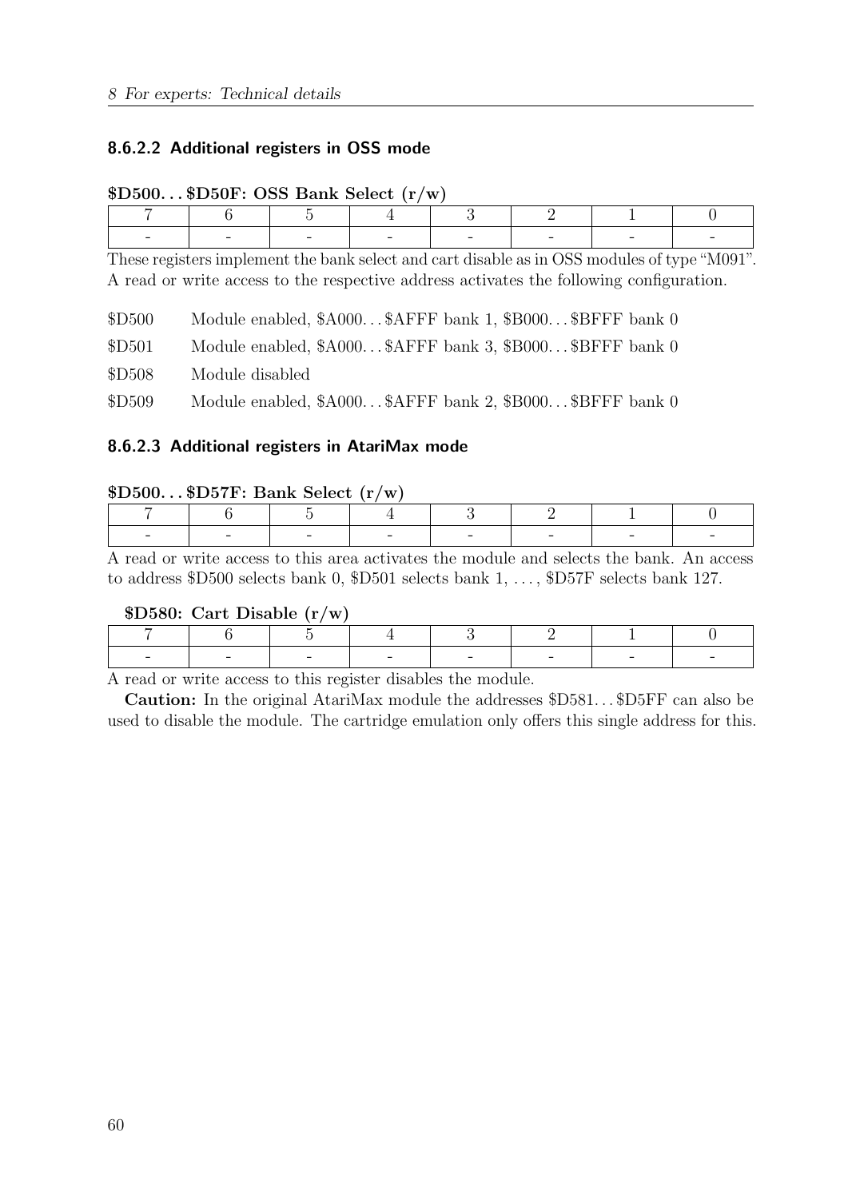#### 8.6.2.2 Additional registers in OSS mode

**$D500. . . $D50F: OSS Bank Select (r/w)**

| 7 | 6 | 5 | 4 | 3 | 2 | 1 | 0 |
|---|---|---|---|---|---|---|---|
| - | - | - | - | - | - | - | - |

These registers implement the bank select and cart disable as in OSS modules of type "M091". A read or write access to the respective address activates the following configuration.

$D500 Module enabled, $A000. . . $AFFF bank 1, $B000. . . $BFFF bank 0

$D501 Module enabled, $A000. . . $AFFF bank 3, $B000. . . $BFFF bank 0

$D508 Module disabled

$D509 Module enabled, $A000. . . $AFFF bank 2, $B000. . . $BFFF bank 0

#### 8.6.2.3 Additional registers in AtariMax mode

**$D500. . . $D57F: Bank Select (r/w)**

| 7 | 6 | 5 | 4 | 3 | 2 | 1 | 0 |
|---|---|---|---|---|---|---|---|
| - | - | - | - | - | - | - | - |

A read or write access to this area activates the module and selects the bank. An access to address $D500 selects bank 0, $D501 selects bank 1, . . . , $D57F selects bank 127.

**$D580: Cart Disable (r/w)**

| 7 | 6 | 5 | 4 | 3 | 2 | 1 | 0 |
|---|---|---|---|---|---|---|---|
| - | - | - | - | - | - | - | - |

A read or write access to this register disables the module.

**Caution:** In the original AtariMax module the addresses $D581. . . $D5FF can also be used to disable the module. The cartridge emulation only offers this single address for this.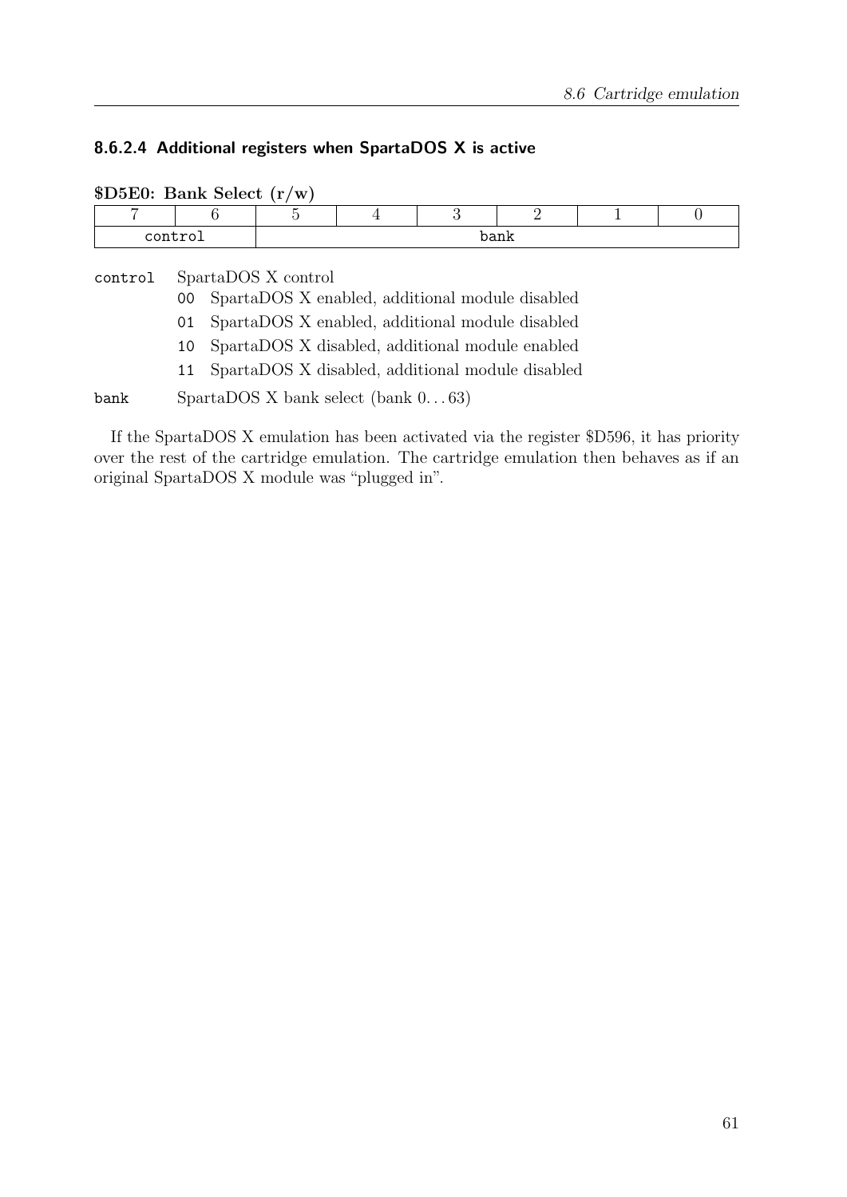#### 8.6.2.4 Additional registers when SpartaDOS X is active

**$D5E0: Bank Select (r/w)**

| 7 | 6 | 5 | 4 | 3 | 2 | 1 | 0 |
|---|---|---|---|---|---|---|---|
| control | | bank | | | | | |

`control` SpartaDOS X control

- `00` SpartaDOS X enabled, additional module disabled
- `01` SpartaDOS X enabled, additional module disabled
- `10` SpartaDOS X disabled, additional module enabled
- `11` SpartaDOS X disabled, additional module disabled

`bank` SpartaDOS X bank select (bank 0. . . 63)

If the SpartaDOS X emulation has been activated via the register $D596, it has priority over the rest of the cartridge emulation. The cartridge emulation then behaves as if an original SpartaDOS X module was "plugged in".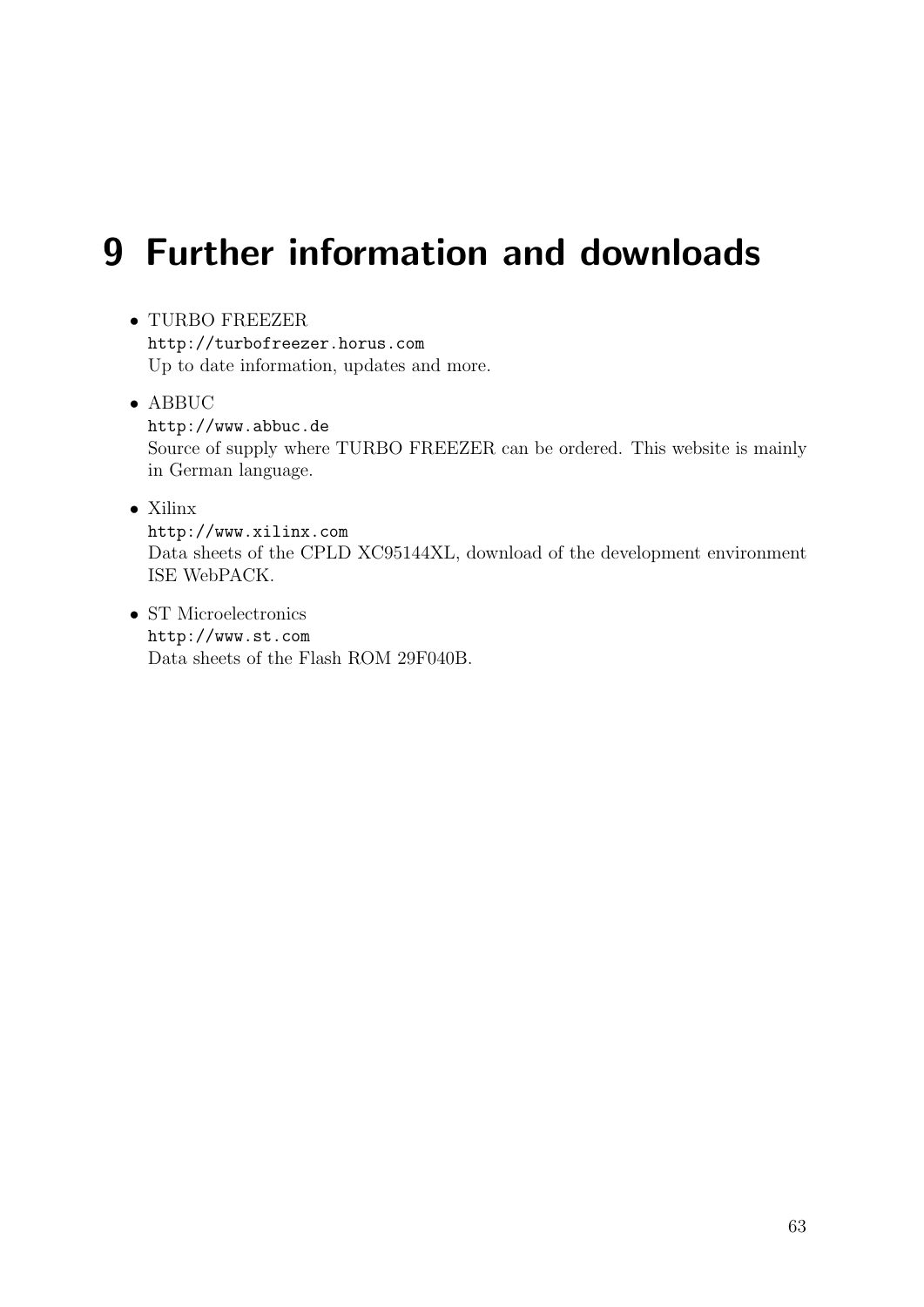# 9 Further information and downloads

- TURBO FREEZER
  `http://turbofreezer.horus.com`
  Up to date information, updates and more.

- ABBUC
  `http://www.abbuc.de`
  Source of supply where TURBO FREEZER can be ordered. This website is mainly in German language.

- Xilinx
  `http://www.xilinx.com`
  Data sheets of the CPLD XC95144XL, download of the development environment ISE WebPACK.

- ST Microelectronics
  `http://www.st.com`
  Data sheets of the Flash ROM 29F040B.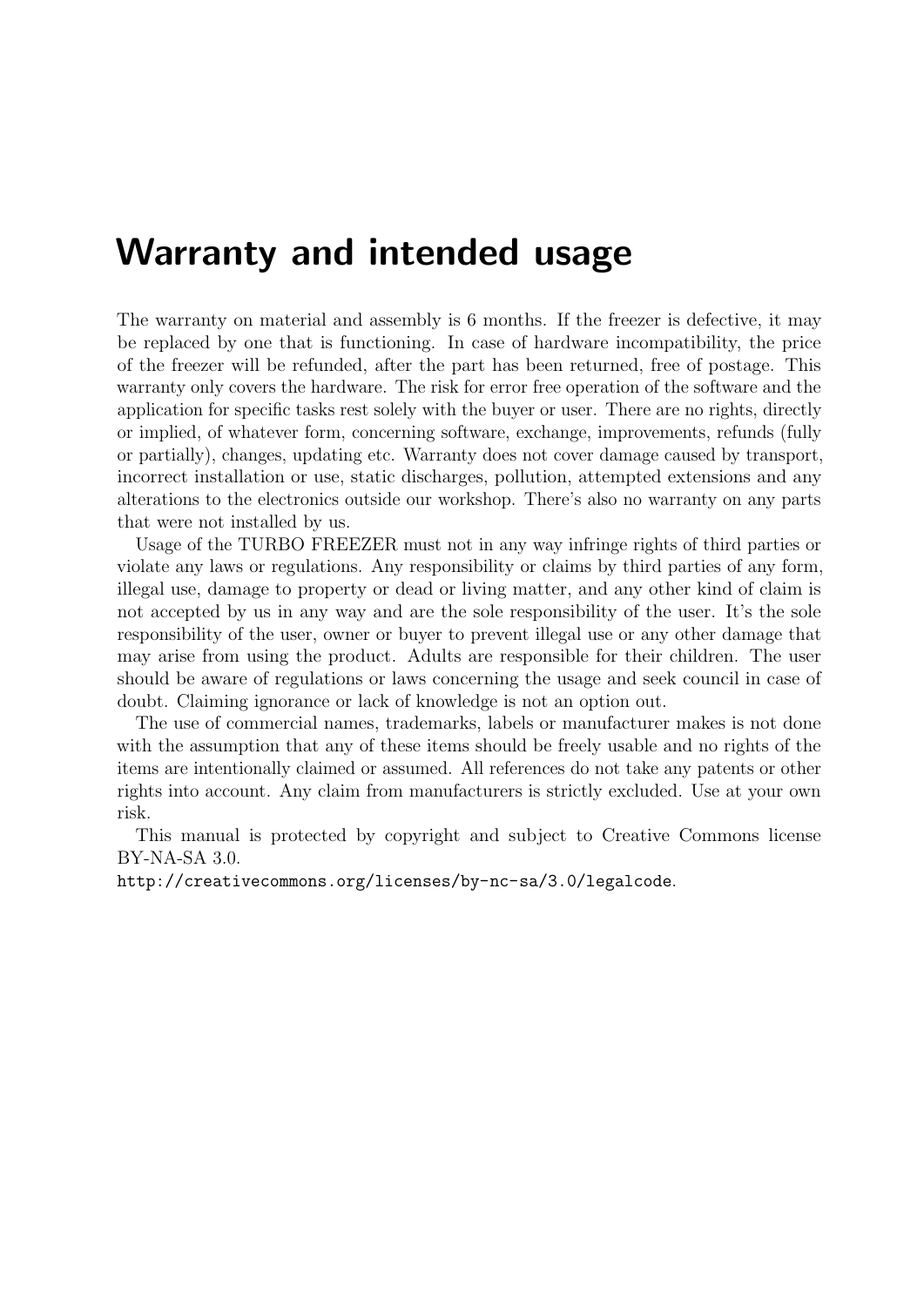# Warranty and intended usage

The warranty on material and assembly is 6 months. If the freezer is defective, it may be replaced by one that is functioning. In case of hardware incompatibility, the price of the freezer will be refunded, after the part has been returned, free of postage. This warranty only covers the hardware. The risk for error free operation of the software and the application for specific tasks rest solely with the buyer or user. There are no rights, directly or implied, of whatever form, concerning software, exchange, improvements, refunds (fully or partially), changes, updating etc. Warranty does not cover damage caused by transport, incorrect installation or use, static discharges, pollution, attempted extensions and any alterations to the electronics outside our workshop. There's also no warranty on any parts that were not installed by us.

Usage of the TURBO FREEZER must not in any way infringe rights of third parties or violate any laws or regulations. Any responsibility or claims by third parties of any form, illegal use, damage to property or dead or living matter, and any other kind of claim is not accepted by us in any way and are the sole responsibility of the user. It's the sole responsibility of the user, owner or buyer to prevent illegal use or any other damage that may arise from using the product. Adults are responsible for their children. The user should be aware of regulations or laws concerning the usage and seek council in case of doubt. Claiming ignorance or lack of knowledge is not an option out.

The use of commercial names, trademarks, labels or manufacturer makes is not done with the assumption that any of these items should be freely usable and no rights of the items are intentionally claimed or assumed. All references do not take any patents or other rights into account. Any claim from manufacturers is strictly excluded. Use at your own risk.

This manual is protected by copyright and subject to Creative Commons license BY-NA-SA 3.0.
`http://creativecommons.org/licenses/by-nc-sa/3.0/legalcode`.